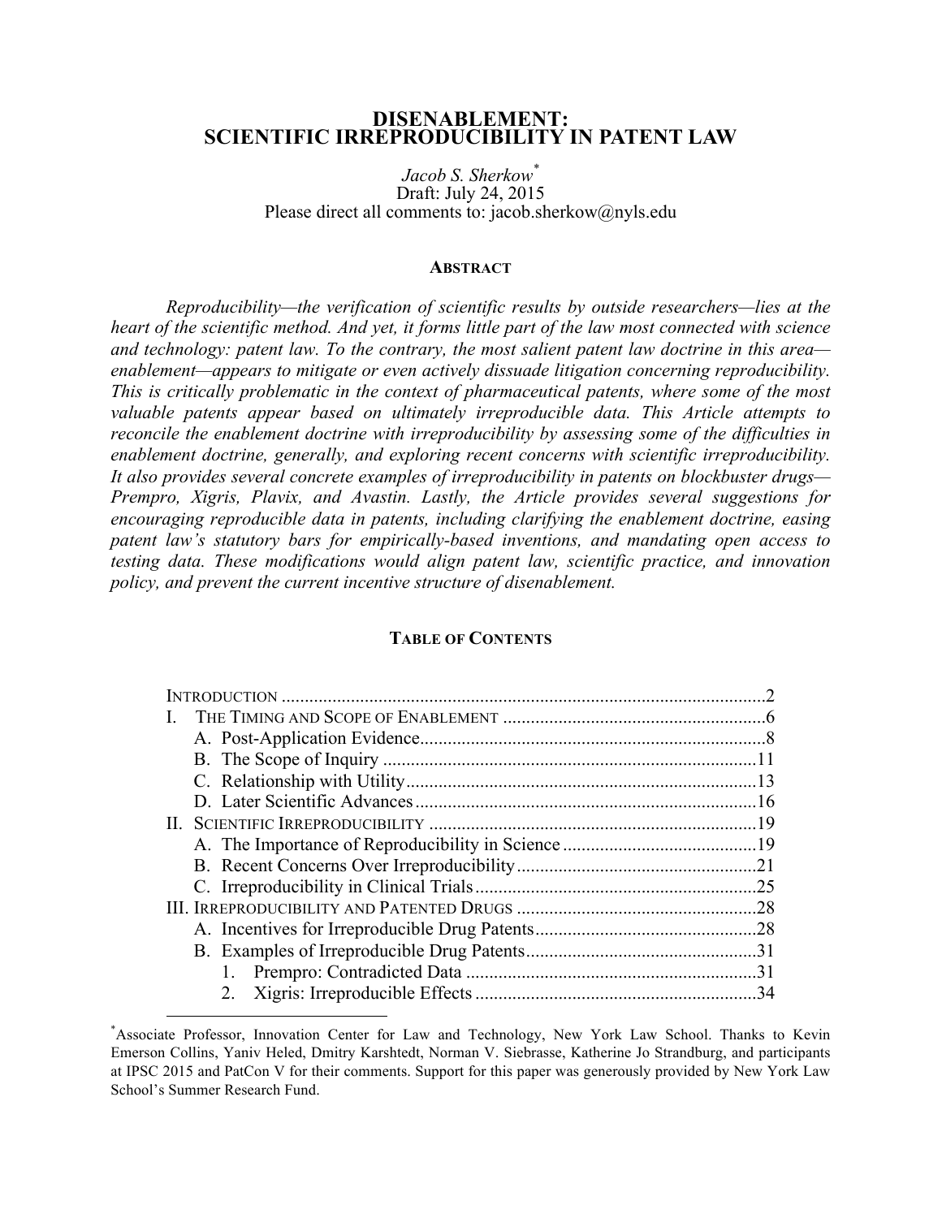# DISENABLEMENT: SCIENTIFIC IRREPRODUCIBILITY IN PATENT LAW

*Jacob S. Sherkow*[*]
Draft: July 24, 2015
Please direct all comments to: jacob.sherkow@nyls.edu

## ABSTRACT

*Reproducibility—the verification of scientific results by outside researchers—lies at the heart of the scientific method. And yet, it forms little part of the law most connected with science and technology: patent law. To the contrary, the most salient patent law doctrine in this area—enablement—appears to mitigate or even actively dissuade litigation concerning reproducibility. This is critically problematic in the context of pharmaceutical patents, where some of the most valuable patents appear based on ultimately irreproducible data. This Article attempts to reconcile the enablement doctrine with irreproducibility by assessing some of the difficulties in enablement doctrine, generally, and exploring recent concerns with scientific irreproducibility. It also provides several concrete examples of irreproducibility in patents on blockbuster drugs—Prempro, Xigris, Plavix, and Avastin. Lastly, the Article provides several suggestions for encouraging reproducible data in patents, including clarifying the enablement doctrine, easing patent law's statutory bars for empirically-based inventions, and mandating open access to testing data. These modifications would align patent law, scientific practice, and innovation policy, and prevent the current incentive structure of disenablement.*

## TABLE OF CONTENTS

- INTRODUCTION ........ 2
- I. THE TIMING AND SCOPE OF ENABLEMENT ........ 6
  - A. Post-Application Evidence ........ 8
  - B. The Scope of Inquiry ........ 11
  - C. Relationship with Utility ........ 13
  - D. Later Scientific Advances ........ 16
- II. SCIENTIFIC IRREPRODUCIBILITY ........ 19
  - A. The Importance of Reproducibility in Science ........ 19
  - B. Recent Concerns Over Irreproducibility ........ 21
  - C. Irreproducibility in Clinical Trials ........ 25
- III. IRREPRODUCIBILITY AND PATENTED DRUGS ........ 28
  - A. Incentives for Irreproducible Drug Patents ........ 28
  - B. Examples of Irreproducible Drug Patents ........ 31
    - 1. Prempro: Contradicted Data ........ 31
    - 2. Xigris: Irreproducible Effects ........ 34

---

[*] Associate Professor, Innovation Center for Law and Technology, New York Law School. Thanks to Kevin Emerson Collins, Yaniv Heled, Dmitry Karshtedt, Norman V. Siebrasse, Katherine Jo Strandburg, and participants at IPSC 2015 and PatCon V for their comments. Support for this paper was generously provided by New York Law School's Summer Research Fund.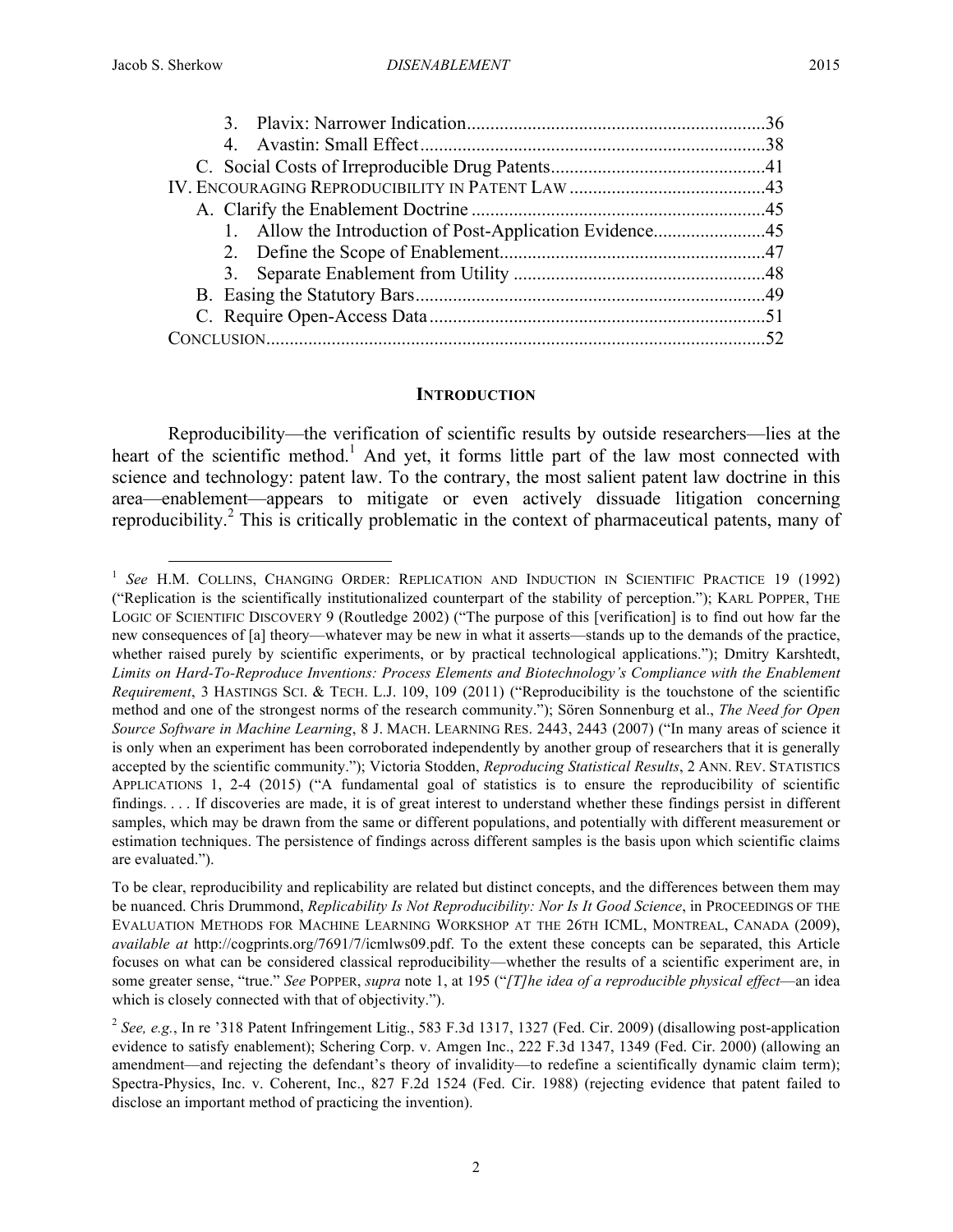3. Plavix: Narrower Indication ............................................................... 36
4. Avastin: Small Effect .......................................................................... 38

C. Social Costs of Irreproducible Drug Patents ............................................ 41

IV. ENCOURAGING REPRODUCIBILITY IN PATENT LAW ........................................ 43

A. Clarify the Enablement Doctrine .............................................................. 45
1. Allow the Introduction of Post-Application Evidence ........................ 45
2. Define the Scope of Enablement ......................................................... 47
3. Separate Enablement from Utility ...................................................... 48

B. Easing the Statutory Bars ........................................................................... 49

C. Require Open-Access Data ......................................................................... 51

CONCLUSION .......................................................................................................... 52

## INTRODUCTION

Reproducibility—the verification of scientific results by outside researchers—lies at the heart of the scientific method.[1] And yet, it forms little part of the law most connected with science and technology: patent law. To the contrary, the most salient patent law doctrine in this area—enablement—appears to mitigate or even actively dissuade litigation concerning reproducibility.[2] This is critically problematic in the context of pharmaceutical patents, many of

---

[1] *See* H.M. COLLINS, CHANGING ORDER: REPLICATION AND INDUCTION IN SCIENTIFIC PRACTICE 19 (1992) ("Replication is the scientifically institutionalized counterpart of the stability of perception."); KARL POPPER, THE LOGIC OF SCIENTIFIC DISCOVERY 9 (Routledge 2002) ("The purpose of this [verification] is to find out how far the new consequences of [a] theory—whatever may be new in what it asserts—stands up to the demands of the practice, whether raised purely by scientific experiments, or by practical technological applications."); Dmitry Karshtedt, *Limits on Hard-To-Reproduce Inventions: Process Elements and Biotechnology's Compliance with the Enablement Requirement*, 3 HASTINGS SCI. & TECH. L.J. 109, 109 (2011) ("Reproducibility is the touchstone of the scientific method and one of the strongest norms of the research community."); Sören Sonnenburg et al., *The Need for Open Source Software in Machine Learning*, 8 J. MACH. LEARNING RES. 2443, 2443 (2007) ("In many areas of science it is only when an experiment has been corroborated independently by another group of researchers that it is generally accepted by the scientific community."); Victoria Stodden, *Reproducing Statistical Results*, 2 ANN. REV. STATISTICS APPLICATIONS 1, 2-4 (2015) ("A fundamental goal of statistics is to ensure the reproducibility of scientific findings. . . . If discoveries are made, it is of great interest to understand whether these findings persist in different samples, which may be drawn from the same or different populations, and potentially with different measurement or estimation techniques. The persistence of findings across different samples is the basis upon which scientific claims are evaluated.").

To be clear, reproducibility and replicability are related but distinct concepts, and the differences between them may be nuanced. Chris Drummond, *Replicability Is Not Reproducibility: Nor Is It Good Science*, in PROCEEDINGS OF THE EVALUATION METHODS FOR MACHINE LEARNING WORKSHOP AT THE 26TH ICML, MONTREAL, CANADA (2009), *available at* http://cogprints.org/7691/7/icmlws09.pdf. To the extent these concepts can be separated, this Article focuses on what can be considered classical reproducibility—whether the results of a scientific experiment are, in some greater sense, "true." *See* POPPER, *supra* note 1, at 195 ("*[T]he idea of a reproducible physical effect*—an idea which is closely connected with that of objectivity.").

[2] *See, e.g.*, In re '318 Patent Infringement Litig., 583 F.3d 1317, 1327 (Fed. Cir. 2009) (disallowing post-application evidence to satisfy enablement); Schering Corp. v. Amgen Inc., 222 F.3d 1347, 1349 (Fed. Cir. 2000) (allowing an amendment—and rejecting the defendant's theory of invalidity—to redefine a scientifically dynamic claim term); Spectra-Physics, Inc. v. Coherent, Inc., 827 F.2d 1524 (Fed. Cir. 1988) (rejecting evidence that patent failed to disclose an important method of practicing the invention).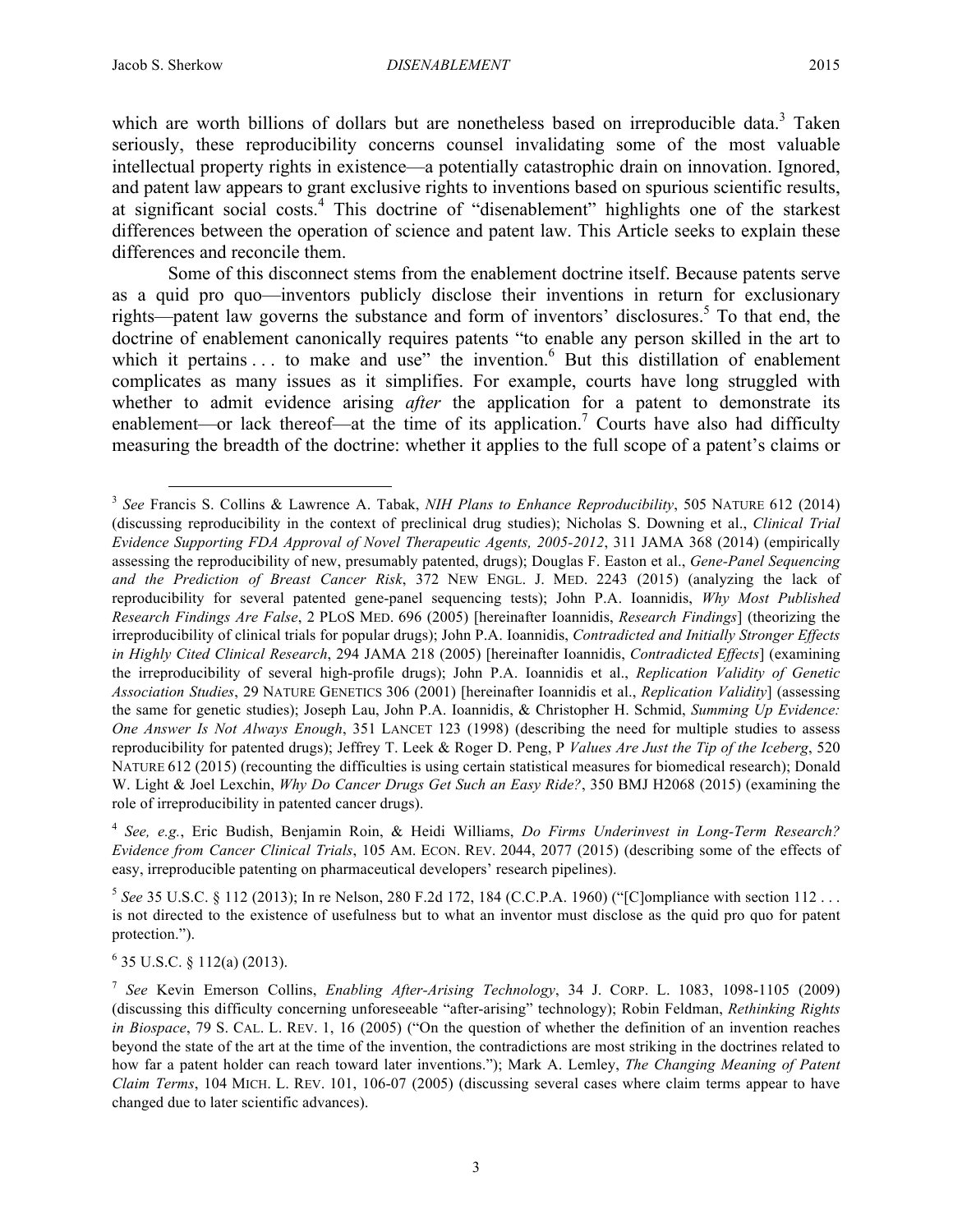which are worth billions of dollars but are nonetheless based on irreproducible data.[3] Taken seriously, these reproducibility concerns counsel invalidating some of the most valuable intellectual property rights in existence—a potentially catastrophic drain on innovation. Ignored, and patent law appears to grant exclusive rights to inventions based on spurious scientific results, at significant social costs.[4] This doctrine of "disenablement" highlights one of the starkest differences between the operation of science and patent law. This Article seeks to explain these differences and reconcile them.

Some of this disconnect stems from the enablement doctrine itself. Because patents serve as a quid pro quo—inventors publicly disclose their inventions in return for exclusionary rights—patent law governs the substance and form of inventors' disclosures.[5] To that end, the doctrine of enablement canonically requires patents "to enable any person skilled in the art to which it pertains . . . to make and use" the invention.[6] But this distillation of enablement complicates as many issues as it simplifies. For example, courts have long struggled with whether to admit evidence arising *after* the application for a patent to demonstrate its enablement—or lack thereof—at the time of its application.[7] Courts have also had difficulty measuring the breadth of the doctrine: whether it applies to the full scope of a patent's claims or

---

[3] *See* Francis S. Collins & Lawrence A. Tabak, *NIH Plans to Enhance Reproducibility*, 505 NATURE 612 (2014) (discussing reproducibility in the context of preclinical drug studies); Nicholas S. Downing et al., *Clinical Trial Evidence Supporting FDA Approval of Novel Therapeutic Agents, 2005-2012*, 311 JAMA 368 (2014) (empirically assessing the reproducibility of new, presumably patented, drugs); Douglas F. Easton et al., *Gene-Panel Sequencing and the Prediction of Breast Cancer Risk*, 372 NEW ENGL. J. MED. 2243 (2015) (analyzing the lack of reproducibility for several patented gene-panel sequencing tests); John P.A. Ioannidis, *Why Most Published Research Findings Are False*, 2 PLOS MED. 696 (2005) [hereinafter Ioannidis, *Research Findings*] (theorizing the irreproducibility of clinical trials for popular drugs); John P.A. Ioannidis, *Contradicted and Initially Stronger Effects in Highly Cited Clinical Research*, 294 JAMA 218 (2005) [hereinafter Ioannidis, *Contradicted Effects*] (examining the irreproducibility of several high-profile drugs); John P.A. Ioannidis et al., *Replication Validity of Genetic Association Studies*, 29 NATURE GENETICS 306 (2001) [hereinafter Ioannidis et al., *Replication Validity*] (assessing the same for genetic studies); Joseph Lau, John P.A. Ioannidis, & Christopher H. Schmid, *Summing Up Evidence: One Answer Is Not Always Enough*, 351 LANCET 123 (1998) (describing the need for multiple studies to assess reproducibility for patented drugs); Jeffrey T. Leek & Roger D. Peng, *P Values Are Just the Tip of the Iceberg*, 520 NATURE 612 (2015) (recounting the difficulties is using certain statistical measures for biomedical research); Donald W. Light & Joel Lexchin, *Why Do Cancer Drugs Get Such an Easy Ride?*, 350 BMJ H2068 (2015) (examining the role of irreproducibility in patented cancer drugs).

[4] *See, e.g.*, Eric Budish, Benjamin Roin, & Heidi Williams, *Do Firms Underinvest in Long-Term Research? Evidence from Cancer Clinical Trials*, 105 AM. ECON. REV. 2044, 2077 (2015) (describing some of the effects of easy, irreproducible patenting on pharmaceutical developers' research pipelines).

[5] *See* 35 U.S.C. § 112 (2013); In re Nelson, 280 F.2d 172, 184 (C.C.P.A. 1960) ("[C]ompliance with section 112 . . . is not directed to the existence of usefulness but to what an inventor must disclose as the quid pro quo for patent protection.").

[6] 35 U.S.C. § 112(a) (2013).

[7] *See* Kevin Emerson Collins, *Enabling After-Arising Technology*, 34 J. CORP. L. 1083, 1098-1105 (2009) (discussing this difficulty concerning unforeseeable "after-arising" technology); Robin Feldman, *Rethinking Rights in Biospace*, 79 S. CAL. L. REV. 1, 16 (2005) ("On the question of whether the definition of an invention reaches beyond the state of the art at the time of the invention, the contradictions are most striking in the doctrines related to how far a patent holder can reach toward later inventions."); Mark A. Lemley, *The Changing Meaning of Patent Claim Terms*, 104 MICH. L. REV. 101, 106-07 (2005) (discussing several cases where claim terms appear to have changed due to later scientific advances).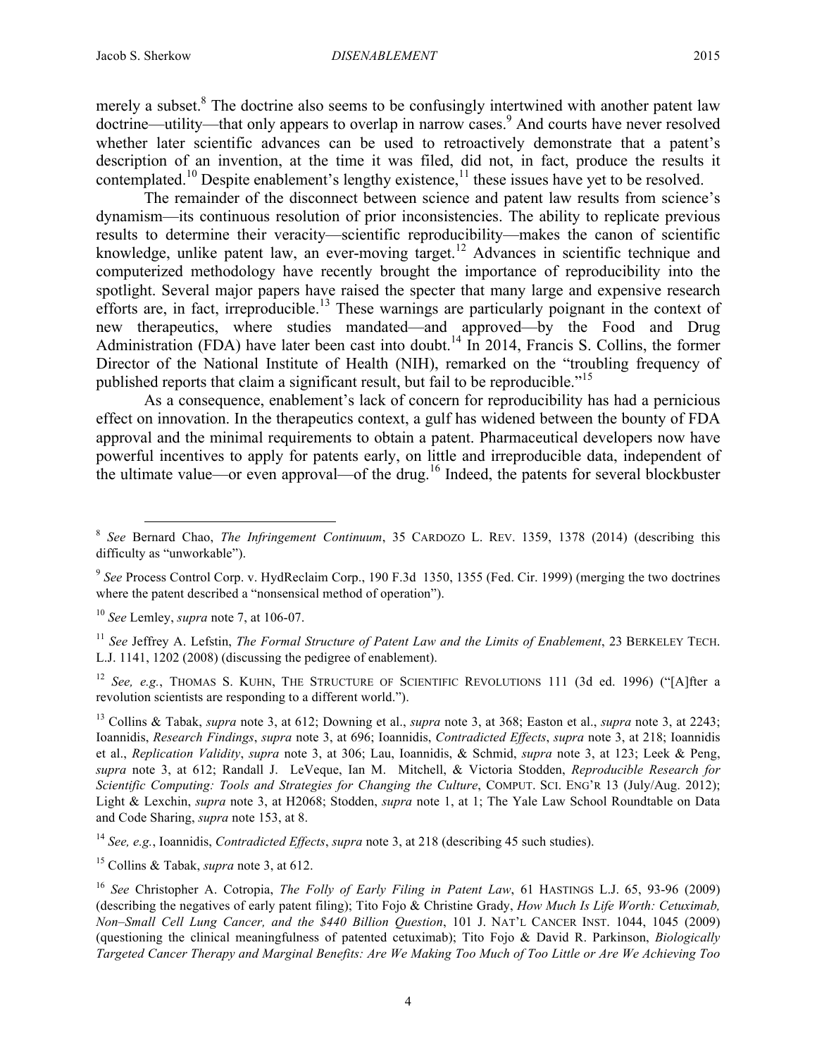merely a subset.[8] The doctrine also seems to be confusingly intertwined with another patent law doctrine—utility—that only appears to overlap in narrow cases.[9] And courts have never resolved whether later scientific advances can be used to retroactively demonstrate that a patent's description of an invention, at the time it was filed, did not, in fact, produce the results it contemplated.[10] Despite enablement's lengthy existence,[11] these issues have yet to be resolved.

The remainder of the disconnect between science and patent law results from science's dynamism—its continuous resolution of prior inconsistencies. The ability to replicate previous results to determine their veracity—scientific reproducibility—makes the canon of scientific knowledge, unlike patent law, an ever-moving target.[12] Advances in scientific technique and computerized methodology have recently brought the importance of reproducibility into the spotlight. Several major papers have raised the specter that many large and expensive research efforts are, in fact, irreproducible.[13] These warnings are particularly poignant in the context of new therapeutics, where studies mandated—and approved—by the Food and Drug Administration (FDA) have later been cast into doubt.[14] In 2014, Francis S. Collins, the former Director of the National Institute of Health (NIH), remarked on the "troubling frequency of published reports that claim a significant result, but fail to be reproducible."[15]

As a consequence, enablement's lack of concern for reproducibility has had a pernicious effect on innovation. In the therapeutics context, a gulf has widened between the bounty of FDA approval and the minimal requirements to obtain a patent. Pharmaceutical developers now have powerful incentives to apply for patents early, on little and irreproducible data, independent of the ultimate value—or even approval—of the drug.[16] Indeed, the patents for several blockbuster

---

[8] *See* Bernard Chao, *The Infringement Continuum*, 35 CARDOZO L. REV. 1359, 1378 (2014) (describing this difficulty as "unworkable").

[9] *See* Process Control Corp. v. HydReclaim Corp., 190 F.3d 1350, 1355 (Fed. Cir. 1999) (merging the two doctrines where the patent described a "nonsensical method of operation").

[10] *See* Lemley, *supra* note 7, at 106-07.

[11] *See* Jeffrey A. Lefstin, *The Formal Structure of Patent Law and the Limits of Enablement*, 23 BERKELEY TECH. L.J. 1141, 1202 (2008) (discussing the pedigree of enablement).

[12] *See, e.g.*, THOMAS S. KUHN, THE STRUCTURE OF SCIENTIFIC REVOLUTIONS 111 (3d ed. 1996) ("[A]fter a revolution scientists are responding to a different world.").

[13] Collins & Tabak, *supra* note 3, at 612; Downing et al., *supra* note 3, at 368; Easton et al., *supra* note 3, at 2243; Ioannidis, *Research Findings*, *supra* note 3, at 696; Ioannidis, *Contradicted Effects*, *supra* note 3, at 218; Ioannidis et al., *Replication Validity*, *supra* note 3, at 306; Lau, Ioannidis, & Schmid, *supra* note 3, at 123; Leek & Peng, *supra* note 3, at 612; Randall J. LeVeque, Ian M. Mitchell, & Victoria Stodden, *Reproducible Research for Scientific Computing: Tools and Strategies for Changing the Culture*, COMPUT. SCI. ENG'R 13 (July/Aug. 2012); Light & Lexchin, *supra* note 3, at H2068; Stodden, *supra* note 1, at 1; The Yale Law School Roundtable on Data and Code Sharing, *supra* note 153, at 8.

[14] *See, e.g.*, Ioannidis, *Contradicted Effects*, *supra* note 3, at 218 (describing 45 such studies).

[15] Collins & Tabak, *supra* note 3, at 612.

[16] *See* Christopher A. Cotropia, *The Folly of Early Filing in Patent Law*, 61 HASTINGS L.J. 65, 93-96 (2009) (describing the negatives of early patent filing); Tito Fojo & Christine Grady, *How Much Is Life Worth: Cetuximab, Non–Small Cell Lung Cancer, and the $440 Billion Question*, 101 J. NAT'L CANCER INST. 1044, 1045 (2009) (questioning the clinical meaningfulness of patented cetuximab); Tito Fojo & David R. Parkinson, *Biologically Targeted Cancer Therapy and Marginal Benefits: Are We Making Too Much of Too Little or Are We Achieving Too*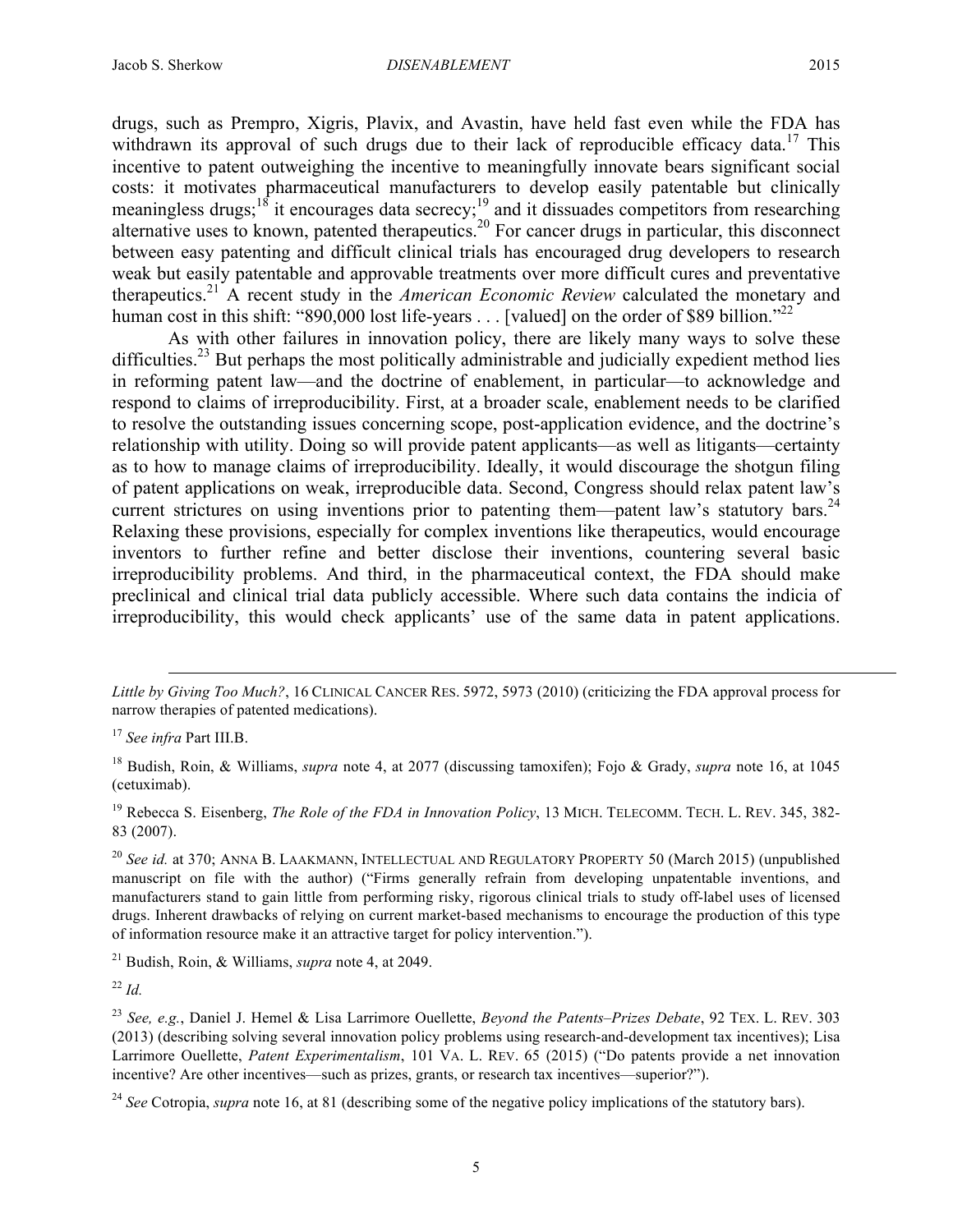drugs, such as Prempro, Xigris, Plavix, and Avastin, have held fast even while the FDA has withdrawn its approval of such drugs due to their lack of reproducible efficacy data.[17] This incentive to patent outweighing the incentive to meaningfully innovate bears significant social costs: it motivates pharmaceutical manufacturers to develop easily patentable but clinically meaningless drugs;[18] it encourages data secrecy;[19] and it dissuades competitors from researching alternative uses to known, patented therapeutics.[20] For cancer drugs in particular, this disconnect between easy patenting and difficult clinical trials has encouraged drug developers to research weak but easily patentable and approvable treatments over more difficult cures and preventative therapeutics.[21] A recent study in the *American Economic Review* calculated the monetary and human cost in this shift: "890,000 lost life-years . . . [valued] on the order of $89 billion."[22]

As with other failures in innovation policy, there are likely many ways to solve these difficulties.[23] But perhaps the most politically administrable and judicially expedient method lies in reforming patent law—and the doctrine of enablement, in particular—to acknowledge and respond to claims of irreproducibility. First, at a broader scale, enablement needs to be clarified to resolve the outstanding issues concerning scope, post-application evidence, and the doctrine's relationship with utility. Doing so will provide patent applicants—as well as litigants—certainty as to how to manage claims of irreproducibility. Ideally, it would discourage the shotgun filing of patent applications on weak, irreproducible data. Second, Congress should relax patent law's current strictures on using inventions prior to patenting them—patent law's statutory bars.[24] Relaxing these provisions, especially for complex inventions like therapeutics, would encourage inventors to further refine and better disclose their inventions, countering several basic irreproducibility problems. And third, in the pharmaceutical context, the FDA should make preclinical and clinical trial data publicly accessible. Where such data contains the indicia of irreproducibility, this would check applicants' use of the same data in patent applications.

---

*Little by Giving Too Much?*, 16 CLINICAL CANCER RES. 5972, 5973 (2010) (criticizing the FDA approval process for narrow therapies of patented medications).

[17] *See infra* Part III.B.

[18] Budish, Roin, & Williams, *supra* note 4, at 2077 (discussing tamoxifen); Fojo & Grady, *supra* note 16, at 1045 (cetuximab).

[19] Rebecca S. Eisenberg, *The Role of the FDA in Innovation Policy*, 13 MICH. TELECOMM. TECH. L. REV. 345, 382-83 (2007).

[20] *See id.* at 370; ANNA B. LAAKMANN, INTELLECTUAL AND REGULATORY PROPERTY 50 (March 2015) (unpublished manuscript on file with the author) ("Firms generally refrain from developing unpatentable inventions, and manufacturers stand to gain little from performing risky, rigorous clinical trials to study off-label uses of licensed drugs. Inherent drawbacks of relying on current market-based mechanisms to encourage the production of this type of information resource make it an attractive target for policy intervention.").

[21] Budish, Roin, & Williams, *supra* note 4, at 2049.

[22] *Id.*

[23] *See, e.g.*, Daniel J. Hemel & Lisa Larrimore Ouellette, *Beyond the Patents–Prizes Debate*, 92 TEX. L. REV. 303 (2013) (describing solving several innovation policy problems using research-and-development tax incentives); Lisa Larrimore Ouellette, *Patent Experimentalism*, 101 VA. L. REV. 65 (2015) ("Do patents provide a net innovation incentive? Are other incentives—such as prizes, grants, or research tax incentives—superior?").

[24] *See* Cotropia, *supra* note 16, at 81 (describing some of the negative policy implications of the statutory bars).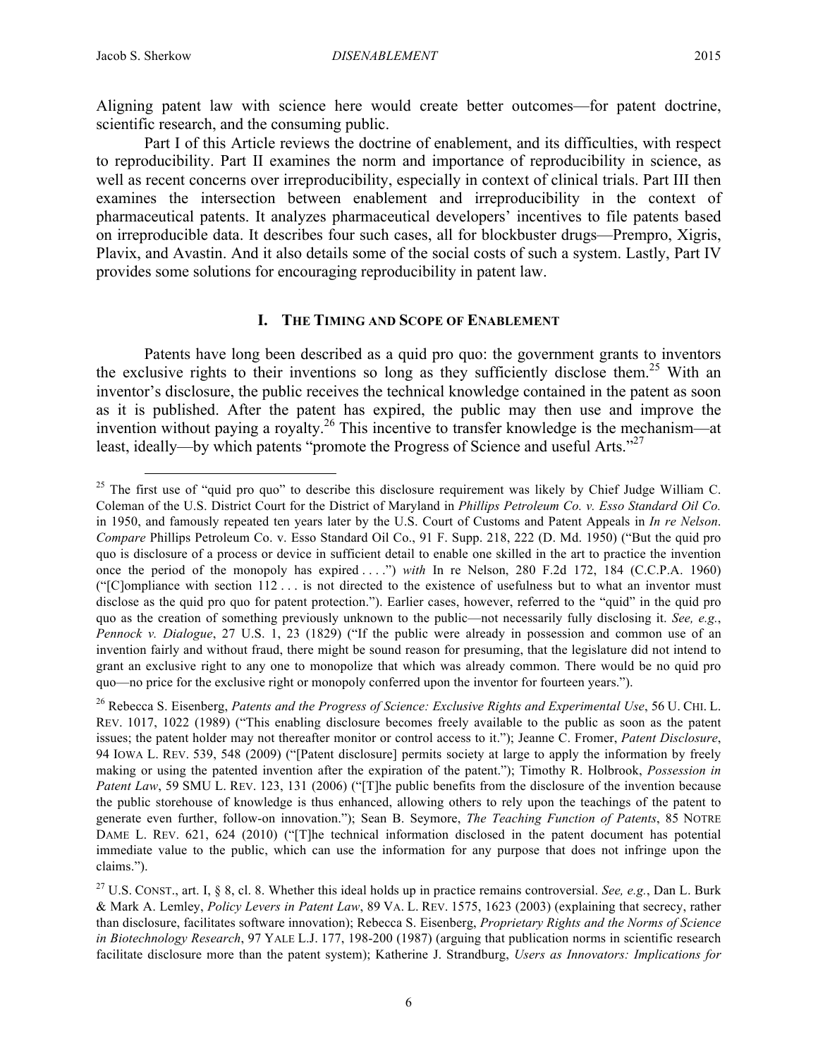Aligning patent law with science here would create better outcomes—for patent doctrine, scientific research, and the consuming public.

Part I of this Article reviews the doctrine of enablement, and its difficulties, with respect to reproducibility. Part II examines the norm and importance of reproducibility in science, as well as recent concerns over irreproducibility, especially in context of clinical trials. Part III then examines the intersection between enablement and irreproducibility in the context of pharmaceutical patents. It analyzes pharmaceutical developers' incentives to file patents based on irreproducible data. It describes four such cases, all for blockbuster drugs—Prempro, Xigris, Plavix, and Avastin. And it also details some of the social costs of such a system. Lastly, Part IV provides some solutions for encouraging reproducibility in patent law.

## I. THE TIMING AND SCOPE OF ENABLEMENT

Patents have long been described as a quid pro quo: the government grants to inventors the exclusive rights to their inventions so long as they sufficiently disclose them.[25] With an inventor's disclosure, the public receives the technical knowledge contained in the patent as soon as it is published. After the patent has expired, the public may then use and improve the invention without paying a royalty.[26] This incentive to transfer knowledge is the mechanism—at least, ideally—by which patents "promote the Progress of Science and useful Arts."[27]

---

[25] The first use of "quid pro quo" to describe this disclosure requirement was likely by Chief Judge William C. Coleman of the U.S. District Court for the District of Maryland in *Phillips Petroleum Co. v. Esso Standard Oil Co.* in 1950, and famously repeated ten years later by the U.S. Court of Customs and Patent Appeals in *In re Nelson*. *Compare* Phillips Petroleum Co. v. Esso Standard Oil Co., 91 F. Supp. 218, 222 (D. Md. 1950) ("But the quid pro quo is disclosure of a process or device in sufficient detail to enable one skilled in the art to practice the invention once the period of the monopoly has expired . . . .") *with* In re Nelson, 280 F.2d 172, 184 (C.C.P.A. 1960) ("[C]ompliance with section 112 . . . is not directed to the existence of usefulness but to what an inventor must disclose as the quid pro quo for patent protection."). Earlier cases, however, referred to the "quid" in the quid pro quo as the creation of something previously unknown to the public—not necessarily fully disclosing it. *See, e.g.*, *Pennock v. Dialogue*, 27 U.S. 1, 23 (1829) ("If the public were already in possession and common use of an invention fairly and without fraud, there might be sound reason for presuming, that the legislature did not intend to grant an exclusive right to any one to monopolize that which was already common. There would be no quid pro quo—no price for the exclusive right or monopoly conferred upon the inventor for fourteen years.").

[26] Rebecca S. Eisenberg, *Patents and the Progress of Science: Exclusive Rights and Experimental Use*, 56 U. CHI. L. REV. 1017, 1022 (1989) ("This enabling disclosure becomes freely available to the public as soon as the patent issues; the patent holder may not thereafter monitor or control access to it."); Jeanne C. Fromer, *Patent Disclosure*, 94 IOWA L. REV. 539, 548 (2009) ("[Patent disclosure] permits society at large to apply the information by freely making or using the patented invention after the expiration of the patent."); Timothy R. Holbrook, *Possession in Patent Law*, 59 SMU L. REV. 123, 131 (2006) ("[T]he public benefits from the disclosure of the invention because the public storehouse of knowledge is thus enhanced, allowing others to rely upon the teachings of the patent to generate even further, follow-on innovation."); Sean B. Seymore, *The Teaching Function of Patents*, 85 NOTRE DAME L. REV. 621, 624 (2010) ("[T]he technical information disclosed in the patent document has potential immediate value to the public, which can use the information for any purpose that does not infringe upon the claims.").

[27] U.S. CONST., art. I, § 8, cl. 8. Whether this ideal holds up in practice remains controversial. *See, e.g.*, Dan L. Burk & Mark A. Lemley, *Policy Levers in Patent Law*, 89 VA. L. REV. 1575, 1623 (2003) (explaining that secrecy, rather than disclosure, facilitates software innovation); Rebecca S. Eisenberg, *Proprietary Rights and the Norms of Science in Biotechnology Research*, 97 YALE L.J. 177, 198-200 (1987) (arguing that publication norms in scientific research facilitate disclosure more than the patent system); Katherine J. Strandburg, *Users as Innovators: Implications for*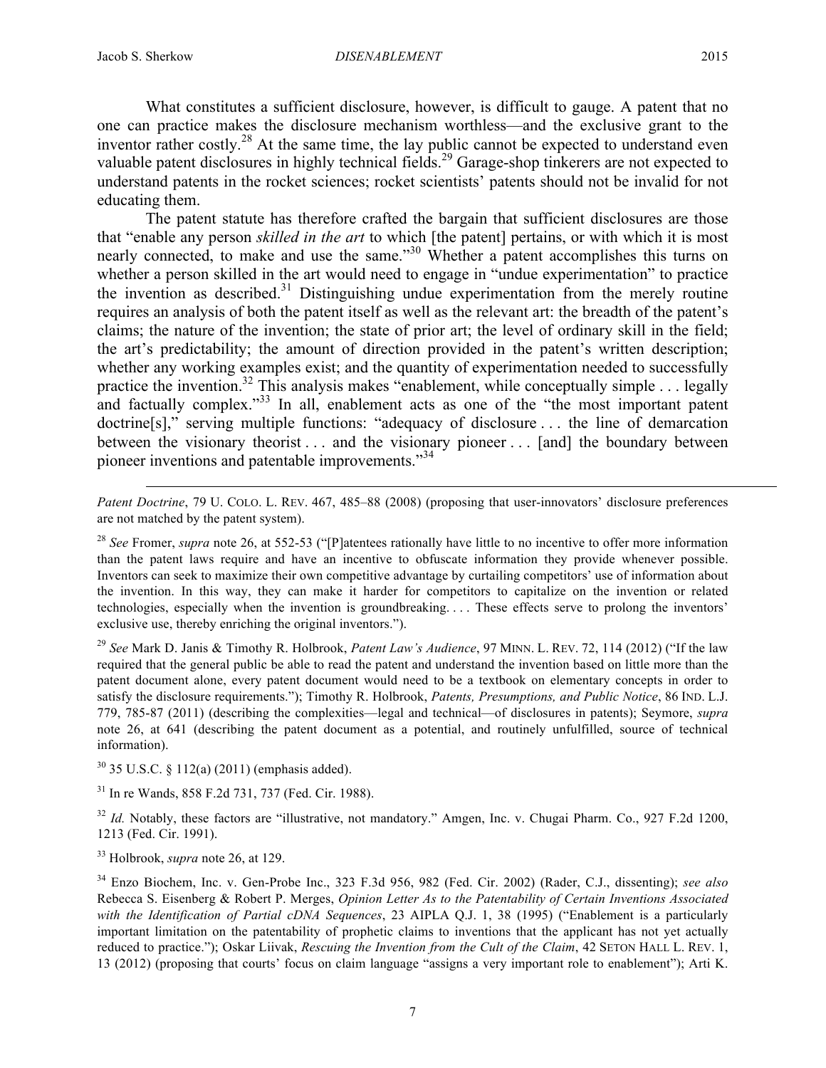What constitutes a sufficient disclosure, however, is difficult to gauge. A patent that no one can practice makes the disclosure mechanism worthless—and the exclusive grant to the inventor rather costly.[28] At the same time, the lay public cannot be expected to understand even valuable patent disclosures in highly technical fields.[29] Garage-shop tinkerers are not expected to understand patents in the rocket sciences; rocket scientists' patents should not be invalid for not educating them.

The patent statute has therefore crafted the bargain that sufficient disclosures are those that "enable any person *skilled in the art* to which [the patent] pertains, or with which it is most nearly connected, to make and use the same."[30] Whether a patent accomplishes this turns on whether a person skilled in the art would need to engage in "undue experimentation" to practice the invention as described.[31] Distinguishing undue experimentation from the merely routine requires an analysis of both the patent itself as well as the relevant art: the breadth of the patent's claims; the nature of the invention; the state of prior art; the level of ordinary skill in the field; the art's predictability; the amount of direction provided in the patent's written description; whether any working examples exist; and the quantity of experimentation needed to successfully practice the invention.[32] This analysis makes "enablement, while conceptually simple . . . legally and factually complex."[33] In all, enablement acts as one of the "the most important patent doctrine[s]," serving multiple functions: "adequacy of disclosure . . . the line of demarcation between the visionary theorist . . . and the visionary pioneer . . . [and] the boundary between pioneer inventions and patentable improvements."[34]

---

*Patent Doctrine*, 79 U. COLO. L. REV. 467, 485–88 (2008) (proposing that user-innovators' disclosure preferences are not matched by the patent system).

[28] *See* Fromer, *supra* note 26, at 552-53 ("[P]atentees rationally have little to no incentive to offer more information than the patent laws require and have an incentive to obfuscate information they provide whenever possible. Inventors can seek to maximize their own competitive advantage by curtailing competitors' use of information about the invention. In this way, they can make it harder for competitors to capitalize on the invention or related technologies, especially when the invention is groundbreaking. . . . These effects serve to prolong the inventors' exclusive use, thereby enriching the original inventors.").

[29] *See* Mark D. Janis & Timothy R. Holbrook, *Patent Law's Audience*, 97 MINN. L. REV. 72, 114 (2012) ("If the law required that the general public be able to read the patent and understand the invention based on little more than the patent document alone, every patent document would need to be a textbook on elementary concepts in order to satisfy the disclosure requirements."); Timothy R. Holbrook, *Patents, Presumptions, and Public Notice*, 86 IND. L.J. 779, 785-87 (2011) (describing the complexities—legal and technical—of disclosures in patents); Seymore, *supra* note 26, at 641 (describing the patent document as a potential, and routinely unfulfilled, source of technical information).

[30] 35 U.S.C. § 112(a) (2011) (emphasis added).

[31] In re Wands, 858 F.2d 731, 737 (Fed. Cir. 1988).

[32] *Id.* Notably, these factors are "illustrative, not mandatory." Amgen, Inc. v. Chugai Pharm. Co., 927 F.2d 1200, 1213 (Fed. Cir. 1991).

[33] Holbrook, *supra* note 26, at 129.

[34] Enzo Biochem, Inc. v. Gen-Probe Inc., 323 F.3d 956, 982 (Fed. Cir. 2002) (Rader, C.J., dissenting); *see also* Rebecca S. Eisenberg & Robert P. Merges, *Opinion Letter As to the Patentability of Certain Inventions Associated with the Identification of Partial cDNA Sequences*, 23 AIPLA Q.J. 1, 38 (1995) ("Enablement is a particularly important limitation on the patentability of prophetic claims to inventions that the applicant has not yet actually reduced to practice."); Oskar Liivak, *Rescuing the Invention from the Cult of the Claim*, 42 SETON HALL L. REV. 1, 13 (2012) (proposing that courts' focus on claim language "assigns a very important role to enablement"); Arti K.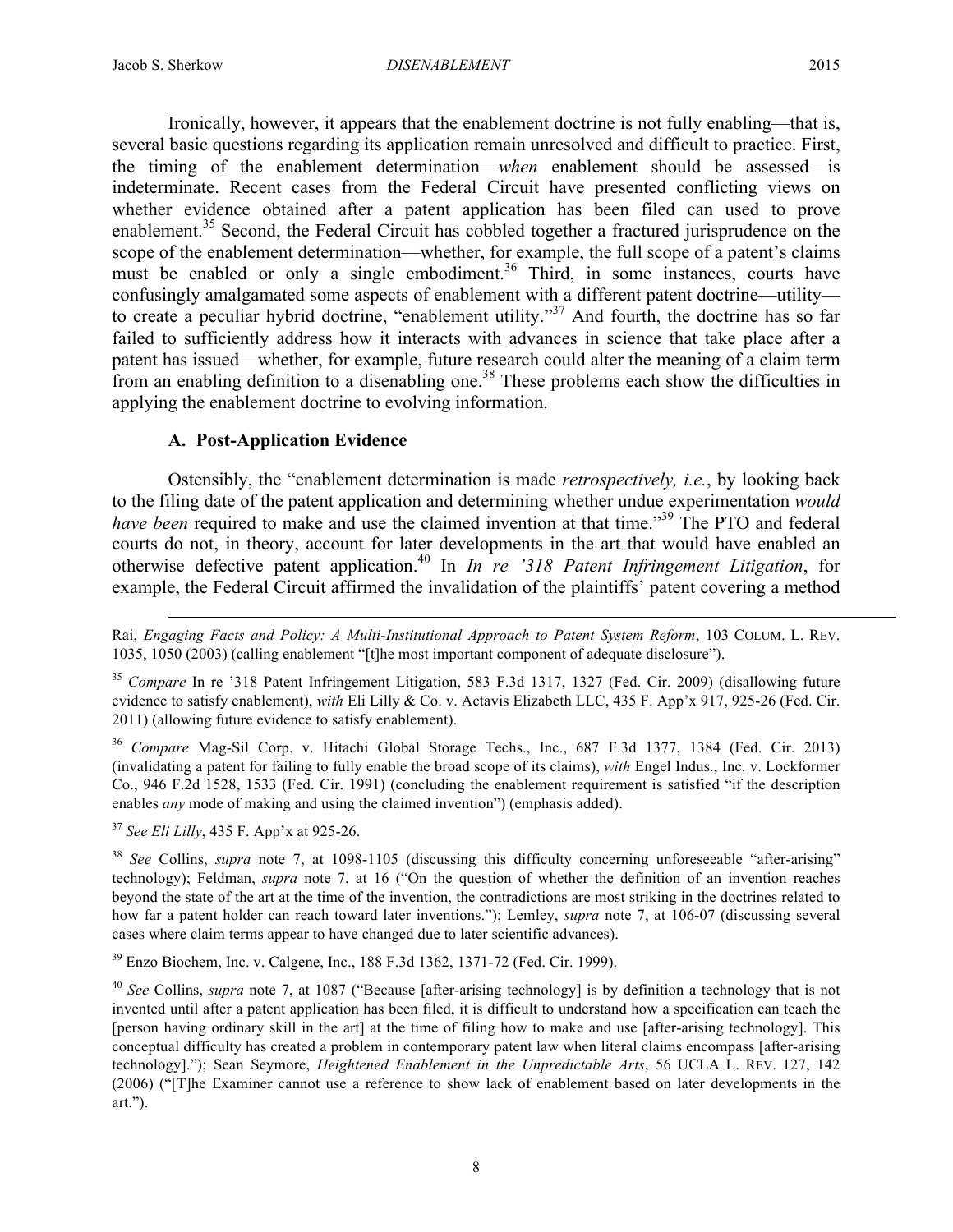Ironically, however, it appears that the enablement doctrine is not fully enabling—that is, several basic questions regarding its application remain unresolved and difficult to practice. First, the timing of the enablement determination—*when* enablement should be assessed—is indeterminate. Recent cases from the Federal Circuit have presented conflicting views on whether evidence obtained after a patent application has been filed can used to prove enablement.[35] Second, the Federal Circuit has cobbled together a fractured jurisprudence on the scope of the enablement determination—whether, for example, the full scope of a patent's claims must be enabled or only a single embodiment.[36] Third, in some instances, courts have confusingly amalgamated some aspects of enablement with a different patent doctrine—utility—to create a peculiar hybrid doctrine, "enablement utility."[37] And fourth, the doctrine has so far failed to sufficiently address how it interacts with advances in science that take place after a patent has issued—whether, for example, future research could alter the meaning of a claim term from an enabling definition to a disenabling one.[38] These problems each show the difficulties in applying the enablement doctrine to evolving information.

### A. Post-Application Evidence

Ostensibly, the "enablement determination is made *retrospectively, i.e.*, by looking back to the filing date of the patent application and determining whether undue experimentation *would have been* required to make and use the claimed invention at that time."[39] The PTO and federal courts do not, in theory, account for later developments in the art that would have enabled an otherwise defective patent application.[40] In *In re '318 Patent Infringement Litigation*, for example, the Federal Circuit affirmed the invalidation of the plaintiffs' patent covering a method

---

Rai, *Engaging Facts and Policy: A Multi-Institutional Approach to Patent System Reform*, 103 COLUM. L. REV. 1035, 1050 (2003) (calling enablement "[t]he most important component of adequate disclosure").

[35] *Compare* In re '318 Patent Infringement Litigation, 583 F.3d 1317, 1327 (Fed. Cir. 2009) (disallowing future evidence to satisfy enablement), *with* Eli Lilly & Co. v. Actavis Elizabeth LLC, 435 F. App'x 917, 925-26 (Fed. Cir. 2011) (allowing future evidence to satisfy enablement).

[36] *Compare* Mag-Sil Corp. v. Hitachi Global Storage Techs., Inc., 687 F.3d 1377, 1384 (Fed. Cir. 2013) (invalidating a patent for failing to fully enable the broad scope of its claims), *with* Engel Indus., Inc. v. Lockformer Co., 946 F.2d 1528, 1533 (Fed. Cir. 1991) (concluding the enablement requirement is satisfied "if the description enables *any* mode of making and using the claimed invention") (emphasis added).

[37] *See Eli Lilly*, 435 F. App'x at 925-26.

[38] *See* Collins, *supra* note 7, at 1098-1105 (discussing this difficulty concerning unforeseeable "after-arising" technology); Feldman, *supra* note 7, at 16 ("On the question of whether the definition of an invention reaches beyond the state of the art at the time of the invention, the contradictions are most striking in the doctrines related to how far a patent holder can reach toward later inventions."); Lemley, *supra* note 7, at 106-07 (discussing several cases where claim terms appear to have changed due to later scientific advances).

[39] Enzo Biochem, Inc. v. Calgene, Inc., 188 F.3d 1362, 1371-72 (Fed. Cir. 1999).

[40] *See* Collins, *supra* note 7, at 1087 ("Because [after-arising technology] is by definition a technology that is not invented until after a patent application has been filed, it is difficult to understand how a specification can teach the [person having ordinary skill in the art] at the time of filing how to make and use [after-arising technology]. This conceptual difficulty has created a problem in contemporary patent law when literal claims encompass [after-arising technology]."); Sean Seymore, *Heightened Enablement in the Unpredictable Arts*, 56 UCLA L. REV. 127, 142 (2006) ("[T]he Examiner cannot use a reference to show lack of enablement based on later developments in the art.").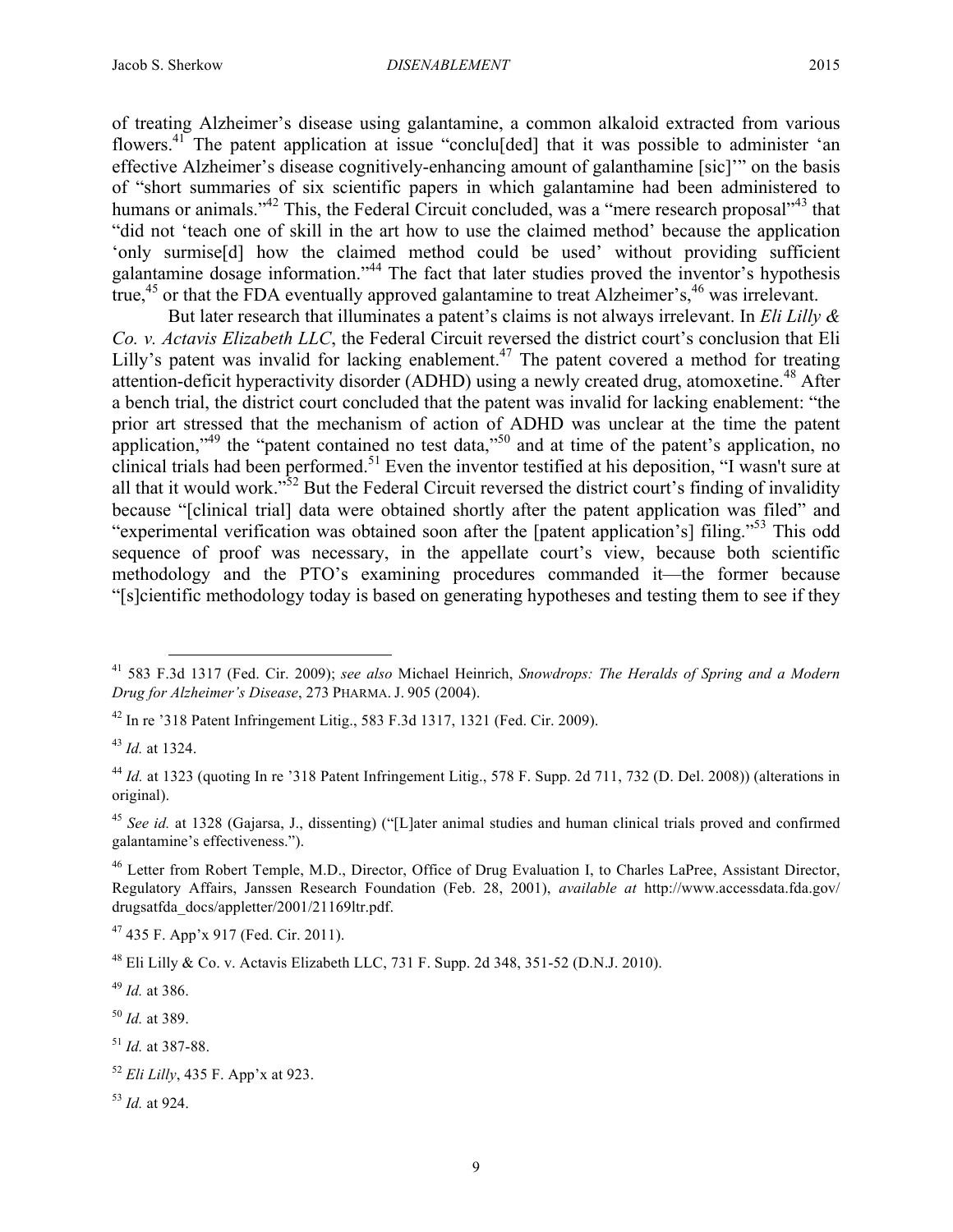of treating Alzheimer's disease using galantamine, a common alkaloid extracted from various flowers.[41] The patent application at issue "conclu[ded] that it was possible to administer 'an effective Alzheimer's disease cognitively-enhancing amount of galanthamine [sic]'" on the basis of "short summaries of six scientific papers in which galantamine had been administered to humans or animals."[42] This, the Federal Circuit concluded, was a "mere research proposal"[43] that "did not 'teach one of skill in the art how to use the claimed method' because the application 'only surmise[d] how the claimed method could be used' without providing sufficient galantamine dosage information."[44] The fact that later studies proved the inventor's hypothesis true,[45] or that the FDA eventually approved galantamine to treat Alzheimer's,[46] was irrelevant.

But later research that illuminates a patent's claims is not always irrelevant. In *Eli Lilly & Co. v. Actavis Elizabeth LLC*, the Federal Circuit reversed the district court's conclusion that Eli Lilly's patent was invalid for lacking enablement.[47] The patent covered a method for treating attention-deficit hyperactivity disorder (ADHD) using a newly created drug, atomoxetine.[48] After a bench trial, the district court concluded that the patent was invalid for lacking enablement: "the prior art stressed that the mechanism of action of ADHD was unclear at the time the patent application,"[49] the "patent contained no test data,"[50] and at time of the patent's application, no clinical trials had been performed.[51] Even the inventor testified at his deposition, "I wasn't sure at all that it would work."[52] But the Federal Circuit reversed the district court's finding of invalidity because "[clinical trial] data were obtained shortly after the patent application was filed" and "experimental verification was obtained soon after the [patent application's] filing."[53] This odd sequence of proof was necessary, in the appellate court's view, because both scientific methodology and the PTO's examining procedures commanded it—the former because "[s]cientific methodology today is based on generating hypotheses and testing them to see if they

---

[41] 583 F.3d 1317 (Fed. Cir. 2009); *see also* Michael Heinrich, *Snowdrops: The Heralds of Spring and a Modern Drug for Alzheimer's Disease*, 273 PHARMA. J. 905 (2004).

[42] In re '318 Patent Infringement Litig., 583 F.3d 1317, 1321 (Fed. Cir. 2009).

[43] *Id.* at 1324.

[44] *Id.* at 1323 (quoting In re '318 Patent Infringement Litig., 578 F. Supp. 2d 711, 732 (D. Del. 2008)) (alterations in original).

[45] *See id.* at 1328 (Gajarsa, J., dissenting) ("[L]ater animal studies and human clinical trials proved and confirmed galantamine's effectiveness.").

[46] Letter from Robert Temple, M.D., Director, Office of Drug Evaluation I, to Charles LaPree, Assistant Director, Regulatory Affairs, Janssen Research Foundation (Feb. 28, 2001), *available at* http://www.accessdata.fda.gov/drugsatfda_docs/appletter/2001/21169ltr.pdf.

[47] 435 F. App'x 917 (Fed. Cir. 2011).

[48] Eli Lilly & Co. v. Actavis Elizabeth LLC, 731 F. Supp. 2d 348, 351-52 (D.N.J. 2010).

[49] *Id.* at 386.

[50] *Id.* at 389.

[51] *Id.* at 387-88.

[52] *Eli Lilly*, 435 F. App'x at 923.

[53] *Id.* at 924.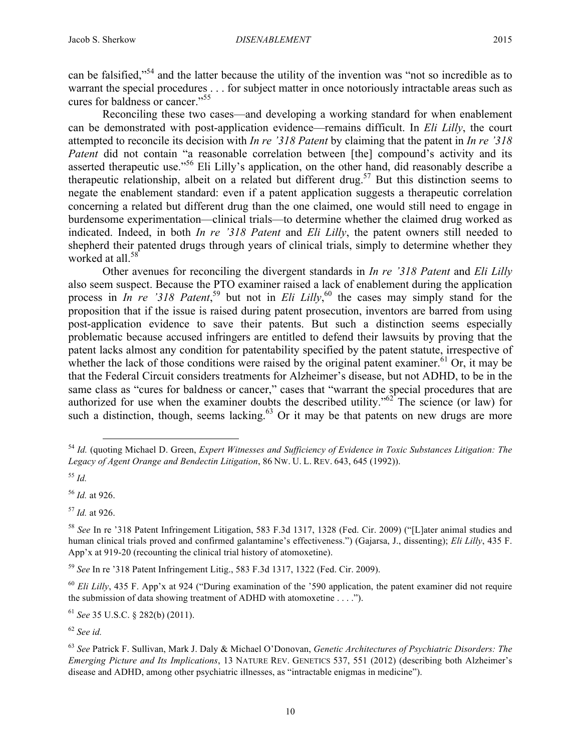can be falsified,"[54] and the latter because the utility of the invention was "not so incredible as to warrant the special procedures . . . for subject matter in once notoriously intractable areas such as cures for baldness or cancer."[55]

Reconciling these two cases—and developing a working standard for when enablement can be demonstrated with post-application evidence—remains difficult. In *Eli Lilly*, the court attempted to reconcile its decision with *In re '318 Patent* by claiming that the patent in *In re '318 Patent* did not contain "a reasonable correlation between [the] compound's activity and its asserted therapeutic use."[56] Eli Lilly's application, on the other hand, did reasonably describe a therapeutic relationship, albeit on a related but different drug.[57] But this distinction seems to negate the enablement standard: even if a patent application suggests a therapeutic correlation concerning a related but different drug than the one claimed, one would still need to engage in burdensome experimentation—clinical trials—to determine whether the claimed drug worked as indicated. Indeed, in both *In re '318 Patent* and *Eli Lilly*, the patent owners still needed to shepherd their patented drugs through years of clinical trials, simply to determine whether they worked at all.[58]

Other avenues for reconciling the divergent standards in *In re '318 Patent* and *Eli Lilly* also seem suspect. Because the PTO examiner raised a lack of enablement during the application process in *In re '318 Patent*,[59] but not in *Eli Lilly*,[60] the cases may simply stand for the proposition that if the issue is raised during patent prosecution, inventors are barred from using post-application evidence to save their patents. But such a distinction seems especially problematic because accused infringers are entitled to defend their lawsuits by proving that the patent lacks almost any condition for patentability specified by the patent statute, irrespective of whether the lack of those conditions were raised by the original patent examiner.[61] Or, it may be that the Federal Circuit considers treatments for Alzheimer's disease, but not ADHD, to be in the same class as "cures for baldness or cancer," cases that "warrant the special procedures that are authorized for use when the examiner doubts the described utility."[62] The science (or law) for such a distinction, though, seems lacking.[63] Or it may be that patents on new drugs are more

---

[54] *Id.* (quoting Michael D. Green, *Expert Witnesses and Sufficiency of Evidence in Toxic Substances Litigation: The Legacy of Agent Orange and Bendectin Litigation*, 86 NW. U. L. REV. 643, 645 (1992)).

[55] *Id.*

[56] *Id.* at 926.

[57] *Id.* at 926.

[58] *See* In re '318 Patent Infringement Litigation, 583 F.3d 1317, 1328 (Fed. Cir. 2009) ("[L]ater animal studies and human clinical trials proved and confirmed galantamine's effectiveness.") (Gajarsa, J., dissenting); *Eli Lilly*, 435 F. App'x at 919-20 (recounting the clinical trial history of atomoxetine).

[59] *See* In re '318 Patent Infringement Litig., 583 F.3d 1317, 1322 (Fed. Cir. 2009).

[60] *Eli Lilly*, 435 F. App'x at 924 ("During examination of the '590 application, the patent examiner did not require the submission of data showing treatment of ADHD with atomoxetine . . . .").

[61] *See* 35 U.S.C. § 282(b) (2011).

[62] *See id.*

[63] *See* Patrick F. Sullivan, Mark J. Daly & Michael O'Donovan, *Genetic Architectures of Psychiatric Disorders: The Emerging Picture and Its Implications*, 13 NATURE REV. GENETICS 537, 551 (2012) (describing both Alzheimer's disease and ADHD, among other psychiatric illnesses, as "intractable enigmas in medicine").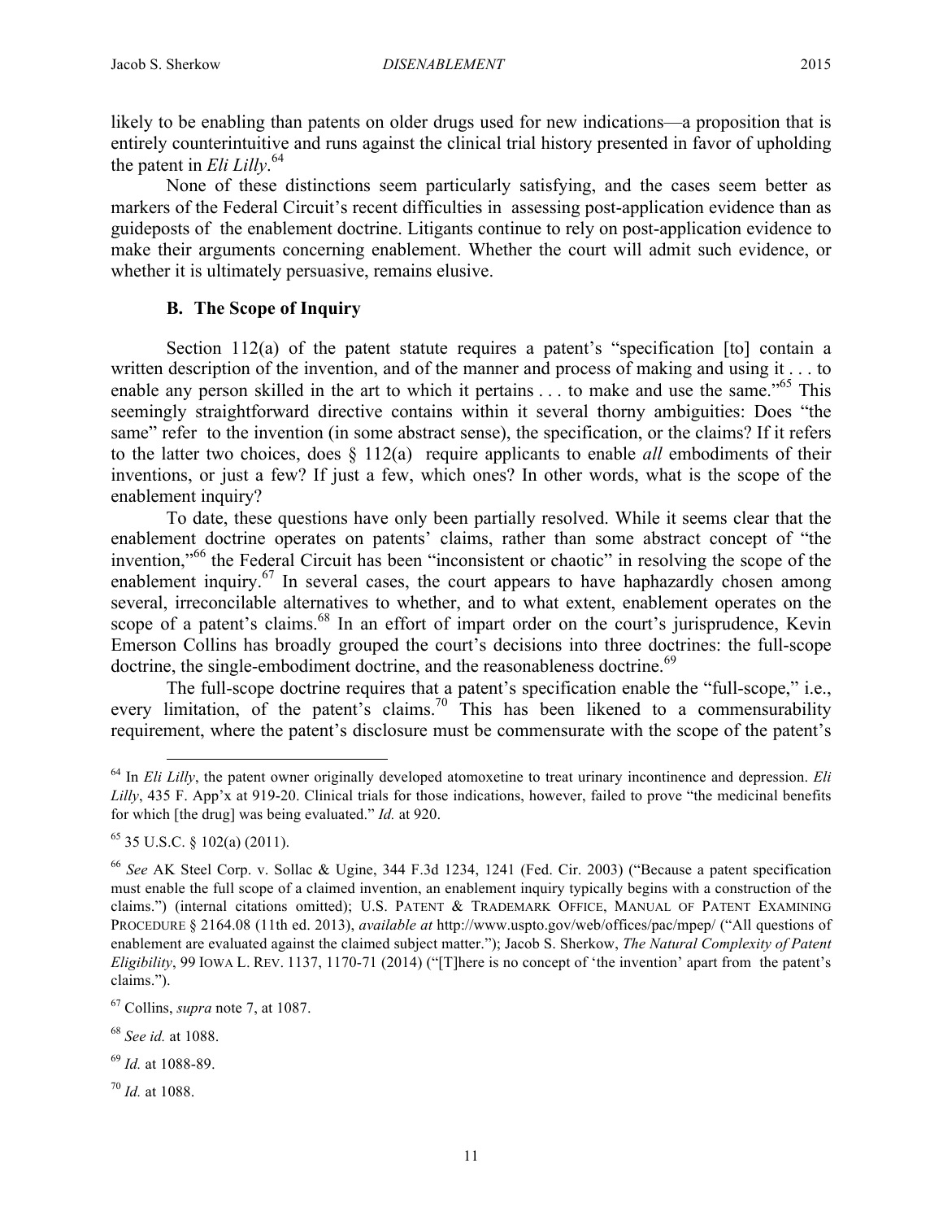likely to be enabling than patents on older drugs used for new indications—a proposition that is entirely counterintuitive and runs against the clinical trial history presented in favor of upholding the patent in *Eli Lilly*.[64]

None of these distinctions seem particularly satisfying, and the cases seem better as markers of the Federal Circuit's recent difficulties in assessing post-application evidence than as guideposts of the enablement doctrine. Litigants continue to rely on post-application evidence to make their arguments concerning enablement. Whether the court will admit such evidence, or whether it is ultimately persuasive, remains elusive.

### B. The Scope of Inquiry

Section 112(a) of the patent statute requires a patent's "specification [to] contain a written description of the invention, and of the manner and process of making and using it . . . to enable any person skilled in the art to which it pertains . . . to make and use the same."[65] This seemingly straightforward directive contains within it several thorny ambiguities: Does "the same" refer to the invention (in some abstract sense), the specification, or the claims? If it refers to the latter two choices, does § 112(a) require applicants to enable *all* embodiments of their inventions, or just a few? If just a few, which ones? In other words, what is the scope of the enablement inquiry?

To date, these questions have only been partially resolved. While it seems clear that the enablement doctrine operates on patents' claims, rather than some abstract concept of "the invention,"[66] the Federal Circuit has been "inconsistent or chaotic" in resolving the scope of the enablement inquiry.[67] In several cases, the court appears to have haphazardly chosen among several, irreconcilable alternatives to whether, and to what extent, enablement operates on the scope of a patent's claims.[68] In an effort of impart order on the court's jurisprudence, Kevin Emerson Collins has broadly grouped the court's decisions into three doctrines: the full-scope doctrine, the single-embodiment doctrine, and the reasonableness doctrine.[69]

The full-scope doctrine requires that a patent's specification enable the "full-scope," i.e., every limitation, of the patent's claims.[70] This has been likened to a commensurability requirement, where the patent's disclosure must be commensurate with the scope of the patent's

---

[64] In *Eli Lilly*, the patent owner originally developed atomoxetine to treat urinary incontinence and depression. *Eli Lilly*, 435 F. App'x at 919-20. Clinical trials for those indications, however, failed to prove "the medicinal benefits for which [the drug] was being evaluated." *Id.* at 920.

[65] 35 U.S.C. § 102(a) (2011).

[66] *See* AK Steel Corp. v. Sollac & Ugine, 344 F.3d 1234, 1241 (Fed. Cir. 2003) ("Because a patent specification must enable the full scope of a claimed invention, an enablement inquiry typically begins with a construction of the claims.") (internal citations omitted); U.S. PATENT & TRADEMARK OFFICE, MANUAL OF PATENT EXAMINING PROCEDURE § 2164.08 (11th ed. 2013), *available at* http://www.uspto.gov/web/offices/pac/mpep/ ("All questions of enablement are evaluated against the claimed subject matter."); Jacob S. Sherkow, *The Natural Complexity of Patent Eligibility*, 99 IOWA L. REV. 1137, 1170-71 (2014) ("[T]here is no concept of 'the invention' apart from the patent's claims.").

[67] Collins, *supra* note 7, at 1087.

[68] *See id.* at 1088.

[69] *Id.* at 1088-89.

[70] *Id.* at 1088.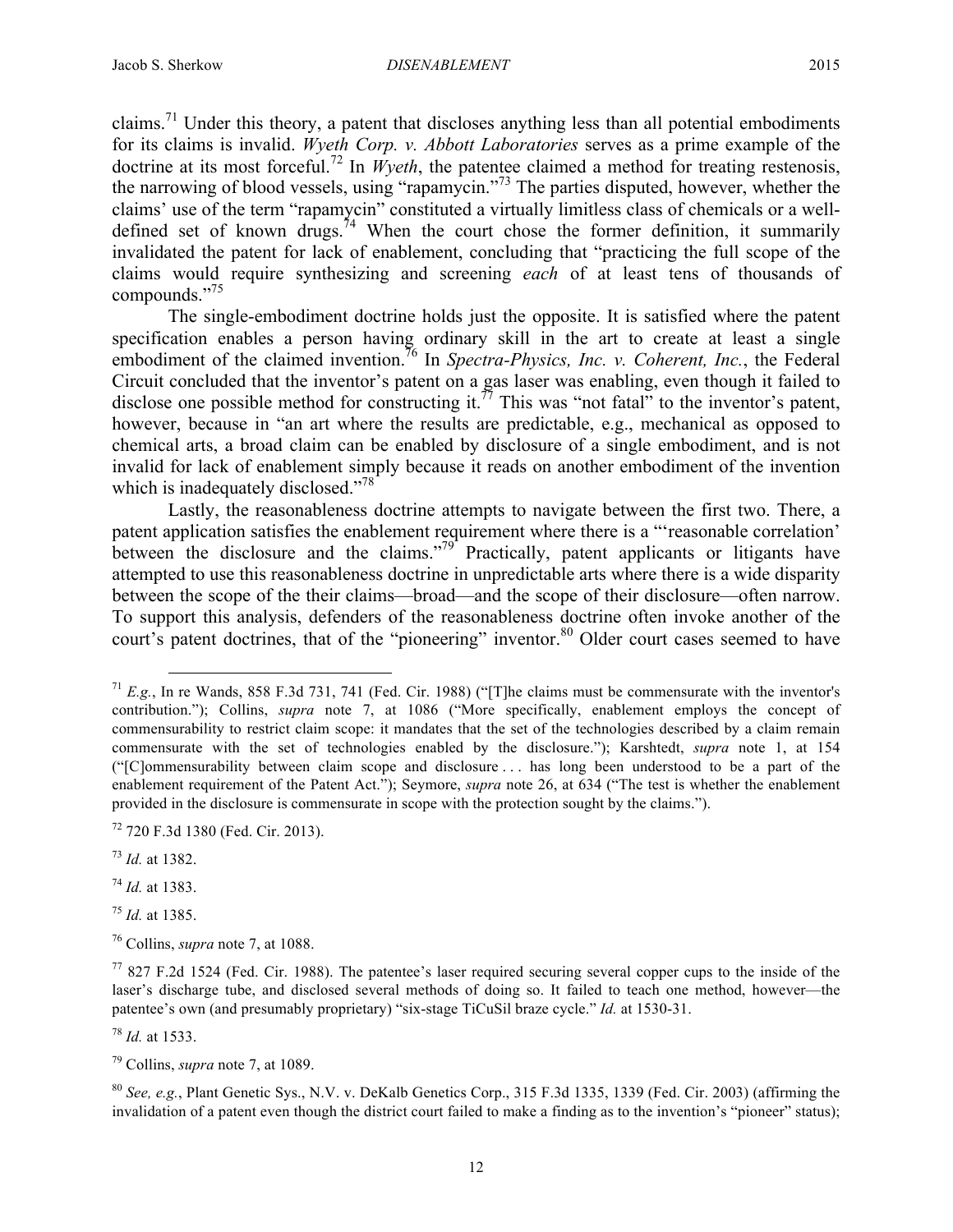claims.[71] Under this theory, a patent that discloses anything less than all potential embodiments for its claims is invalid. *Wyeth Corp. v. Abbott Laboratories* serves as a prime example of the doctrine at its most forceful.[72] In *Wyeth*, the patentee claimed a method for treating restenosis, the narrowing of blood vessels, using "rapamycin."[73] The parties disputed, however, whether the claims' use of the term "rapamycin" constituted a virtually limitless class of chemicals or a well-defined set of known drugs.[74] When the court chose the former definition, it summarily invalidated the patent for lack of enablement, concluding that "practicing the full scope of the claims would require synthesizing and screening *each* of at least tens of thousands of compounds."[75]

The single-embodiment doctrine holds just the opposite. It is satisfied where the patent specification enables a person having ordinary skill in the art to create at least a single embodiment of the claimed invention.[76] In *Spectra-Physics, Inc. v. Coherent, Inc.*, the Federal Circuit concluded that the inventor's patent on a gas laser was enabling, even though it failed to disclose one possible method for constructing it.[77] This was "not fatal" to the inventor's patent, however, because in "an art where the results are predictable, e.g., mechanical as opposed to chemical arts, a broad claim can be enabled by disclosure of a single embodiment, and is not invalid for lack of enablement simply because it reads on another embodiment of the invention which is inadequately disclosed."[78]

Lastly, the reasonableness doctrine attempts to navigate between the first two. There, a patent application satisfies the enablement requirement where there is a "'reasonable correlation' between the disclosure and the claims."[79] Practically, patent applicants or litigants have attempted to use this reasonableness doctrine in unpredictable arts where there is a wide disparity between the scope of the their claims—broad—and the scope of their disclosure—often narrow. To support this analysis, defenders of the reasonableness doctrine often invoke another of the court's patent doctrines, that of the "pioneering" inventor.[80] Older court cases seemed to have

---

[71] *E.g.*, In re Wands, 858 F.3d 731, 741 (Fed. Cir. 1988) ("[T]he claims must be commensurate with the inventor's contribution."); Collins, *supra* note 7, at 1086 ("More specifically, enablement employs the concept of commensurability to restrict claim scope: it mandates that the set of the technologies described by a claim remain commensurate with the set of technologies enabled by the disclosure."); Karshtedt, *supra* note 1, at 154 ("[C]ommensurability between claim scope and disclosure . . . has long been understood to be a part of the enablement requirement of the Patent Act."); Seymore, *supra* note 26, at 634 ("The test is whether the enablement provided in the disclosure is commensurate in scope with the protection sought by the claims.").

[72] 720 F.3d 1380 (Fed. Cir. 2013).

[73] *Id.* at 1382.

[74] *Id.* at 1383.

[75] *Id.* at 1385.

[76] Collins, *supra* note 7, at 1088.

[77] 827 F.2d 1524 (Fed. Cir. 1988). The patentee's laser required securing several copper cups to the inside of the laser's discharge tube, and disclosed several methods of doing so. It failed to teach one method, however—the patentee's own (and presumably proprietary) "six-stage TiCuSil braze cycle." *Id.* at 1530-31.

[78] *Id.* at 1533.

[79] Collins, *supra* note 7, at 1089.

[80] *See, e.g.*, Plant Genetic Sys., N.V. v. DeKalb Genetics Corp., 315 F.3d 1335, 1339 (Fed. Cir. 2003) (affirming the invalidation of a patent even though the district court failed to make a finding as to the invention's "pioneer" status);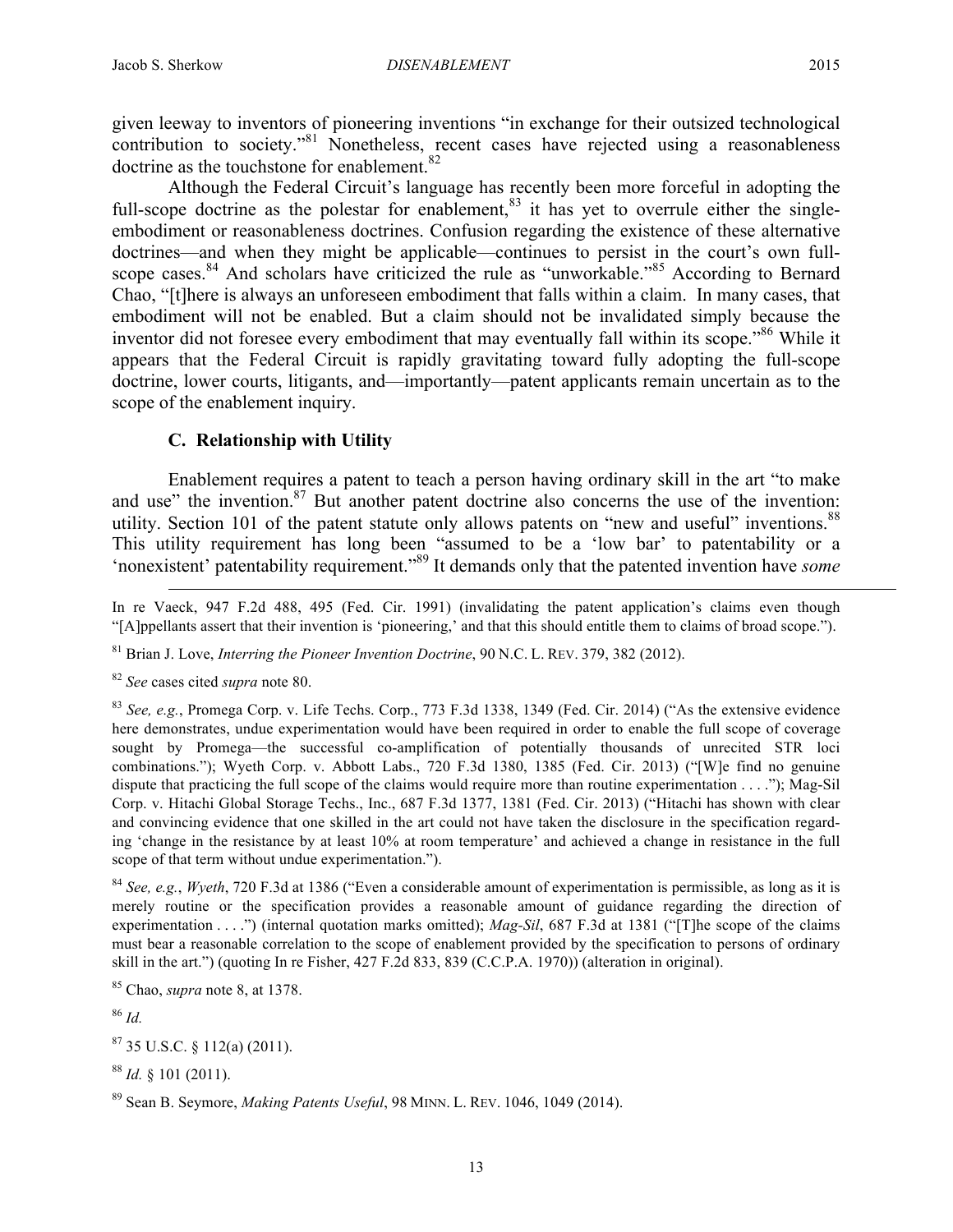given leeway to inventors of pioneering inventions "in exchange for their outsized technological contribution to society."[81] Nonetheless, recent cases have rejected using a reasonableness doctrine as the touchstone for enablement.[82]

Although the Federal Circuit's language has recently been more forceful in adopting the full-scope doctrine as the polestar for enablement,[83] it has yet to overrule either the single-embodiment or reasonableness doctrines. Confusion regarding the existence of these alternative doctrines—and when they might be applicable—continues to persist in the court's own full-scope cases.[84] And scholars have criticized the rule as "unworkable."[85] According to Bernard Chao, "[t]here is always an unforeseen embodiment that falls within a claim. In many cases, that embodiment will not be enabled. But a claim should not be invalidated simply because the inventor did not foresee every embodiment that may eventually fall within its scope."[86] While it appears that the Federal Circuit is rapidly gravitating toward fully adopting the full-scope doctrine, lower courts, litigants, and—importantly—patent applicants remain uncertain as to the scope of the enablement inquiry.

### C. Relationship with Utility

Enablement requires a patent to teach a person having ordinary skill in the art "to make and use" the invention.[87] But another patent doctrine also concerns the use of the invention: utility. Section 101 of the patent statute only allows patents on "new and useful" inventions.[88] This utility requirement has long been "assumed to be a 'low bar' to patentability or a 'nonexistent' patentability requirement."[89] It demands only that the patented invention have *some*

---

In re Vaeck, 947 F.2d 488, 495 (Fed. Cir. 1991) (invalidating the patent application's claims even though "[A]ppellants assert that their invention is 'pioneering,' and that this should entitle them to claims of broad scope.").

[81] Brian J. Love, *Interring the Pioneer Invention Doctrine*, 90 N.C. L. REV. 379, 382 (2012).

[82] *See* cases cited *supra* note 80.

[83] *See, e.g.*, Promega Corp. v. Life Techs. Corp., 773 F.3d 1338, 1349 (Fed. Cir. 2014) ("As the extensive evidence here demonstrates, undue experimentation would have been required in order to enable the full scope of coverage sought by Promega—the successful co-amplification of potentially thousands of unrecited STR loci combinations."); Wyeth Corp. v. Abbott Labs., 720 F.3d 1380, 1385 (Fed. Cir. 2013) ("[W]e find no genuine dispute that practicing the full scope of the claims would require more than routine experimentation . . . ."); Mag-Sil Corp. v. Hitachi Global Storage Techs., Inc., 687 F.3d 1377, 1381 (Fed. Cir. 2013) ("Hitachi has shown with clear and convincing evidence that one skilled in the art could not have taken the disclosure in the specification regarding 'change in the resistance by at least 10% at room temperature' and achieved a change in resistance in the full scope of that term without undue experimentation.").

[84] *See, e.g.*, *Wyeth*, 720 F.3d at 1386 ("Even a considerable amount of experimentation is permissible, as long as it is merely routine or the specification provides a reasonable amount of guidance regarding the direction of experimentation . . . .") (internal quotation marks omitted); *Mag-Sil*, 687 F.3d at 1381 ("[T]he scope of the claims must bear a reasonable correlation to the scope of enablement provided by the specification to persons of ordinary skill in the art.") (quoting In re Fisher, 427 F.2d 833, 839 (C.C.P.A. 1970)) (alteration in original).

[85] Chao, *supra* note 8, at 1378.

[86] *Id.*

[87] 35 U.S.C. § 112(a) (2011).

[88] *Id.* § 101 (2011).

[89] Sean B. Seymore, *Making Patents Useful*, 98 MINN. L. REV. 1046, 1049 (2014).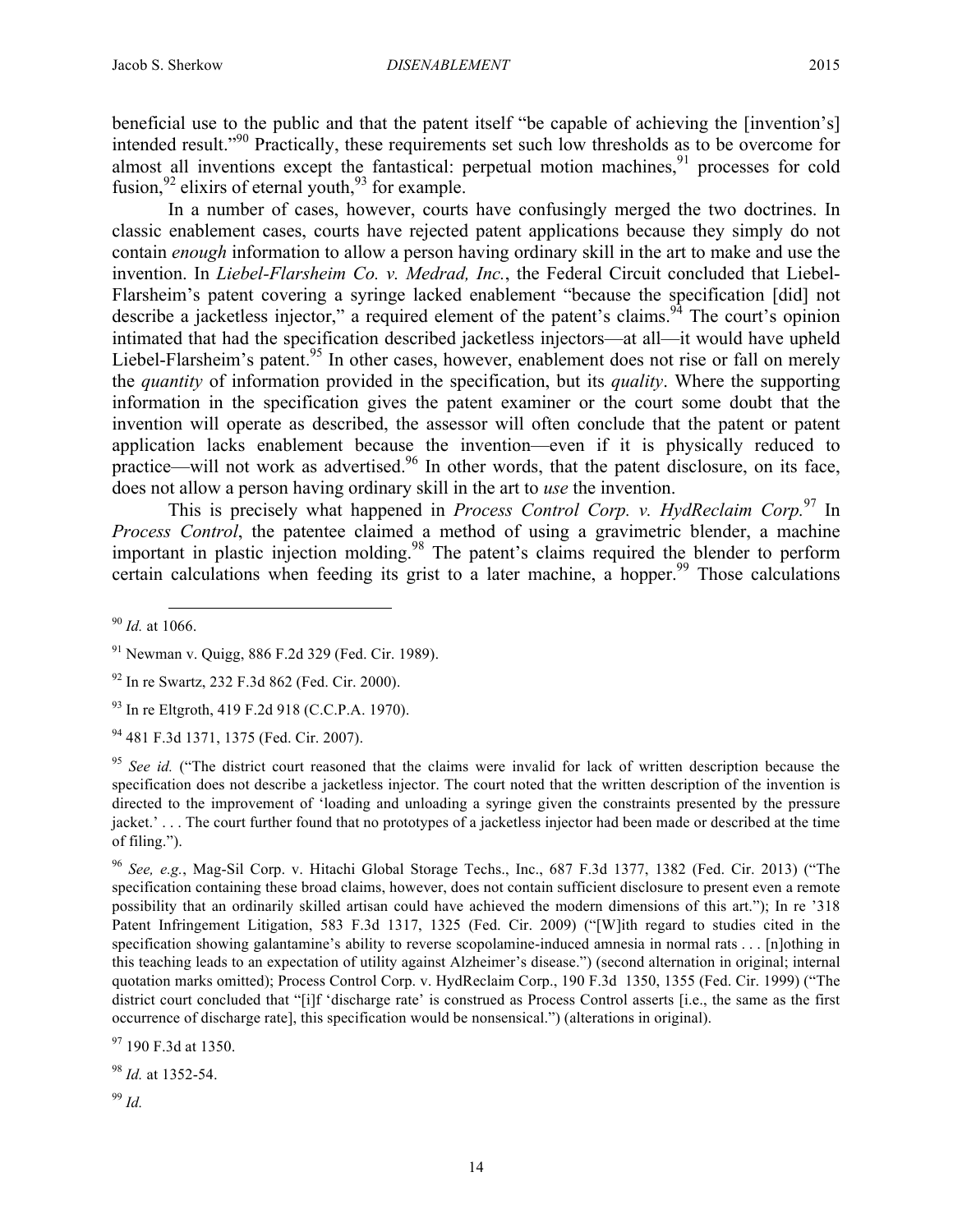beneficial use to the public and that the patent itself "be capable of achieving the [invention's] intended result."[90] Practically, these requirements set such low thresholds as to be overcome for almost all inventions except the fantastical: perpetual motion machines,[91] processes for cold fusion,[92] elixirs of eternal youth,[93] for example.

In a number of cases, however, courts have confusingly merged the two doctrines. In classic enablement cases, courts have rejected patent applications because they simply do not contain *enough* information to allow a person having ordinary skill in the art to make and use the invention. In *Liebel-Flarsheim Co. v. Medrad, Inc.*, the Federal Circuit concluded that Liebel-Flarsheim's patent covering a syringe lacked enablement "because the specification [did] not describe a jacketless injector," a required element of the patent's claims.[94] The court's opinion intimated that had the specification described jacketless injectors—at all—it would have upheld Liebel-Flarsheim's patent.[95] In other cases, however, enablement does not rise or fall on merely the *quantity* of information provided in the specification, but its *quality*. Where the supporting information in the specification gives the patent examiner or the court some doubt that the invention will operate as described, the assessor will often conclude that the patent or patent application lacks enablement because the invention—even if it is physically reduced to practice—will not work as advertised.[96] In other words, that the patent disclosure, on its face, does not allow a person having ordinary skill in the art to *use* the invention.

This is precisely what happened in *Process Control Corp. v. HydReclaim Corp.*[97] In *Process Control*, the patentee claimed a method of using a gravimetric blender, a machine important in plastic injection molding.[98] The patent's claims required the blender to perform certain calculations when feeding its grist to a later machine, a hopper.[99] Those calculations

---

[90] *Id.* at 1066.

[91] Newman v. Quigg, 886 F.2d 329 (Fed. Cir. 1989).

[92] In re Swartz, 232 F.3d 862 (Fed. Cir. 2000).

[93] In re Eltgroth, 419 F.2d 918 (C.C.P.A. 1970).

[94] 481 F.3d 1371, 1375 (Fed. Cir. 2007).

[95] *See id.* ("The district court reasoned that the claims were invalid for lack of written description because the specification does not describe a jacketless injector. The court noted that the written description of the invention is directed to the improvement of 'loading and unloading a syringe given the constraints presented by the pressure jacket.' . . . The court further found that no prototypes of a jacketless injector had been made or described at the time of filing.").

[96] *See, e.g.*, Mag-Sil Corp. v. Hitachi Global Storage Techs., Inc., 687 F.3d 1377, 1382 (Fed. Cir. 2013) ("The specification containing these broad claims, however, does not contain sufficient disclosure to present even a remote possibility that an ordinarily skilled artisan could have achieved the modern dimensions of this art."); In re '318 Patent Infringement Litigation, 583 F.3d 1317, 1325 (Fed. Cir. 2009) ("[W]ith regard to studies cited in the specification showing galantamine's ability to reverse scopolamine-induced amnesia in normal rats . . . [n]othing in this teaching leads to an expectation of utility against Alzheimer's disease.") (second alternation in original; internal quotation marks omitted); Process Control Corp. v. HydReclaim Corp., 190 F.3d 1350, 1355 (Fed. Cir. 1999) ("The district court concluded that "[i]f 'discharge rate' is construed as Process Control asserts [i.e., the same as the first occurrence of discharge rate], this specification would be nonsensical.") (alterations in original).

[97] 190 F.3d at 1350.

[98] *Id.* at 1352-54.

[99] *Id.*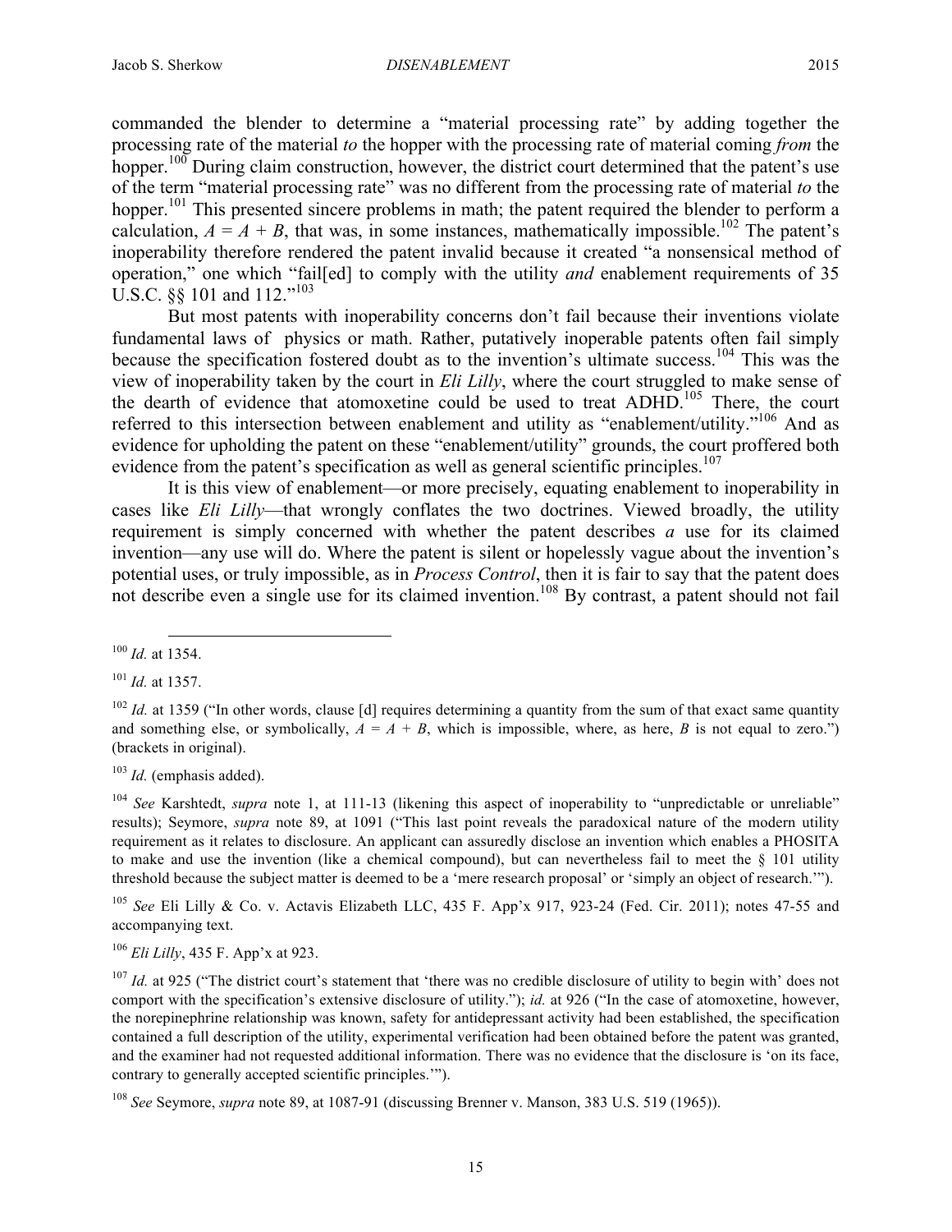commanded the blender to determine a "material processing rate" by adding together the processing rate of the material *to* the hopper with the processing rate of material coming *from* the hopper.[100] During claim construction, however, the district court determined that the patent's use of the term "material processing rate" was no different from the processing rate of material *to* the hopper.[101] This presented sincere problems in math; the patent required the blender to perform a calculation, $A = A + B$, that was, in some instances, mathematically impossible.[102] The patent's inoperability therefore rendered the patent invalid because it created "a nonsensical method of operation," one which "fail[ed] to comply with the utility *and* enablement requirements of 35 U.S.C. §§ 101 and 112."[103]

But most patents with inoperability concerns don't fail because their inventions violate fundamental laws of physics or math. Rather, putatively inoperable patents often fail simply because the specification fostered doubt as to the invention's ultimate success.[104] This was the view of inoperability taken by the court in *Eli Lilly*, where the court struggled to make sense of the dearth of evidence that atomoxetine could be used to treat ADHD.[105] There, the court referred to this intersection between enablement and utility as "enablement/utility."[106] And as evidence for upholding the patent on these "enablement/utility" grounds, the court proffered both evidence from the patent's specification as well as general scientific principles.[107]

It is this view of enablement—or more precisely, equating enablement to inoperability in cases like *Eli Lilly*—that wrongly conflates the two doctrines. Viewed broadly, the utility requirement is simply concerned with whether the patent describes *a* use for its claimed invention—any use will do. Where the patent is silent or hopelessly vague about the invention's potential uses, or truly impossible, as in *Process Control*, then it is fair to say that the patent does not describe even a single use for its claimed invention.[108] By contrast, a patent should not fail

---

[100] *Id.* at 1354.

[101] *Id.* at 1357.

[102] *Id.* at 1359 ("In other words, clause [d] requires determining a quantity from the sum of that exact same quantity and something else, or symbolically, $A = A + B$, which is impossible, where, as here, $B$ is not equal to zero.") (brackets in original).

[103] *Id.* (emphasis added).

[104] *See* Karshtedt, *supra* note 1, at 111-13 (likening this aspect of inoperability to "unpredictable or unreliable" results); Seymore, *supra* note 89, at 1091 ("This last point reveals the paradoxical nature of the modern utility requirement as it relates to disclosure. An applicant can assuredly disclose an invention which enables a PHOSITA to make and use the invention (like a chemical compound), but can nevertheless fail to meet the § 101 utility threshold because the subject matter is deemed to be a 'mere research proposal' or 'simply an object of research.'").

[105] *See* Eli Lilly & Co. v. Actavis Elizabeth LLC, 435 F. App'x 917, 923-24 (Fed. Cir. 2011); notes 47-55 and accompanying text.

[106] *Eli Lilly*, 435 F. App'x at 923.

[107] *Id.* at 925 ("The district court's statement that 'there was no credible disclosure of utility to begin with' does not comport with the specification's extensive disclosure of utility."); *id.* at 926 ("In the case of atomoxetine, however, the norepinephrine relationship was known, safety for antidepressant activity had been established, the specification contained a full description of the utility, experimental verification had been obtained before the patent was granted, and the examiner had not requested additional information. There was no evidence that the disclosure is 'on its face, contrary to generally accepted scientific principles.'").

[108] *See* Seymore, *supra* note 89, at 1087-91 (discussing Brenner v. Manson, 383 U.S. 519 (1965)).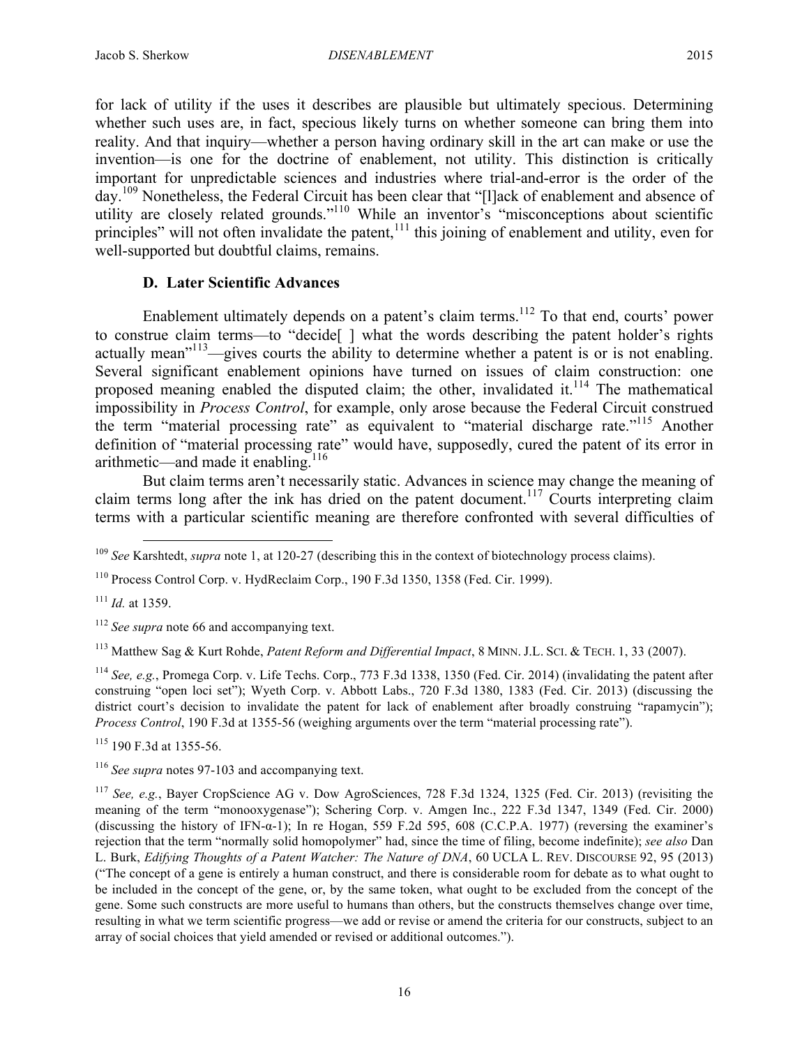for lack of utility if the uses it describes are plausible but ultimately specious. Determining whether such uses are, in fact, specious likely turns on whether someone can bring them into reality. And that inquiry—whether a person having ordinary skill in the art can make or use the invention—is one for the doctrine of enablement, not utility. This distinction is critically important for unpredictable sciences and industries where trial-and-error is the order of the day.[109] Nonetheless, the Federal Circuit has been clear that "[l]ack of enablement and absence of utility are closely related grounds."[110] While an inventor's "misconceptions about scientific principles" will not often invalidate the patent,[111] this joining of enablement and utility, even for well-supported but doubtful claims, remains.

### D. Later Scientific Advances

Enablement ultimately depends on a patent's claim terms.[112] To that end, courts' power to construe claim terms—to "decide[ ] what the words describing the patent holder's rights actually mean"[113]—gives courts the ability to determine whether a patent is or is not enabling. Several significant enablement opinions have turned on issues of claim construction: one proposed meaning enabled the disputed claim; the other, invalidated it.[114] The mathematical impossibility in *Process Control*, for example, only arose because the Federal Circuit construed the term "material processing rate" as equivalent to "material discharge rate."[115] Another definition of "material processing rate" would have, supposedly, cured the patent of its error in arithmetic—and made it enabling.[116]

But claim terms aren't necessarily static. Advances in science may change the meaning of claim terms long after the ink has dried on the patent document.[117] Courts interpreting claim terms with a particular scientific meaning are therefore confronted with several difficulties of

---

[109] *See* Karshtedt, *supra* note 1, at 120-27 (describing this in the context of biotechnology process claims).

[110] Process Control Corp. v. HydReclaim Corp., 190 F.3d 1350, 1358 (Fed. Cir. 1999).

[111] *Id.* at 1359.

[112] *See supra* note 66 and accompanying text.

[113] Matthew Sag & Kurt Rohde, *Patent Reform and Differential Impact*, 8 MINN. J.L. SCI. & TECH. 1, 33 (2007).

[114] *See, e.g.*, Promega Corp. v. Life Techs. Corp., 773 F.3d 1338, 1350 (Fed. Cir. 2014) (invalidating the patent after construing "open loci set"); Wyeth Corp. v. Abbott Labs., 720 F.3d 1380, 1383 (Fed. Cir. 2013) (discussing the district court's decision to invalidate the patent for lack of enablement after broadly construing "rapamycin"); *Process Control*, 190 F.3d at 1355-56 (weighing arguments over the term "material processing rate").

[115] 190 F.3d at 1355-56.

[116] *See supra* notes 97-103 and accompanying text.

[117] *See, e.g.*, Bayer CropScience AG v. Dow AgroSciences, 728 F.3d 1324, 1325 (Fed. Cir. 2013) (revisiting the meaning of the term "monooxygenase"); Schering Corp. v. Amgen Inc., 222 F.3d 1347, 1349 (Fed. Cir. 2000) (discussing the history of IFN-α-1); In re Hogan, 559 F.2d 595, 608 (C.C.P.A. 1977) (reversing the examiner's rejection that the term "normally solid homopolymer" had, since the time of filing, become indefinite); *see also* Dan L. Burk, *Edifying Thoughts of a Patent Watcher: The Nature of DNA*, 60 UCLA L. REV. DISCOURSE 92, 95 (2013) ("The concept of a gene is entirely a human construct, and there is considerable room for debate as to what ought to be included in the concept of the gene, or, by the same token, what ought to be excluded from the concept of the gene. Some such constructs are more useful to humans than others, but the constructs themselves change over time, resulting in what we term scientific progress—we add or revise or amend the criteria for our constructs, subject to an array of social choices that yield amended or revised or additional outcomes.").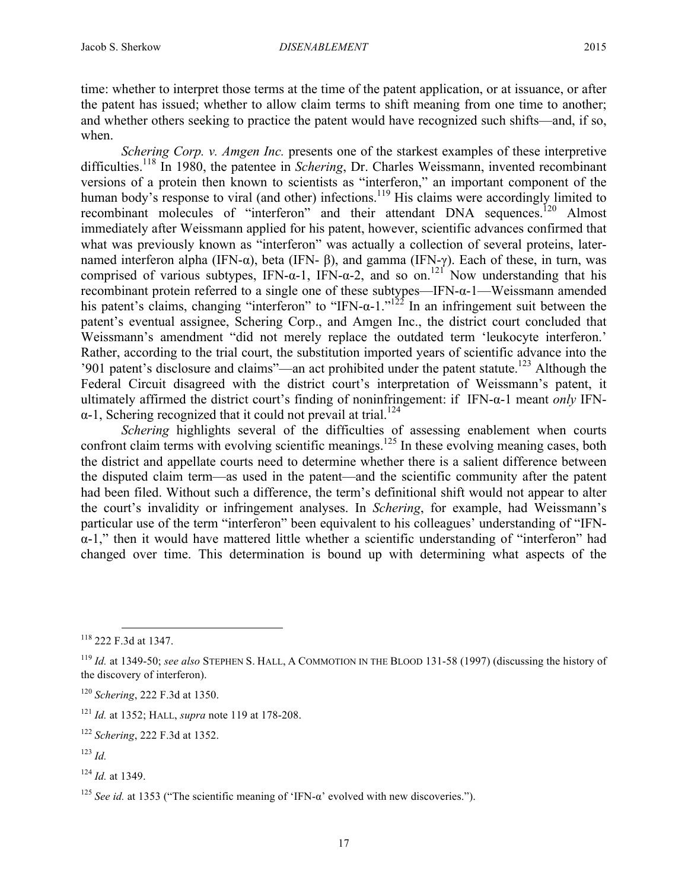time: whether to interpret those terms at the time of the patent application, or at issuance, or after the patent has issued; whether to allow claim terms to shift meaning from one time to another; and whether others seeking to practice the patent would have recognized such shifts—and, if so, when.

*Schering Corp. v. Amgen Inc.* presents one of the starkest examples of these interpretive difficulties.[118] In 1980, the patentee in *Schering*, Dr. Charles Weissmann, invented recombinant versions of a protein then known to scientists as "interferon," an important component of the human body's response to viral (and other) infections.[119] His claims were accordingly limited to recombinant molecules of "interferon" and their attendant DNA sequences.[120] Almost immediately after Weissmann applied for his patent, however, scientific advances confirmed that what was previously known as "interferon" was actually a collection of several proteins, later-named interferon alpha (IFN-α), beta (IFN- β), and gamma (IFN-γ). Each of these, in turn, was comprised of various subtypes, IFN-α-1, IFN-α-2, and so on.[121] Now understanding that his recombinant protein referred to a single one of these subtypes—IFN-α-1—Weissmann amended his patent's claims, changing "interferon" to "IFN-α-1."[122] In an infringement suit between the patent's eventual assignee, Schering Corp., and Amgen Inc., the district court concluded that Weissmann's amendment "did not merely replace the outdated term 'leukocyte interferon.' Rather, according to the trial court, the substitution imported years of scientific advance into the '901 patent's disclosure and claims"—an act prohibited under the patent statute.[123] Although the Federal Circuit disagreed with the district court's interpretation of Weissmann's patent, it ultimately affirmed the district court's finding of noninfringement: if IFN-α-1 meant *only* IFN-α-1, Schering recognized that it could not prevail at trial.[124]

*Schering* highlights several of the difficulties of assessing enablement when courts confront claim terms with evolving scientific meanings.[125] In these evolving meaning cases, both the district and appellate courts need to determine whether there is a salient difference between the disputed claim term—as used in the patent—and the scientific community after the patent had been filed. Without such a difference, the term's definitional shift would not appear to alter the court's invalidity or infringement analyses. In *Schering*, for example, had Weissmann's particular use of the term "interferon" been equivalent to his colleagues' understanding of "IFN-α-1," then it would have mattered little whether a scientific understanding of "interferon" had changed over time. This determination is bound up with determining what aspects of the

---

[118] 222 F.3d at 1347.

[119] *Id.* at 1349-50; *see also* Stephen S. Hall, A Commotion in the Blood 131-58 (1997) (discussing the history of the discovery of interferon).

[120] *Schering*, 222 F.3d at 1350.

[121] *Id.* at 1352; Hall, *supra* note 119 at 178-208.

[122] *Schering*, 222 F.3d at 1352.

[123] *Id.*

[124] *Id.* at 1349.

[125] *See id.* at 1353 ("The scientific meaning of 'IFN-α' evolved with new discoveries.").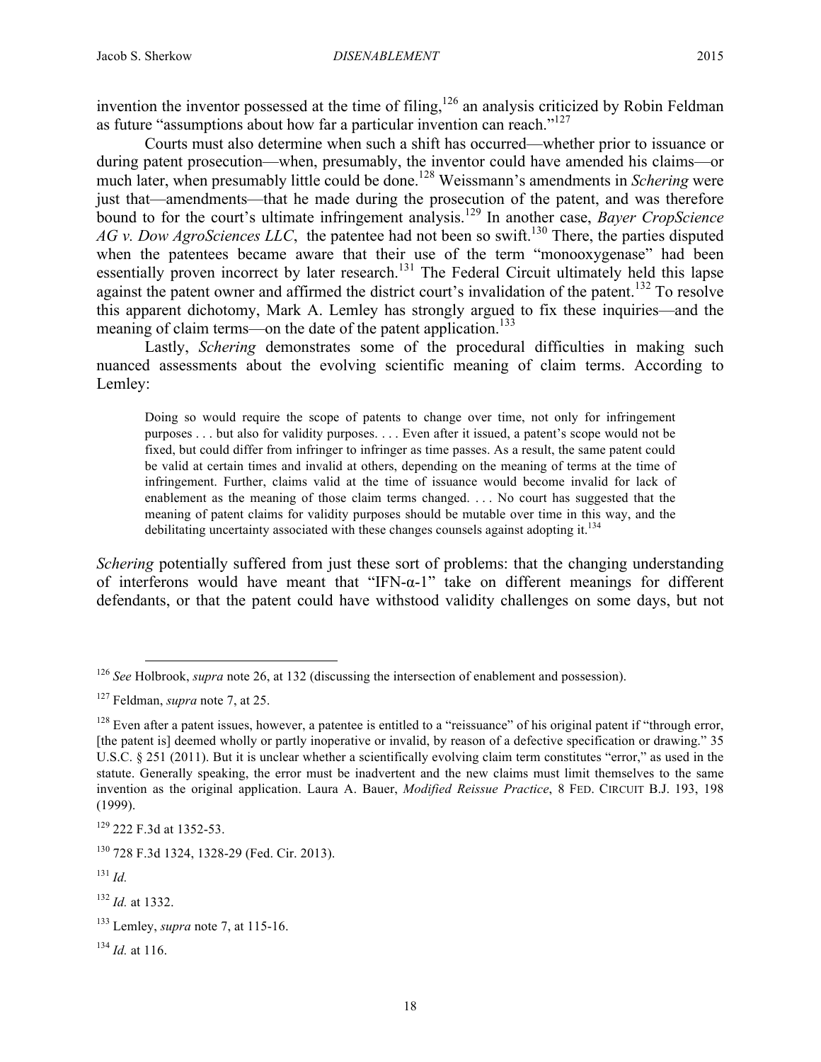invention the inventor possessed at the time of filing,[126] an analysis criticized by Robin Feldman as future "assumptions about how far a particular invention can reach."[127]

Courts must also determine when such a shift has occurred—whether prior to issuance or during patent prosecution—when, presumably, the inventor could have amended his claims—or much later, when presumably little could be done.[128] Weissmann's amendments in *Schering* were just that—amendments—that he made during the prosecution of the patent, and was therefore bound to for the court's ultimate infringement analysis.[129] In another case, *Bayer CropScience AG v. Dow AgroSciences LLC*, the patentee had not been so swift.[130] There, the parties disputed when the patentees became aware that their use of the term "monooxygenase" had been essentially proven incorrect by later research.[131] The Federal Circuit ultimately held this lapse against the patent owner and affirmed the district court's invalidation of the patent.[132] To resolve this apparent dichotomy, Mark A. Lemley has strongly argued to fix these inquiries—and the meaning of claim terms—on the date of the patent application.[133]

Lastly, *Schering* demonstrates some of the procedural difficulties in making such nuanced assessments about the evolving scientific meaning of claim terms. According to Lemley:

> Doing so would require the scope of patents to change over time, not only for infringement purposes . . . but also for validity purposes. . . . Even after it issued, a patent's scope would not be fixed, but could differ from infringer to infringer as time passes. As a result, the same patent could be valid at certain times and invalid at others, depending on the meaning of terms at the time of infringement. Further, claims valid at the time of issuance would become invalid for lack of enablement as the meaning of those claim terms changed. . . . No court has suggested that the meaning of patent claims for validity purposes should be mutable over time in this way, and the debilitating uncertainty associated with these changes counsels against adopting it.[134]

*Schering* potentially suffered from just these sort of problems: that the changing understanding of interferons would have meant that "IFN-α-1" take on different meanings for different defendants, or that the patent could have withstood validity challenges on some days, but not

---

[126] *See* Holbrook, *supra* note 26, at 132 (discussing the intersection of enablement and possession).

[127] Feldman, *supra* note 7, at 25.

[128] Even after a patent issues, however, a patentee is entitled to a "reissuance" of his original patent if "through error, [the patent is] deemed wholly or partly inoperative or invalid, by reason of a defective specification or drawing." 35 U.S.C. § 251 (2011). But it is unclear whether a scientifically evolving claim term constitutes "error," as used in the statute. Generally speaking, the error must be inadvertent and the new claims must limit themselves to the same invention as the original application. Laura A. Bauer, *Modified Reissue Practice*, 8 FED. CIRCUIT B.J. 193, 198 (1999).

[129] 222 F.3d at 1352-53.

[130] 728 F.3d 1324, 1328-29 (Fed. Cir. 2013).

[131] *Id.*

[132] *Id.* at 1332.

[133] Lemley, *supra* note 7, at 115-16.

[134] *Id.* at 116.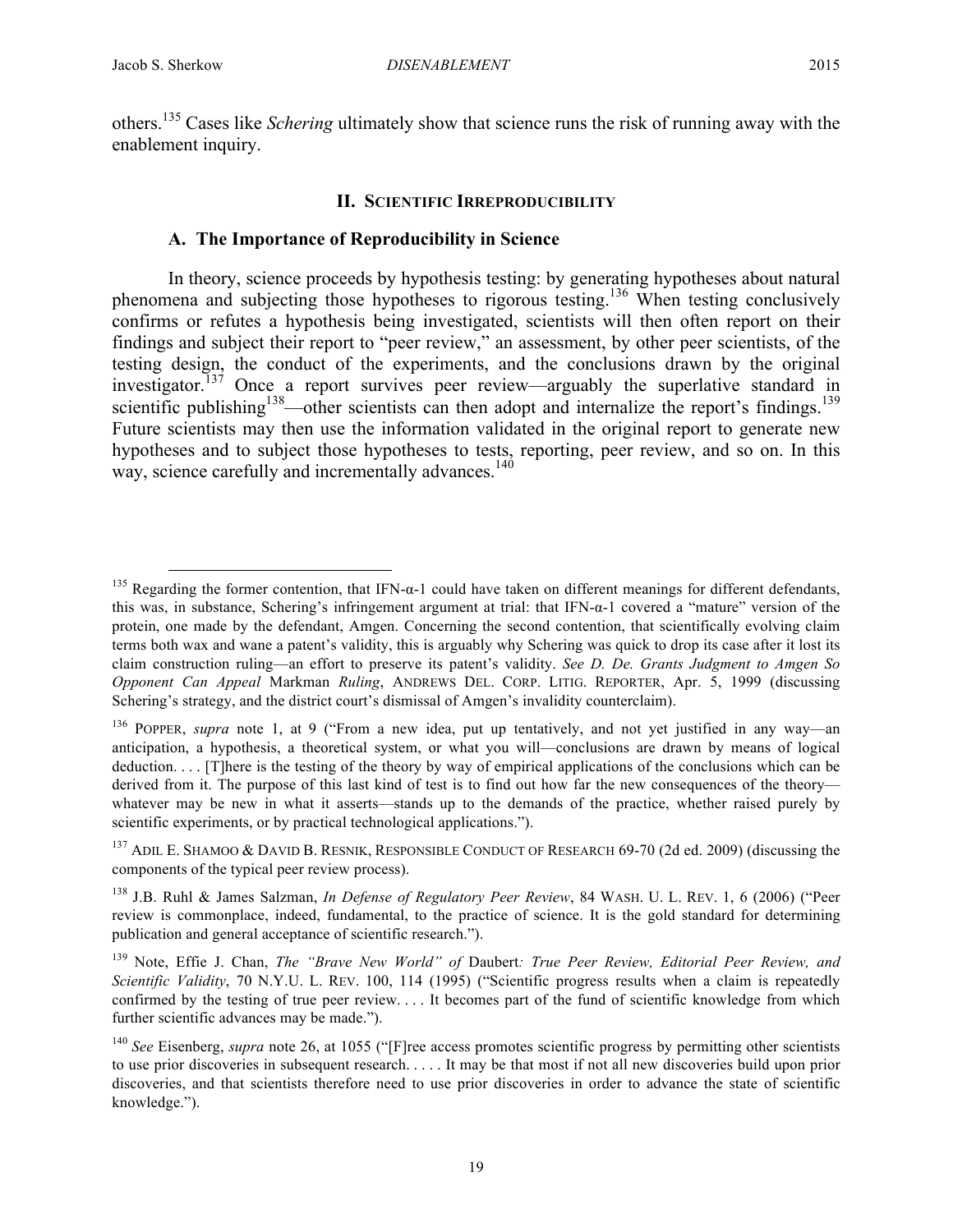others.[135] Cases like *Schering* ultimately show that science runs the risk of running away with the enablement inquiry.

## II. Scientific Irreproducibility

### A. The Importance of Reproducibility in Science

In theory, science proceeds by hypothesis testing: by generating hypotheses about natural phenomena and subjecting those hypotheses to rigorous testing.[136] When testing conclusively confirms or refutes a hypothesis being investigated, scientists will then often report on their findings and subject their report to "peer review," an assessment, by other peer scientists, of the testing design, the conduct of the experiments, and the conclusions drawn by the original investigator.[137] Once a report survives peer review—arguably the superlative standard in scientific publishing[138]—other scientists can then adopt and internalize the report's findings.[139] Future scientists may then use the information validated in the original report to generate new hypotheses and to subject those hypotheses to tests, reporting, peer review, and so on. In this way, science carefully and incrementally advances.[140]

---

[135] Regarding the former contention, that IFN-α-1 could have taken on different meanings for different defendants, this was, in substance, Schering's infringement argument at trial: that IFN-α-1 covered a "mature" version of the protein, one made by the defendant, Amgen. Concerning the second contention, that scientifically evolving claim terms both wax and wane a patent's validity, this is arguably why Schering was quick to drop its case after it lost its claim construction ruling—an effort to preserve its patent's validity. *See D. De. Grants Judgment to Amgen So Opponent Can Appeal* Markman *Ruling*, ANDREWS DEL. CORP. LITIG. REPORTER, Apr. 5, 1999 (discussing Schering's strategy, and the district court's dismissal of Amgen's invalidity counterclaim).

[136] POPPER, *supra* note 1, at 9 ("From a new idea, put up tentatively, and not yet justified in any way—an anticipation, a hypothesis, a theoretical system, or what you will—conclusions are drawn by means of logical deduction. . . . [T]here is the testing of the theory by way of empirical applications of the conclusions which can be derived from it. The purpose of this last kind of test is to find out how far the new consequences of the theory—whatever may be new in what it asserts—stands up to the demands of the practice, whether raised purely by scientific experiments, or by practical technological applications.").

[137] ADIL E. SHAMOO & DAVID B. RESNIK, RESPONSIBLE CONDUCT OF RESEARCH 69-70 (2d ed. 2009) (discussing the components of the typical peer review process).

[138] J.B. Ruhl & James Salzman, *In Defense of Regulatory Peer Review*, 84 WASH. U. L. REV. 1, 6 (2006) ("Peer review is commonplace, indeed, fundamental, to the practice of science. It is the gold standard for determining publication and general acceptance of scientific research.").

[139] Note, Effie J. Chan, *The "Brave New World" of* Daubert*: True Peer Review, Editorial Peer Review, and Scientific Validity*, 70 N.Y.U. L. REV. 100, 114 (1995) ("Scientific progress results when a claim is repeatedly confirmed by the testing of true peer review. . . . It becomes part of the fund of scientific knowledge from which further scientific advances may be made.").

[140] *See* Eisenberg, *supra* note 26, at 1055 ("[F]ree access promotes scientific progress by permitting other scientists to use prior discoveries in subsequent research. . . . . It may be that most if not all new discoveries build upon prior discoveries, and that scientists therefore need to use prior discoveries in order to advance the state of scientific knowledge.").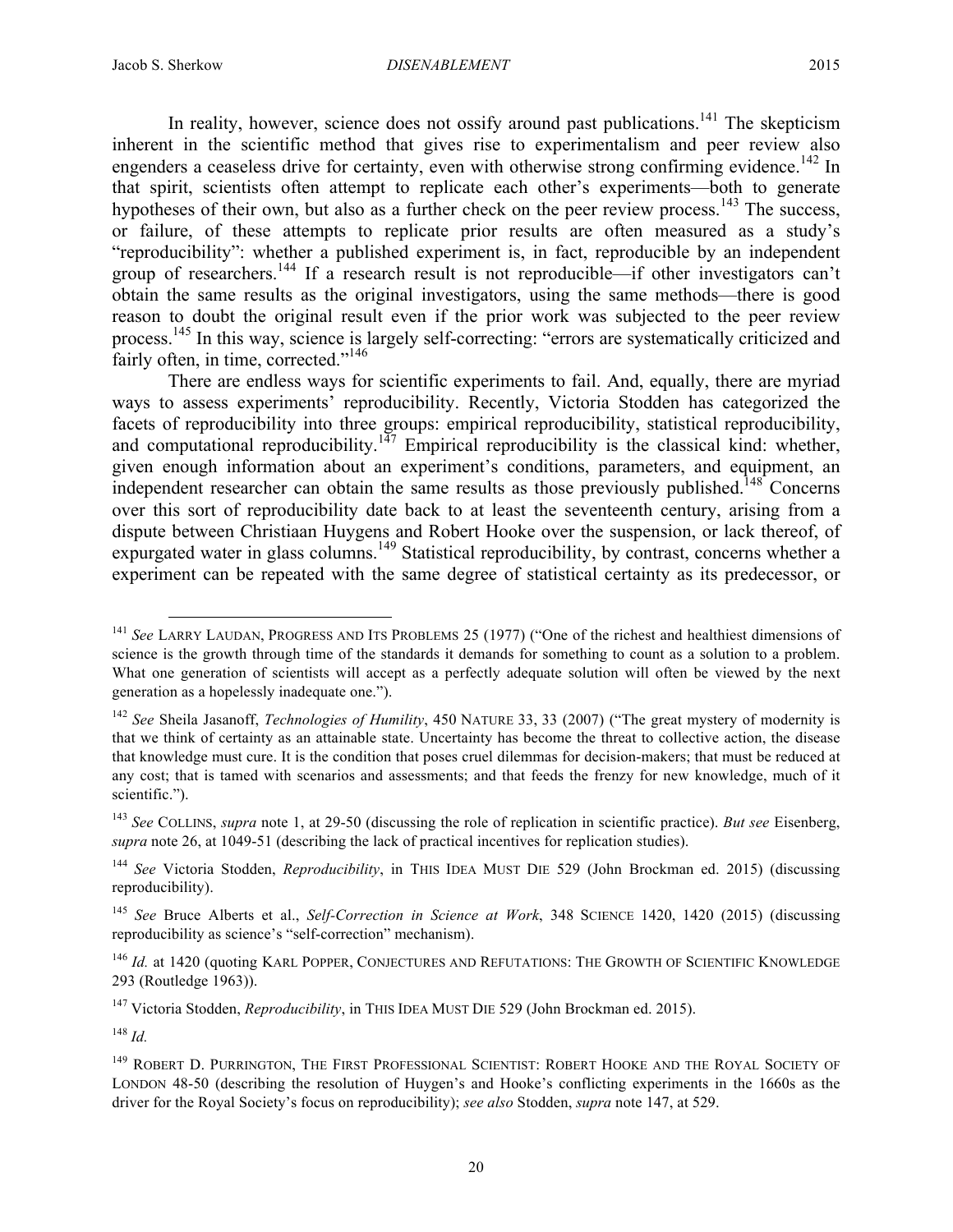In reality, however, science does not ossify around past publications.[141] The skepticism inherent in the scientific method that gives rise to experimentalism and peer review also engenders a ceaseless drive for certainty, even with otherwise strong confirming evidence.[142] In that spirit, scientists often attempt to replicate each other's experiments—both to generate hypotheses of their own, but also as a further check on the peer review process.[143] The success, or failure, of these attempts to replicate prior results are often measured as a study's "reproducibility": whether a published experiment is, in fact, reproducible by an independent group of researchers.[144] If a research result is not reproducible—if other investigators can't obtain the same results as the original investigators, using the same methods—there is good reason to doubt the original result even if the prior work was subjected to the peer review process.[145] In this way, science is largely self-correcting: "errors are systematically criticized and fairly often, in time, corrected."[146]

There are endless ways for scientific experiments to fail. And, equally, there are myriad ways to assess experiments' reproducibility. Recently, Victoria Stodden has categorized the facets of reproducibility into three groups: empirical reproducibility, statistical reproducibility, and computational reproducibility.[147] Empirical reproducibility is the classical kind: whether, given enough information about an experiment's conditions, parameters, and equipment, an independent researcher can obtain the same results as those previously published.[148] Concerns over this sort of reproducibility date back to at least the seventeenth century, arising from a dispute between Christiaan Huygens and Robert Hooke over the suspension, or lack thereof, of expurgated water in glass columns.[149] Statistical reproducibility, by contrast, concerns whether a experiment can be repeated with the same degree of statistical certainty as its predecessor, or

---

[141] *See* LARRY LAUDAN, PROGRESS AND ITS PROBLEMS 25 (1977) ("One of the richest and healthiest dimensions of science is the growth through time of the standards it demands for something to count as a solution to a problem. What one generation of scientists will accept as a perfectly adequate solution will often be viewed by the next generation as a hopelessly inadequate one.").

[142] *See* Sheila Jasanoff, *Technologies of Humility*, 450 NATURE 33, 33 (2007) ("The great mystery of modernity is that we think of certainty as an attainable state. Uncertainty has become the threat to collective action, the disease that knowledge must cure. It is the condition that poses cruel dilemmas for decision-makers; that must be reduced at any cost; that is tamed with scenarios and assessments; and that feeds the frenzy for new knowledge, much of it scientific.").

[143] *See* COLLINS, *supra* note 1, at 29-50 (discussing the role of replication in scientific practice). *But see* Eisenberg, *supra* note 26, at 1049-51 (describing the lack of practical incentives for replication studies).

[144] *See* Victoria Stodden, *Reproducibility*, in THIS IDEA MUST DIE 529 (John Brockman ed. 2015) (discussing reproducibility).

[145] *See* Bruce Alberts et al., *Self-Correction in Science at Work*, 348 SCIENCE 1420, 1420 (2015) (discussing reproducibility as science's "self-correction" mechanism).

[146] *Id.* at 1420 (quoting KARL POPPER, CONJECTURES AND REFUTATIONS: THE GROWTH OF SCIENTIFIC KNOWLEDGE 293 (Routledge 1963)).

[147] Victoria Stodden, *Reproducibility*, in THIS IDEA MUST DIE 529 (John Brockman ed. 2015).

[148] *Id.*

[149] ROBERT D. PURRINGTON, THE FIRST PROFESSIONAL SCIENTIST: ROBERT HOOKE AND THE ROYAL SOCIETY OF LONDON 48-50 (describing the resolution of Huygen's and Hooke's conflicting experiments in the 1660s as the driver for the Royal Society's focus on reproducibility); *see also* Stodden, *supra* note 147, at 529.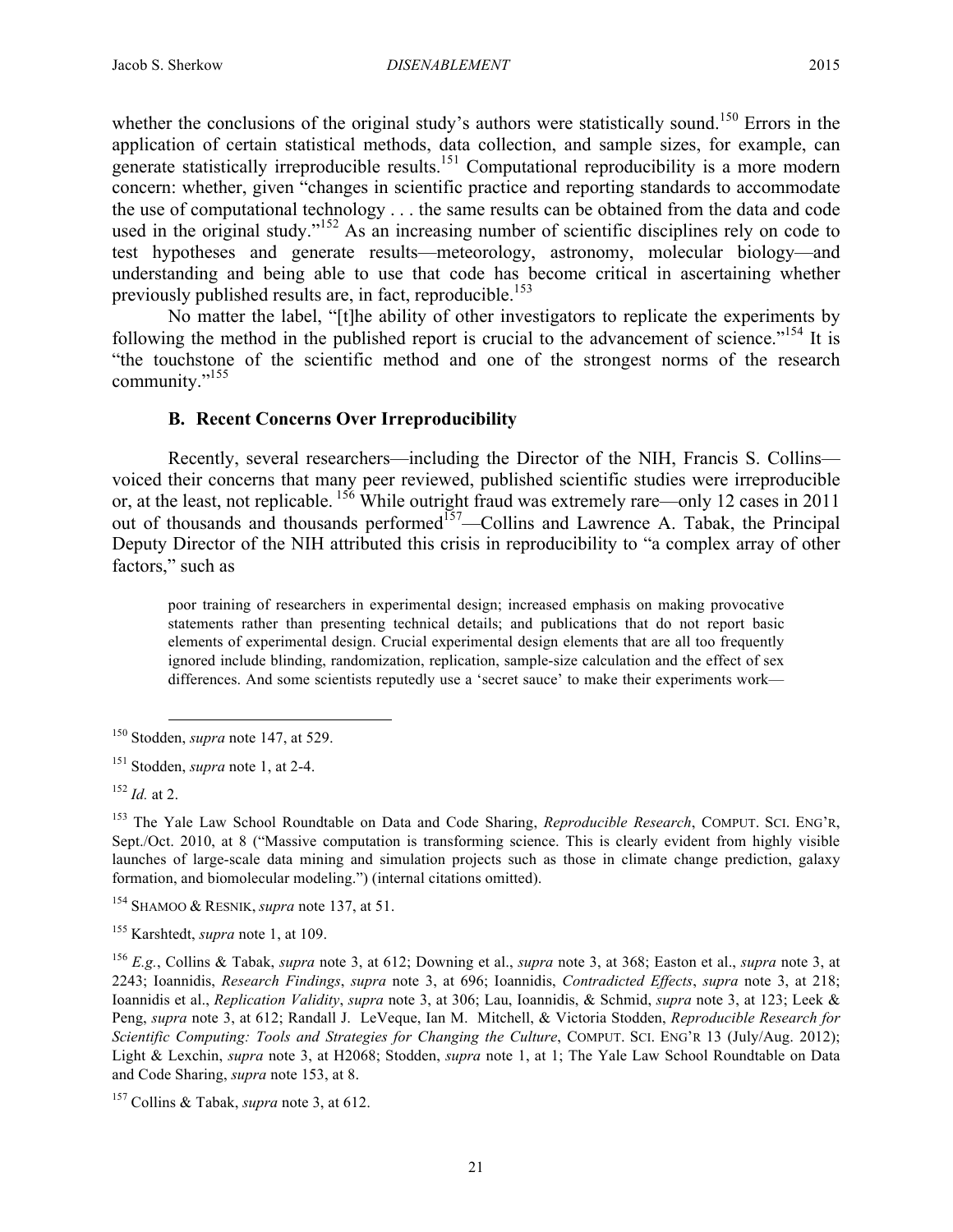whether the conclusions of the original study's authors were statistically sound.[150] Errors in the application of certain statistical methods, data collection, and sample sizes, for example, can generate statistically irreproducible results.[151] Computational reproducibility is a more modern concern: whether, given "changes in scientific practice and reporting standards to accommodate the use of computational technology . . . the same results can be obtained from the data and code used in the original study."[152] As an increasing number of scientific disciplines rely on code to test hypotheses and generate results—meteorology, astronomy, molecular biology—and understanding and being able to use that code has become critical in ascertaining whether previously published results are, in fact, reproducible.[153]

No matter the label, "[t]he ability of other investigators to replicate the experiments by following the method in the published report is crucial to the advancement of science."[154] It is "the touchstone of the scientific method and one of the strongest norms of the research community."[155]

### B. Recent Concerns Over Irreproducibility

Recently, several researchers—including the Director of the NIH, Francis S. Collins—voiced their concerns that many peer reviewed, published scientific studies were irreproducible or, at the least, not replicable.[156] While outright fraud was extremely rare—only 12 cases in 2011 out of thousands and thousands performed[157]—Collins and Lawrence A. Tabak, the Principal Deputy Director of the NIH attributed this crisis in reproducibility to "a complex array of other factors," such as

> poor training of researchers in experimental design; increased emphasis on making provocative statements rather than presenting technical details; and publications that do not report basic elements of experimental design. Crucial experimental design elements that are all too frequently ignored include blinding, randomization, replication, sample-size calculation and the effect of sex differences. And some scientists reputedly use a 'secret sauce' to make their experiments work—

---

[150] Stodden, *supra* note 147, at 529.

[151] Stodden, *supra* note 1, at 2-4.

[152] *Id.* at 2.

[153] The Yale Law School Roundtable on Data and Code Sharing, *Reproducible Research*, COMPUT. SCI. ENG'R, Sept./Oct. 2010, at 8 ("Massive computation is transforming science. This is clearly evident from highly visible launches of large-scale data mining and simulation projects such as those in climate change prediction, galaxy formation, and biomolecular modeling.") (internal citations omitted).

[154] SHAMOO & RESNIK, *supra* note 137, at 51.

[155] Karshtedt, *supra* note 1, at 109.

[156] *E.g.*, Collins & Tabak, *supra* note 3, at 612; Downing et al., *supra* note 3, at 368; Easton et al., *supra* note 3, at 2243; Ioannidis, *Research Findings*, *supra* note 3, at 696; Ioannidis, *Contradicted Effects*, *supra* note 3, at 218; Ioannidis et al., *Replication Validity*, *supra* note 3, at 306; Lau, Ioannidis, & Schmid, *supra* note 3, at 123; Leek & Peng, *supra* note 3, at 612; Randall J. LeVeque, Ian M. Mitchell, & Victoria Stodden, *Reproducible Research for Scientific Computing: Tools and Strategies for Changing the Culture*, COMPUT. SCI. ENG'R 13 (July/Aug. 2012); Light & Lexchin, *supra* note 3, at H2068; Stodden, *supra* note 1, at 1; The Yale Law School Roundtable on Data and Code Sharing, *supra* note 153, at 8.

[157] Collins & Tabak, *supra* note 3, at 612.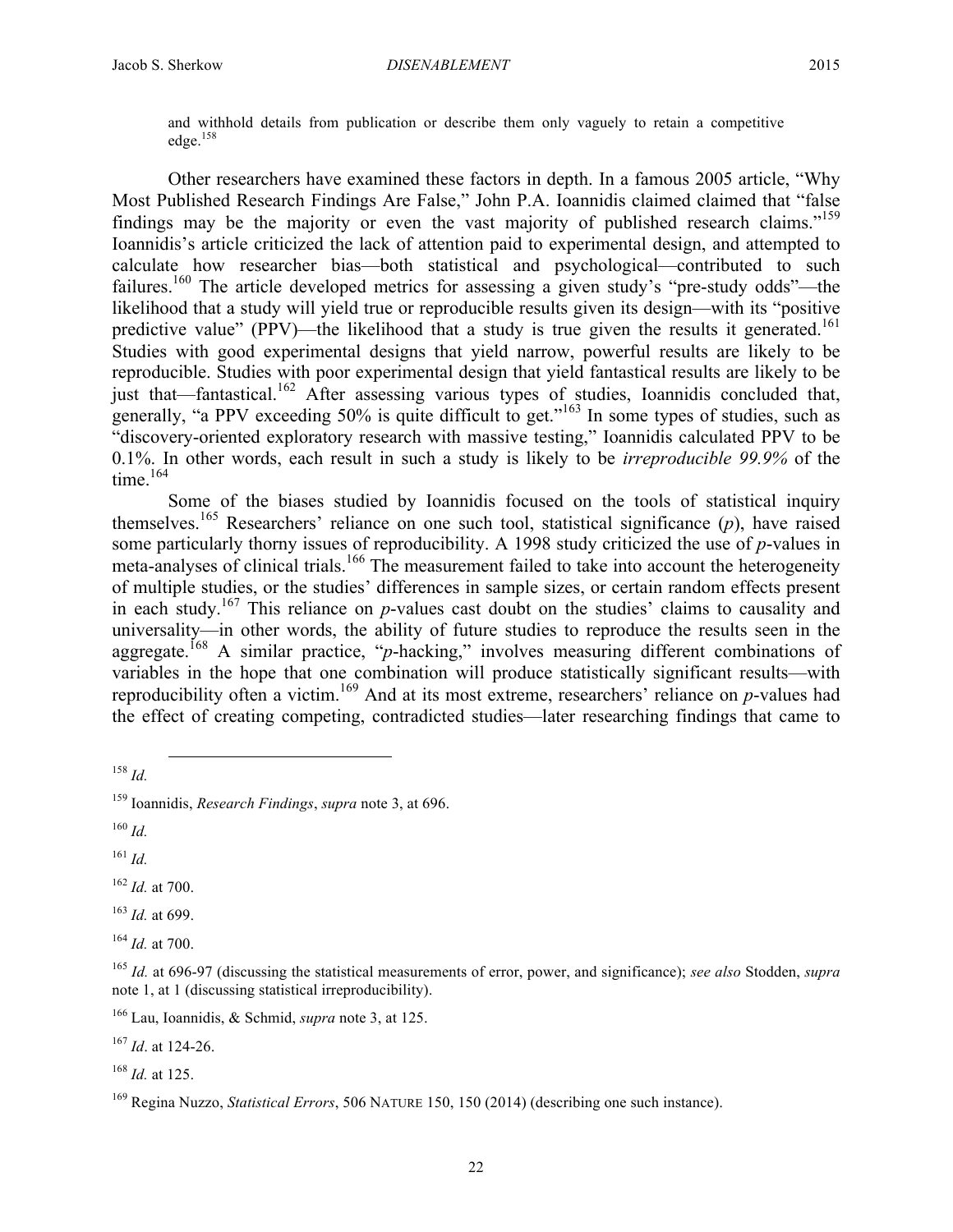and withhold details from publication or describe them only vaguely to retain a competitive edge.[158]

Other researchers have examined these factors in depth. In a famous 2005 article, "Why Most Published Research Findings Are False," John P.A. Ioannidis claimed claimed that "false findings may be the majority or even the vast majority of published research claims."[159] Ioannidis's article criticized the lack of attention paid to experimental design, and attempted to calculate how researcher bias—both statistical and psychological—contributed to such failures.[160] The article developed metrics for assessing a given study's "pre-study odds"—the likelihood that a study will yield true or reproducible results given its design—with its "positive predictive value" (PPV)—the likelihood that a study is true given the results it generated.[161] Studies with good experimental designs that yield narrow, powerful results are likely to be reproducible. Studies with poor experimental design that yield fantastical results are likely to be just that—fantastical.[162] After assessing various types of studies, Ioannidis concluded that, generally, "a PPV exceeding 50% is quite difficult to get."[163] In some types of studies, such as "discovery-oriented exploratory research with massive testing," Ioannidis calculated PPV to be 0.1%. In other words, each result in such a study is likely to be *irreproducible 99.9%* of the time.[164]

Some of the biases studied by Ioannidis focused on the tools of statistical inquiry themselves.[165] Researchers' reliance on one such tool, statistical significance (*p*), have raised some particularly thorny issues of reproducibility. A 1998 study criticized the use of *p*-values in meta-analyses of clinical trials.[166] The measurement failed to take into account the heterogeneity of multiple studies, or the studies' differences in sample sizes, or certain random effects present in each study.[167] This reliance on *p*-values cast doubt on the studies' claims to causality and universality—in other words, the ability of future studies to reproduce the results seen in the aggregate.[168] A similar practice, "*p*-hacking," involves measuring different combinations of variables in the hope that one combination will produce statistically significant results—with reproducibility often a victim.[169] And at its most extreme, researchers' reliance on *p*-values had the effect of creating competing, contradicted studies—later researching findings that came to

---

[158] *Id.*

[159] Ioannidis, *Research Findings*, *supra* note 3, at 696.

[160] *Id.*

[161] *Id.*

[162] *Id.* at 700.

[163] *Id.* at 699.

[164] *Id.* at 700.

[165] *Id.* at 696-97 (discussing the statistical measurements of error, power, and significance); *see also* Stodden, *supra* note 1, at 1 (discussing statistical irreproducibility).

[166] Lau, Ioannidis, & Schmid, *supra* note 3, at 125.

[167] *Id*. at 124-26.

[168] *Id.* at 125.

[169] Regina Nuzzo, *Statistical Errors*, 506 NATURE 150, 150 (2014) (describing one such instance).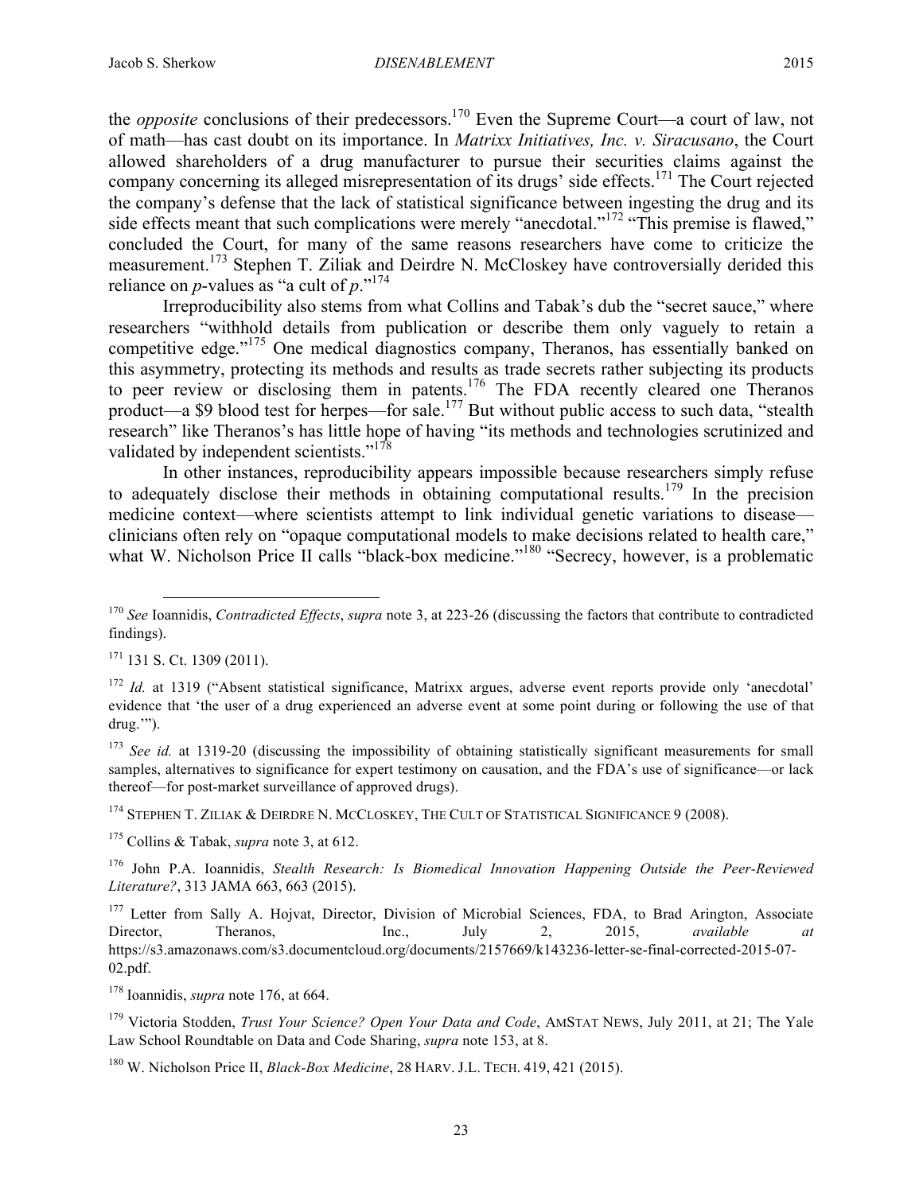the *opposite* conclusions of their predecessors.[170] Even the Supreme Court—a court of law, not of math—has cast doubt on its importance. In *Matrixx Initiatives, Inc. v. Siracusano*, the Court allowed shareholders of a drug manufacturer to pursue their securities claims against the company concerning its alleged misrepresentation of its drugs' side effects.[171] The Court rejected the company's defense that the lack of statistical significance between ingesting the drug and its side effects meant that such complications were merely "anecdotal."[172] "This premise is flawed," concluded the Court, for many of the same reasons researchers have come to criticize the measurement.[173] Stephen T. Ziliak and Deirdre N. McCloskey have controversially derided this reliance on *p*-values as "a cult of *p*."[174]

Irreproducibility also stems from what Collins and Tabak's dub the "secret sauce," where researchers "withhold details from publication or describe them only vaguely to retain a competitive edge."[175] One medical diagnostics company, Theranos, has essentially banked on this asymmetry, protecting its methods and results as trade secrets rather subjecting its products to peer review or disclosing them in patents.[176] The FDA recently cleared one Theranos product—a $9 blood test for herpes—for sale.[177] But without public access to such data, "stealth research" like Theranos's has little hope of having "its methods and technologies scrutinized and validated by independent scientists."[178]

In other instances, reproducibility appears impossible because researchers simply refuse to adequately disclose their methods in obtaining computational results.[179] In the precision medicine context—where scientists attempt to link individual genetic variations to disease—clinicians often rely on "opaque computational models to make decisions related to health care," what W. Nicholson Price II calls "black-box medicine."[180] "Secrecy, however, is a problematic

---

[170] *See* Ioannidis, *Contradicted Effects*, *supra* note 3, at 223-26 (discussing the factors that contribute to contradicted findings).

[171] 131 S. Ct. 1309 (2011).

[172] *Id.* at 1319 ("Absent statistical significance, Matrixx argues, adverse event reports provide only 'anecdotal' evidence that 'the user of a drug experienced an adverse event at some point during or following the use of that drug.'").

[173] *See id.* at 1319-20 (discussing the impossibility of obtaining statistically significant measurements for small samples, alternatives to significance for expert testimony on causation, and the FDA's use of significance—or lack thereof—for post-market surveillance of approved drugs).

[174] STEPHEN T. ZILIAK & DEIRDRE N. MCCLOSKEY, THE CULT OF STATISTICAL SIGNIFICANCE 9 (2008).

[175] Collins & Tabak, *supra* note 3, at 612.

[176] John P.A. Ioannidis, *Stealth Research: Is Biomedical Innovation Happening Outside the Peer-Reviewed Literature?*, 313 JAMA 663, 663 (2015).

[177] Letter from Sally A. Hojvat, Director, Division of Microbial Sciences, FDA, to Brad Arington, Associate Director, Theranos, Inc., July 2, 2015, *available at* https://s3.amazonaws.com/s3.documentcloud.org/documents/2157669/k143236-letter-se-final-corrected-2015-07-02.pdf.

[178] Ioannidis, *supra* note 176, at 664.

[179] Victoria Stodden, *Trust Your Science? Open Your Data and Code*, AMSTAT NEWS, July 2011, at 21; The Yale Law School Roundtable on Data and Code Sharing, *supra* note 153, at 8.

[180] W. Nicholson Price II, *Black-Box Medicine*, 28 HARV. J.L. TECH. 419, 421 (2015).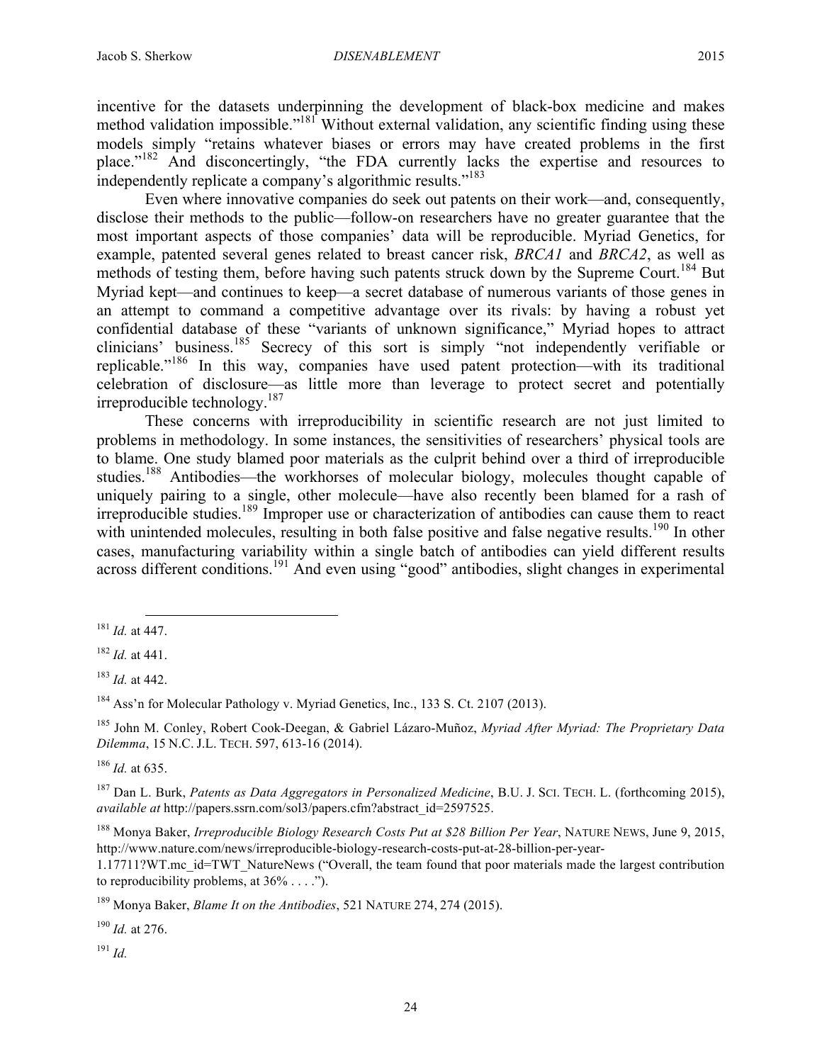incentive for the datasets underpinning the development of black-box medicine and makes method validation impossible."[181] Without external validation, any scientific finding using these models simply "retains whatever biases or errors may have created problems in the first place."[182] And disconcertingly, "the FDA currently lacks the expertise and resources to independently replicate a company's algorithmic results."[183]

Even where innovative companies do seek out patents on their work—and, consequently, disclose their methods to the public—follow-on researchers have no greater guarantee that the most important aspects of those companies' data will be reproducible. Myriad Genetics, for example, patented several genes related to breast cancer risk, *BRCA1* and *BRCA2*, as well as methods of testing them, before having such patents struck down by the Supreme Court.[184] But Myriad kept—and continues to keep—a secret database of numerous variants of those genes in an attempt to command a competitive advantage over its rivals: by having a robust yet confidential database of these "variants of unknown significance," Myriad hopes to attract clinicians' business.[185] Secrecy of this sort is simply "not independently verifiable or replicable."[186] In this way, companies have used patent protection—with its traditional celebration of disclosure—as little more than leverage to protect secret and potentially irreproducible technology.[187]

These concerns with irreproducibility in scientific research are not just limited to problems in methodology. In some instances, the sensitivities of researchers' physical tools are to blame. One study blamed poor materials as the culprit behind over a third of irreproducible studies.[188] Antibodies—the workhorses of molecular biology, molecules thought capable of uniquely pairing to a single, other molecule—have also recently been blamed for a rash of irreproducible studies.[189] Improper use or characterization of antibodies can cause them to react with unintended molecules, resulting in both false positive and false negative results.[190] In other cases, manufacturing variability within a single batch of antibodies can yield different results across different conditions.[191] And even using "good" antibodies, slight changes in experimental

---

[181] *Id.* at 447.

[182] *Id.* at 441.

[183] *Id.* at 442.

[184] Ass'n for Molecular Pathology v. Myriad Genetics, Inc., 133 S. Ct. 2107 (2013).

[185] John M. Conley, Robert Cook-Deegan, & Gabriel Lázaro-Muñoz, *Myriad After Myriad: The Proprietary Data Dilemma*, 15 N.C. J.L. TECH. 597, 613-16 (2014).

[186] *Id.* at 635.

[187] Dan L. Burk, *Patents as Data Aggregators in Personalized Medicine*, B.U. J. SCI. TECH. L. (forthcoming 2015), *available at* http://papers.ssrn.com/sol3/papers.cfm?abstract_id=2597525.

[188] Monya Baker, *Irreproducible Biology Research Costs Put at $28 Billion Per Year*, NATURE NEWS, June 9, 2015, http://www.nature.com/news/irreproducible-biology-research-costs-put-at-28-billion-per-year-1.17711?WT.mc_id=TWT_NatureNews ("Overall, the team found that poor materials made the largest contribution to reproducibility problems, at 36% . . . .").

[189] Monya Baker, *Blame It on the Antibodies*, 521 NATURE 274, 274 (2015).

[190] *Id.* at 276.

[191] *Id.*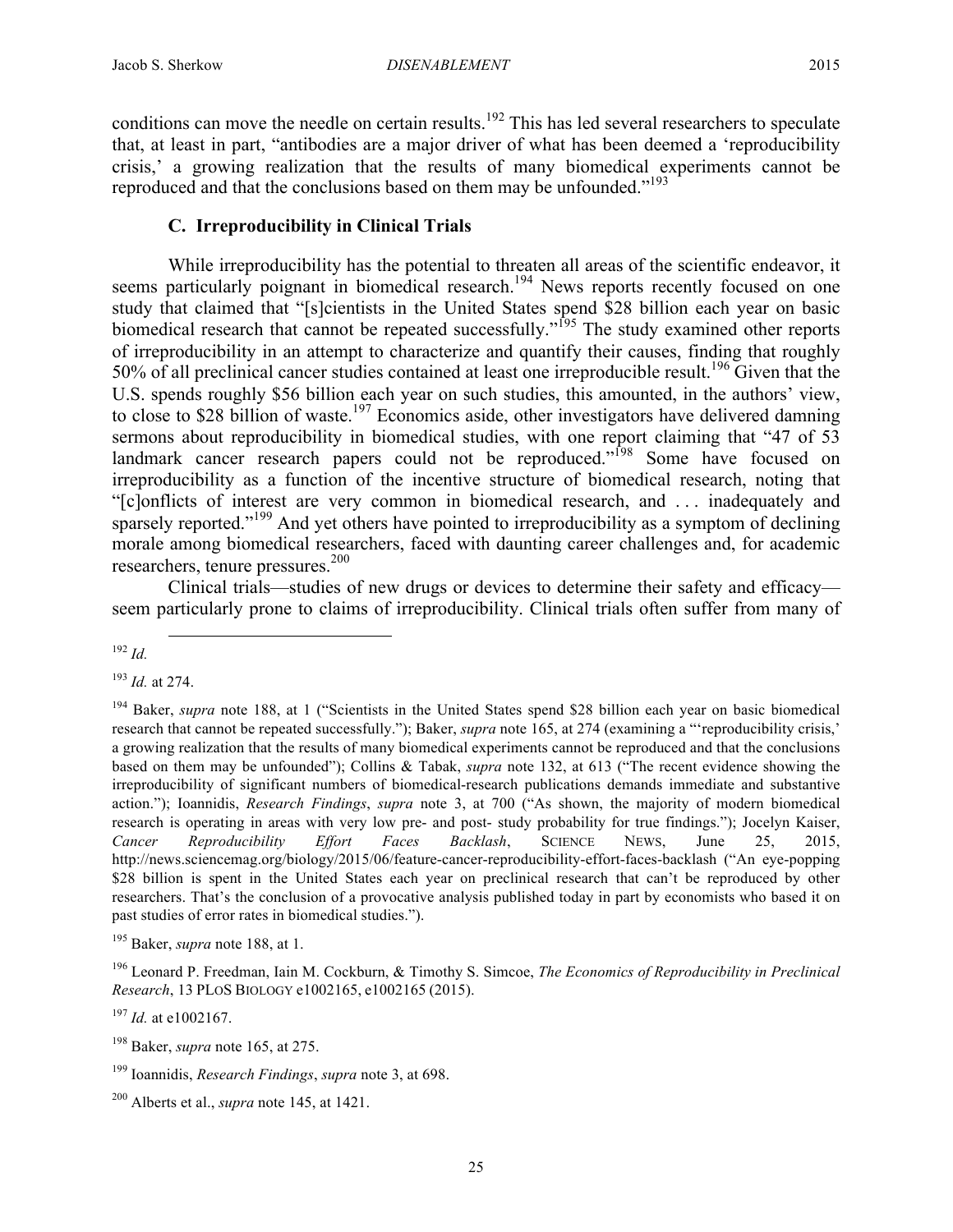conditions can move the needle on certain results.[192] This has led several researchers to speculate that, at least in part, "antibodies are a major driver of what has been deemed a 'reproducibility crisis,' a growing realization that the results of many biomedical experiments cannot be reproduced and that the conclusions based on them may be unfounded."[193]

### C. Irreproducibility in Clinical Trials

While irreproducibility has the potential to threaten all areas of the scientific endeavor, it seems particularly poignant in biomedical research.[194] News reports recently focused on one study that claimed that "[s]cientists in the United States spend $28 billion each year on basic biomedical research that cannot be repeated successfully."[195] The study examined other reports of irreproducibility in an attempt to characterize and quantify their causes, finding that roughly 50% of all preclinical cancer studies contained at least one irreproducible result.[196] Given that the U.S. spends roughly $56 billion each year on such studies, this amounted, in the authors' view, to close to $28 billion of waste.[197] Economics aside, other investigators have delivered damning sermons about reproducibility in biomedical studies, with one report claiming that "47 of 53 landmark cancer research papers could not be reproduced."[198] Some have focused on irreproducibility as a function of the incentive structure of biomedical research, noting that "[c]onflicts of interest are very common in biomedical research, and . . . inadequately and sparsely reported."[199] And yet others have pointed to irreproducibility as a symptom of declining morale among biomedical researchers, faced with daunting career challenges and, for academic researchers, tenure pressures.[200]

Clinical trials—studies of new drugs or devices to determine their safety and efficacy—seem particularly prone to claims of irreproducibility. Clinical trials often suffer from many of

---

[192] *Id.*

[193] *Id.* at 274.

[194] Baker, *supra* note 188, at 1 ("Scientists in the United States spend $28 billion each year on basic biomedical research that cannot be repeated successfully."); Baker, *supra* note 165, at 274 (examining a "'reproducibility crisis,' a growing realization that the results of many biomedical experiments cannot be reproduced and that the conclusions based on them may be unfounded"); Collins & Tabak, *supra* note 132, at 613 ("The recent evidence showing the irreproducibility of significant numbers of biomedical-research publications demands immediate and substantive action."); Ioannidis, *Research Findings*, *supra* note 3, at 700 ("As shown, the majority of modern biomedical research is operating in areas with very low pre- and post- study probability for true findings."); Jocelyn Kaiser, *Cancer Reproducibility Effort Faces Backlash*, SCIENCE NEWS, June 25, 2015, http://news.sciencemag.org/biology/2015/06/feature-cancer-reproducibility-effort-faces-backlash ("An eye-popping $28 billion is spent in the United States each year on preclinical research that can't be reproduced by other researchers. That's the conclusion of a provocative analysis published today in part by economists who based it on past studies of error rates in biomedical studies.").

[195] Baker, *supra* note 188, at 1.

[196] Leonard P. Freedman, Iain M. Cockburn, & Timothy S. Simcoe, *The Economics of Reproducibility in Preclinical Research*, 13 PLOS BIOLOGY e1002165, e1002165 (2015).

[197] *Id.* at e1002167.

[198] Baker, *supra* note 165, at 275.

[199] Ioannidis, *Research Findings*, *supra* note 3, at 698.

[200] Alberts et al., *supra* note 145, at 1421.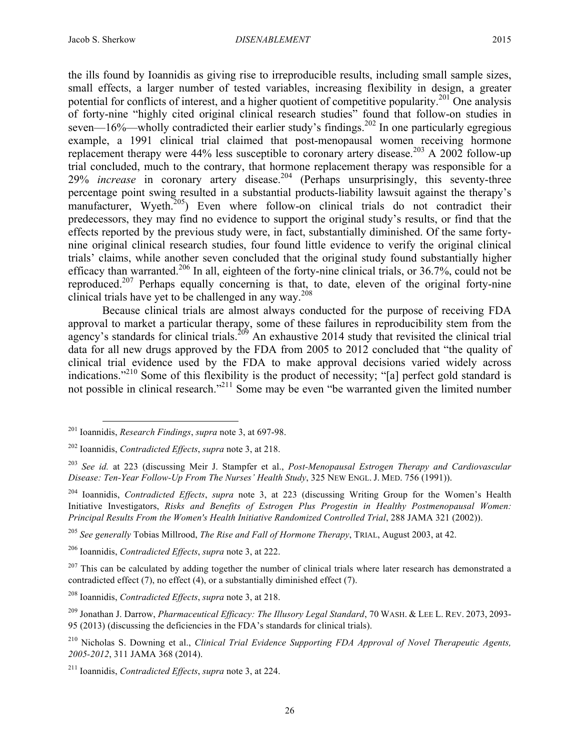the ills found by Ioannidis as giving rise to irreproducible results, including small sample sizes, small effects, a larger number of tested variables, increasing flexibility in design, a greater potential for conflicts of interest, and a higher quotient of competitive popularity.[201] One analysis of forty-nine "highly cited original clinical research studies" found that follow-on studies in seven—16%—wholly contradicted their earlier study's findings.[202] In one particularly egregious example, a 1991 clinical trial claimed that post-menopausal women receiving hormone replacement therapy were 44% less susceptible to coronary artery disease.[203] A 2002 follow-up trial concluded, much to the contrary, that hormone replacement therapy was responsible for a 29% *increase* in coronary artery disease.[204] (Perhaps unsurprisingly, this seventy-three percentage point swing resulted in a substantial products-liability lawsuit against the therapy's manufacturer, Wyeth.[205]) Even where follow-on clinical trials do not contradict their predecessors, they may find no evidence to support the original study's results, or find that the effects reported by the previous study were, in fact, substantially diminished. Of the same forty-nine original clinical research studies, four found little evidence to verify the original clinical trials' claims, while another seven concluded that the original study found substantially higher efficacy than warranted.[206] In all, eighteen of the forty-nine clinical trials, or 36.7%, could not be reproduced.[207] Perhaps equally concerning is that, to date, eleven of the original forty-nine clinical trials have yet to be challenged in any way.[208]

Because clinical trials are almost always conducted for the purpose of receiving FDA approval to market a particular therapy, some of these failures in reproducibility stem from the agency's standards for clinical trials.[209] An exhaustive 2014 study that revisited the clinical trial data for all new drugs approved by the FDA from 2005 to 2012 concluded that "the quality of clinical trial evidence used by the FDA to make approval decisions varied widely across indications."[210] Some of this flexibility is the product of necessity; "[a] perfect gold standard is not possible in clinical research."[211] Some may be even "be warranted given the limited number

---

[201] Ioannidis, *Research Findings*, *supra* note 3, at 697-98.

[202] Ioannidis, *Contradicted Effects*, *supra* note 3, at 218.

[203] *See id.* at 223 (discussing Meir J. Stampfer et al., *Post-Menopausal Estrogen Therapy and Cardiovascular Disease: Ten-Year Follow-Up From The Nurses' Health Study*, 325 NEW ENGL. J. MED. 756 (1991)).

[204] Ioannidis, *Contradicted Effects*, *supra* note 3, at 223 (discussing Writing Group for the Women's Health Initiative Investigators, *Risks and Benefits of Estrogen Plus Progestin in Healthy Postmenopausal Women: Principal Results From the Women's Health Initiative Randomized Controlled Trial*, 288 JAMA 321 (2002)).

[205] *See generally* Tobias Millrood, *The Rise and Fall of Hormone Therapy*, TRIAL, August 2003, at 42.

[206] Ioannidis, *Contradicted Effects*, *supra* note 3, at 222.

[207] This can be calculated by adding together the number of clinical trials where later research has demonstrated a contradicted effect (7), no effect (4), or a substantially diminished effect (7).

[208] Ioannidis, *Contradicted Effects*, *supra* note 3, at 218.

[209] Jonathan J. Darrow, *Pharmaceutical Efficacy: The Illusory Legal Standard*, 70 WASH. & LEE L. REV. 2073, 2093-95 (2013) (discussing the deficiencies in the FDA's standards for clinical trials).

[210] Nicholas S. Downing et al., *Clinical Trial Evidence Supporting FDA Approval of Novel Therapeutic Agents, 2005-2012*, 311 JAMA 368 (2014).

[211] Ioannidis, *Contradicted Effects*, *supra* note 3, at 224.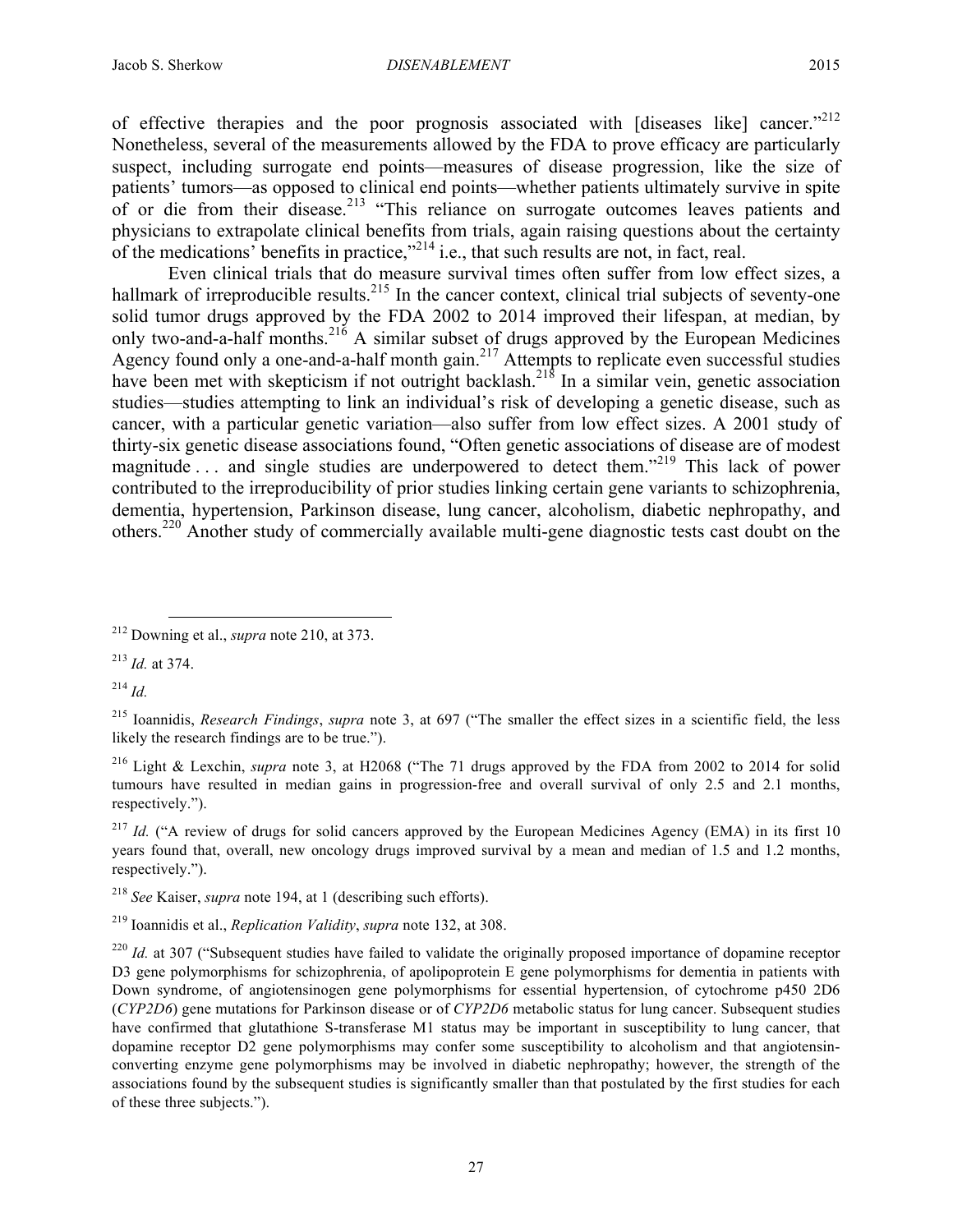of effective therapies and the poor prognosis associated with [diseases like] cancer."[212] Nonetheless, several of the measurements allowed by the FDA to prove efficacy are particularly suspect, including surrogate end points—measures of disease progression, like the size of patients' tumors—as opposed to clinical end points—whether patients ultimately survive in spite of or die from their disease.[213] "This reliance on surrogate outcomes leaves patients and physicians to extrapolate clinical benefits from trials, again raising questions about the certainty of the medications' benefits in practice,"[214] i.e., that such results are not, in fact, real.

Even clinical trials that do measure survival times often suffer from low effect sizes, a hallmark of irreproducible results.[215] In the cancer context, clinical trial subjects of seventy-one solid tumor drugs approved by the FDA 2002 to 2014 improved their lifespan, at median, by only two-and-a-half months.[216] A similar subset of drugs approved by the European Medicines Agency found only a one-and-a-half month gain.[217] Attempts to replicate even successful studies have been met with skepticism if not outright backlash.[218] In a similar vein, genetic association studies—studies attempting to link an individual's risk of developing a genetic disease, such as cancer, with a particular genetic variation—also suffer from low effect sizes. A 2001 study of thirty-six genetic disease associations found, "Often genetic associations of disease are of modest magnitude . . . and single studies are underpowered to detect them."[219] This lack of power contributed to the irreproducibility of prior studies linking certain gene variants to schizophrenia, dementia, hypertension, Parkinson disease, lung cancer, alcoholism, diabetic nephropathy, and others.[220] Another study of commercially available multi-gene diagnostic tests cast doubt on the

---

[212] Downing et al., *supra* note 210, at 373.

[213] *Id.* at 374.

[214] *Id.*

[215] Ioannidis, *Research Findings*, *supra* note 3, at 697 ("The smaller the effect sizes in a scientific field, the less likely the research findings are to be true.").

[216] Light & Lexchin, *supra* note 3, at H2068 ("The 71 drugs approved by the FDA from 2002 to 2014 for solid tumours have resulted in median gains in progression-free and overall survival of only 2.5 and 2.1 months, respectively.").

[217] *Id.* ("A review of drugs for solid cancers approved by the European Medicines Agency (EMA) in its first 10 years found that, overall, new oncology drugs improved survival by a mean and median of 1.5 and 1.2 months, respectively.").

[218] *See* Kaiser, *supra* note 194, at 1 (describing such efforts).

[219] Ioannidis et al., *Replication Validity*, *supra* note 132, at 308.

[220] *Id.* at 307 ("Subsequent studies have failed to validate the originally proposed importance of dopamine receptor D3 gene polymorphisms for schizophrenia, of apolipoprotein E gene polymorphisms for dementia in patients with Down syndrome, of angiotensinogen gene polymorphisms for essential hypertension, of cytochrome p450 2D6 (*CYP2D6*) gene mutations for Parkinson disease or of *CYP2D6* metabolic status for lung cancer. Subsequent studies have confirmed that glutathione S-transferase M1 status may be important in susceptibility to lung cancer, that dopamine receptor D2 gene polymorphisms may confer some susceptibility to alcoholism and that angiotensin-converting enzyme gene polymorphisms may be involved in diabetic nephropathy; however, the strength of the associations found by the subsequent studies is significantly smaller than that postulated by the first studies for each of these three subjects.").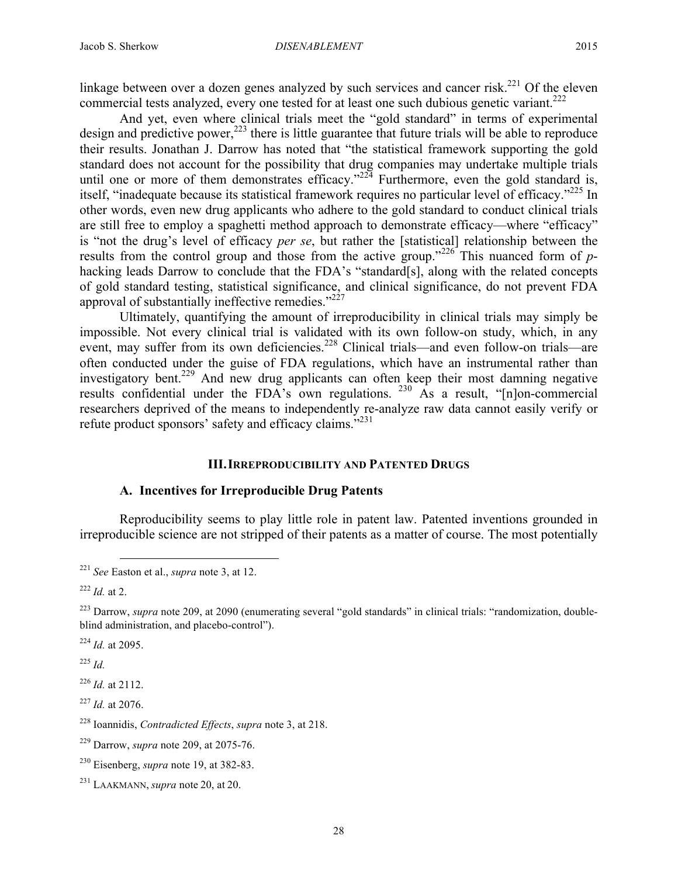linkage between over a dozen genes analyzed by such services and cancer risk.[221] Of the eleven commercial tests analyzed, every one tested for at least one such dubious genetic variant.[222]

And yet, even where clinical trials meet the "gold standard" in terms of experimental design and predictive power,[223] there is little guarantee that future trials will be able to reproduce their results. Jonathan J. Darrow has noted that "the statistical framework supporting the gold standard does not account for the possibility that drug companies may undertake multiple trials until one or more of them demonstrates efficacy."[224] Furthermore, even the gold standard is, itself, "inadequate because its statistical framework requires no particular level of efficacy."[225] In other words, even new drug applicants who adhere to the gold standard to conduct clinical trials are still free to employ a spaghetti method approach to demonstrate efficacy—where "efficacy" is "not the drug's level of efficacy *per se*, but rather the [statistical] relationship between the results from the control group and those from the active group."[226] This nuanced form of *p*-hacking leads Darrow to conclude that the FDA's "standard[s], along with the related concepts of gold standard testing, statistical significance, and clinical significance, do not prevent FDA approval of substantially ineffective remedies."[227]

Ultimately, quantifying the amount of irreproducibility in clinical trials may simply be impossible. Not every clinical trial is validated with its own follow-on study, which, in any event, may suffer from its own deficiencies.[228] Clinical trials—and even follow-on trials—are often conducted under the guise of FDA regulations, which have an instrumental rather than investigatory bent.[229] And new drug applicants can often keep their most damning negative results confidential under the FDA's own regulations.[230] As a result, "[n]on-commercial researchers deprived of the means to independently re-analyze raw data cannot easily verify or refute product sponsors' safety and efficacy claims."[231]

## III. IRREPRODUCIBILITY AND PATENTED DRUGS

### A. Incentives for Irreproducible Drug Patents

Reproducibility seems to play little role in patent law. Patented inventions grounded in irreproducible science are not stripped of their patents as a matter of course. The most potentially

---

[221] *See* Easton et al., *supra* note 3, at 12.

[222] *Id.* at 2.

[223] Darrow, *supra* note 209, at 2090 (enumerating several "gold standards" in clinical trials: "randomization, double-blind administration, and placebo-control").

[224] *Id.* at 2095.

[225] *Id.*

[226] *Id.* at 2112.

[227] *Id.* at 2076.

[228] Ioannidis, *Contradicted Effects*, *supra* note 3, at 218.

[229] Darrow, *supra* note 209, at 2075-76.

[230] Eisenberg, *supra* note 19, at 382-83.

[231] LAAKMANN, *supra* note 20, at 20.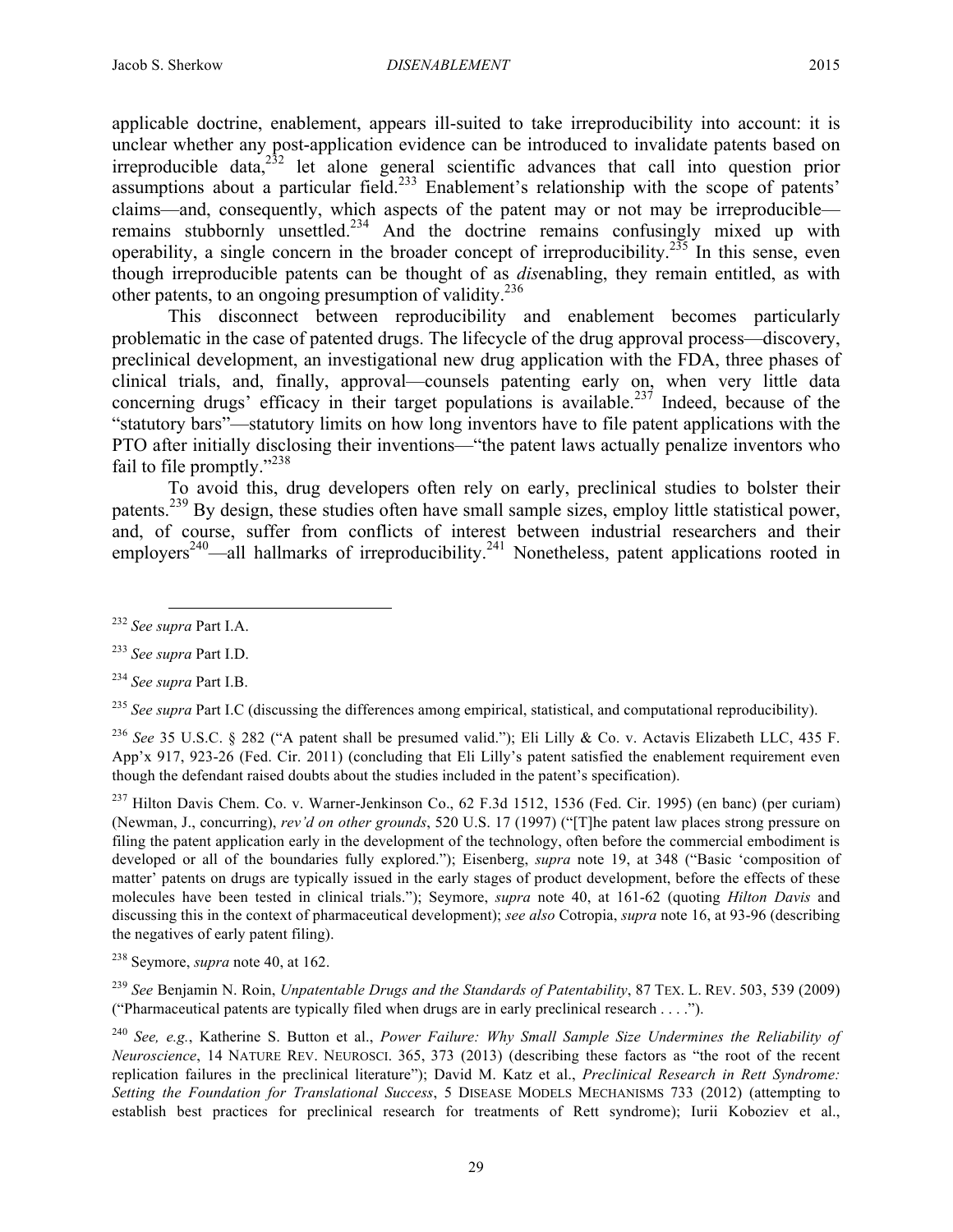applicable doctrine, enablement, appears ill-suited to take irreproducibility into account: it is unclear whether any post-application evidence can be introduced to invalidate patents based on irreproducible data,[232] let alone general scientific advances that call into question prior assumptions about a particular field.[233] Enablement's relationship with the scope of patents' claims—and, consequently, which aspects of the patent may or not may be irreproducible—remains stubbornly unsettled.[234] And the doctrine remains confusingly mixed up with operability, a single concern in the broader concept of irreproducibility.[235] In this sense, even though irreproducible patents can be thought of as *dis*enabling, they remain entitled, as with other patents, to an ongoing presumption of validity.[236]

This disconnect between reproducibility and enablement becomes particularly problematic in the case of patented drugs. The lifecycle of the drug approval process—discovery, preclinical development, an investigational new drug application with the FDA, three phases of clinical trials, and, finally, approval—counsels patenting early on, when very little data concerning drugs' efficacy in their target populations is available.[237] Indeed, because of the "statutory bars"—statutory limits on how long inventors have to file patent applications with the PTO after initially disclosing their inventions—"the patent laws actually penalize inventors who fail to file promptly."[238]

To avoid this, drug developers often rely on early, preclinical studies to bolster their patents.[239] By design, these studies often have small sample sizes, employ little statistical power, and, of course, suffer from conflicts of interest between industrial researchers and their employers[240]—all hallmarks of irreproducibility.[241] Nonetheless, patent applications rooted in

---

[232] *See supra* Part I.A.

[233] *See supra* Part I.D.

[234] *See supra* Part I.B.

[235] *See supra* Part I.C (discussing the differences among empirical, statistical, and computational reproducibility).

[236] *See* 35 U.S.C. § 282 ("A patent shall be presumed valid."); Eli Lilly & Co. v. Actavis Elizabeth LLC, 435 F. App'x 917, 923-26 (Fed. Cir. 2011) (concluding that Eli Lilly's patent satisfied the enablement requirement even though the defendant raised doubts about the studies included in the patent's specification).

[237] Hilton Davis Chem. Co. v. Warner-Jenkinson Co., 62 F.3d 1512, 1536 (Fed. Cir. 1995) (en banc) (per curiam) (Newman, J., concurring), *rev'd on other grounds*, 520 U.S. 17 (1997) ("[T]he patent law places strong pressure on filing the patent application early in the development of the technology, often before the commercial embodiment is developed or all of the boundaries fully explored."); Eisenberg, *supra* note 19, at 348 ("Basic 'composition of matter' patents on drugs are typically issued in the early stages of product development, before the effects of these molecules have been tested in clinical trials."); Seymore, *supra* note 40, at 161-62 (quoting *Hilton Davis* and discussing this in the context of pharmaceutical development); *see also* Cotropia, *supra* note 16, at 93-96 (describing the negatives of early patent filing).

[238] Seymore, *supra* note 40, at 162.

[239] *See* Benjamin N. Roin, *Unpatentable Drugs and the Standards of Patentability*, 87 TEX. L. REV. 503, 539 (2009) ("Pharmaceutical patents are typically filed when drugs are in early preclinical research . . . .").

[240] *See, e.g.*, Katherine S. Button et al., *Power Failure: Why Small Sample Size Undermines the Reliability of Neuroscience*, 14 NATURE REV. NEUROSCI. 365, 373 (2013) (describing these factors as "the root of the recent replication failures in the preclinical literature"); David M. Katz et al., *Preclinical Research in Rett Syndrome: Setting the Foundation for Translational Success*, 5 DISEASE MODELS MECHANISMS 733 (2012) (attempting to establish best practices for preclinical research for treatments of Rett syndrome); Iurii Koboziev et al.,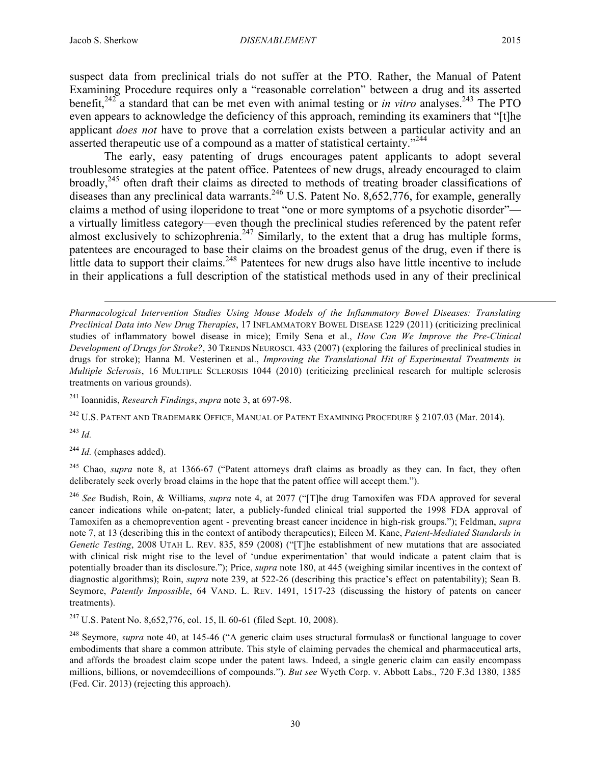suspect data from preclinical trials do not suffer at the PTO. Rather, the Manual of Patent Examining Procedure requires only a "reasonable correlation" between a drug and its asserted benefit,[242] a standard that can be met even with animal testing or *in vitro* analyses.[243] The PTO even appears to acknowledge the deficiency of this approach, reminding its examiners that "[t]he applicant *does not* have to prove that a correlation exists between a particular activity and an asserted therapeutic use of a compound as a matter of statistical certainty."[244]

The early, easy patenting of drugs encourages patent applicants to adopt several troublesome strategies at the patent office. Patentees of new drugs, already encouraged to claim broadly,[245] often draft their claims as directed to methods of treating broader classifications of diseases than any preclinical data warrants.[246] U.S. Patent No. 8,652,776, for example, generally claims a method of using iloperidone to treat "one or more symptoms of a psychotic disorder"—a virtually limitless category—even though the preclinical studies referenced by the patent refer almost exclusively to schizophrenia.[247] Similarly, to the extent that a drug has multiple forms, patentees are encouraged to base their claims on the broadest genus of the drug, even if there is little data to support their claims.[248] Patentees for new drugs also have little incentive to include in their applications a full description of the statistical methods used in any of their preclinical

---

*Pharmacological Intervention Studies Using Mouse Models of the Inflammatory Bowel Diseases: Translating Preclinical Data into New Drug Therapies*, 17 INFLAMMATORY BOWEL DISEASE 1229 (2011) (criticizing preclinical studies of inflammatory bowel disease in mice); Emily Sena et al., *How Can We Improve the Pre-Clinical Development of Drugs for Stroke?*, 30 TRENDS NEUROSCI. 433 (2007) (exploring the failures of preclinical studies in drugs for stroke); Hanna M. Vesterinen et al., *Improving the Translational Hit of Experimental Treatments in Multiple Sclerosis*, 16 MULTIPLE SCLEROSIS 1044 (2010) (criticizing preclinical research for multiple sclerosis treatments on various grounds).

[241] Ioannidis, *Research Findings*, *supra* note 3, at 697-98.

[242] U.S. PATENT AND TRADEMARK OFFICE, MANUAL OF PATENT EXAMINING PROCEDURE § 2107.03 (Mar. 2014).

[243] *Id.*

[244] *Id.* (emphases added).

[245] Chao, *supra* note 8, at 1366-67 ("Patent attorneys draft claims as broadly as they can. In fact, they often deliberately seek overly broad claims in the hope that the patent office will accept them.").

[246] *See* Budish, Roin, & Williams, *supra* note 4, at 2077 ("[T]he drug Tamoxifen was FDA approved for several cancer indications while on-patent; later, a publicly-funded clinical trial supported the 1998 FDA approval of Tamoxifen as a chemoprevention agent - preventing breast cancer incidence in high-risk groups."); Feldman, *supra* note 7, at 13 (describing this in the context of antibody therapeutics); Eileen M. Kane, *Patent-Mediated Standards in Genetic Testing*, 2008 UTAH L. REV. 835, 859 (2008) ("[T]he establishment of new mutations that are associated with clinical risk might rise to the level of 'undue experimentation' that would indicate a patent claim that is potentially broader than its disclosure."); Price, *supra* note 180, at 445 (weighing similar incentives in the context of diagnostic algorithms); Roin, *supra* note 239, at 522-26 (describing this practice's effect on patentability); Sean B. Seymore, *Patently Impossible*, 64 VAND. L. REV. 1491, 1517-23 (discussing the history of patents on cancer treatments).

[247] U.S. Patent No. 8,652,776, col. 15, ll. 60-61 (filed Sept. 10, 2008).

[248] Seymore, *supra* note 40, at 145-46 ("A generic claim uses structural formulas8 or functional language to cover embodiments that share a common attribute. This style of claiming pervades the chemical and pharmaceutical arts, and affords the broadest claim scope under the patent laws. Indeed, a single generic claim can easily encompass millions, billions, or novemdecillions of compounds."). *But see* Wyeth Corp. v. Abbott Labs., 720 F.3d 1380, 1385 (Fed. Cir. 2013) (rejecting this approach).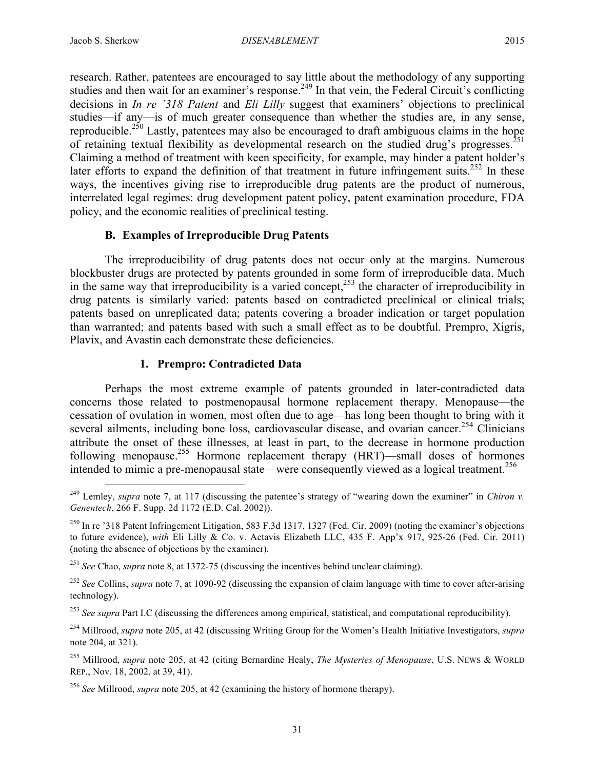research. Rather, patentees are encouraged to say little about the methodology of any supporting studies and then wait for an examiner's response.[249] In that vein, the Federal Circuit's conflicting decisions in *In re '318 Patent* and *Eli Lilly* suggest that examiners' objections to preclinical studies—if any—is of much greater consequence than whether the studies are, in any sense, reproducible.[250] Lastly, patentees may also be encouraged to draft ambiguous claims in the hope of retaining textual flexibility as developmental research on the studied drug's progresses.[251] Claiming a method of treatment with keen specificity, for example, may hinder a patent holder's later efforts to expand the definition of that treatment in future infringement suits.[252] In these ways, the incentives giving rise to irreproducible drug patents are the product of numerous, interrelated legal regimes: drug development patent policy, patent examination procedure, FDA policy, and the economic realities of preclinical testing.

### B. Examples of Irreproducible Drug Patents

The irreproducibility of drug patents does not occur only at the margins. Numerous blockbuster drugs are protected by patents grounded in some form of irreproducible data. Much in the same way that irreproducibility is a varied concept,[253] the character of irreproducibility in drug patents is similarly varied: patents based on contradicted preclinical or clinical trials; patents based on unreplicated data; patents covering a broader indication or target population than warranted; and patents based with such a small effect as to be doubtful. Prempro, Xigris, Plavix, and Avastin each demonstrate these deficiencies.

#### 1. Prempro: Contradicted Data

Perhaps the most extreme example of patents grounded in later-contradicted data concerns those related to postmenopausal hormone replacement therapy. Menopause—the cessation of ovulation in women, most often due to age—has long been thought to bring with it several ailments, including bone loss, cardiovascular disease, and ovarian cancer.[254] Clinicians attribute the onset of these illnesses, at least in part, to the decrease in hormone production following menopause.[255] Hormone replacement therapy (HRT)—small doses of hormones intended to mimic a pre-menopausal state—were consequently viewed as a logical treatment.[256]

---

[249] Lemley, *supra* note 7, at 117 (discussing the patentee's strategy of "wearing down the examiner" in *Chiron v. Genentech*, 266 F. Supp. 2d 1172 (E.D. Cal. 2002)).

[250] In re '318 Patent Infringement Litigation, 583 F.3d 1317, 1327 (Fed. Cir. 2009) (noting the examiner's objections to future evidence), *with* Eli Lilly & Co. v. Actavis Elizabeth LLC, 435 F. App'x 917, 925-26 (Fed. Cir. 2011) (noting the absence of objections by the examiner).

[251] *See* Chao, *supra* note 8, at 1372-75 (discussing the incentives behind unclear claiming).

[252] *See* Collins, *supra* note 7, at 1090-92 (discussing the expansion of claim language with time to cover after-arising technology).

[253] *See supra* Part I.C (discussing the differences among empirical, statistical, and computational reproducibility).

[254] Millrood, *supra* note 205, at 42 (discussing Writing Group for the Women's Health Initiative Investigators, *supra* note 204, at 321).

[255] Millrood, *supra* note 205, at 42 (citing Bernardine Healy, *The Mysteries of Menopause*, U.S. NEWS & WORLD REP., Nov. 18, 2002, at 39, 41).

[256] *See* Millrood, *supra* note 205, at 42 (examining the history of hormone therapy).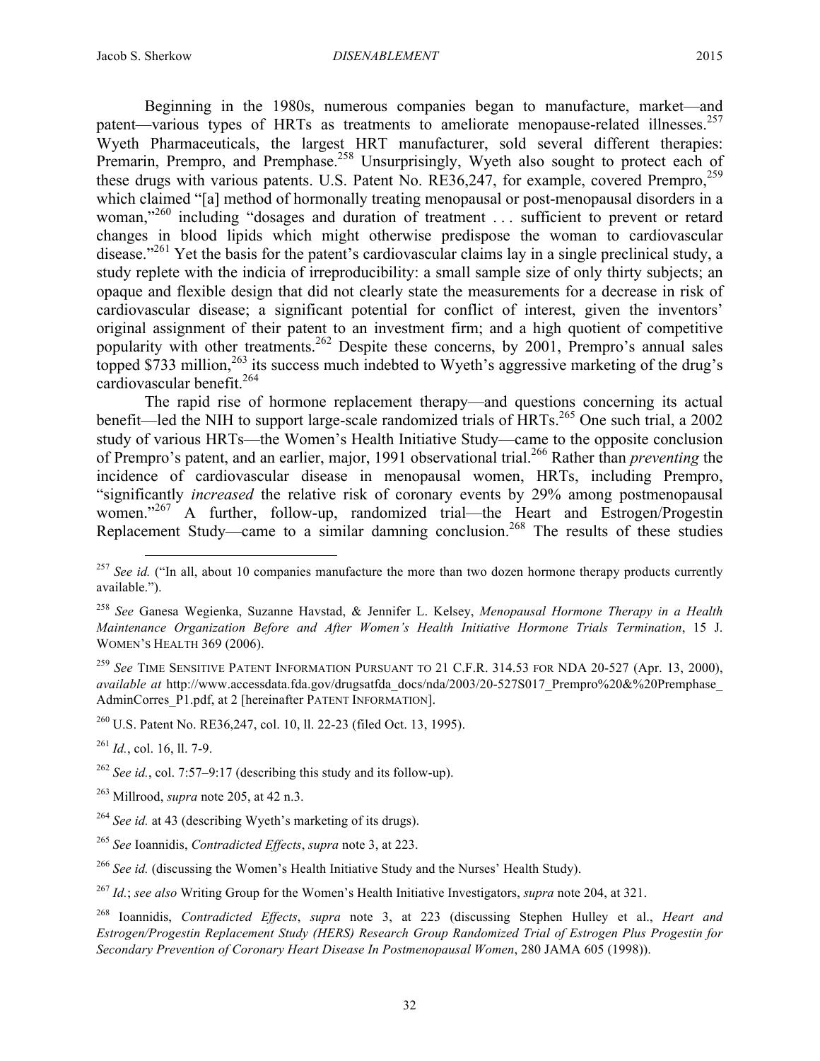Beginning in the 1980s, numerous companies began to manufacture, market—and patent—various types of HRTs as treatments to ameliorate menopause-related illnesses.[257] Wyeth Pharmaceuticals, the largest HRT manufacturer, sold several different therapies: Premarin, Prempro, and Premphase.[258] Unsurprisingly, Wyeth also sought to protect each of these drugs with various patents. U.S. Patent No. RE36,247, for example, covered Prempro,[259] which claimed "[a] method of hormonally treating menopausal or post-menopausal disorders in a woman,"[260] including "dosages and duration of treatment . . . sufficient to prevent or retard changes in blood lipids which might otherwise predispose the woman to cardiovascular disease."[261] Yet the basis for the patent's cardiovascular claims lay in a single preclinical study, a study replete with the indicia of irreproducibility: a small sample size of only thirty subjects; an opaque and flexible design that did not clearly state the measurements for a decrease in risk of cardiovascular disease; a significant potential for conflict of interest, given the inventors' original assignment of their patent to an investment firm; and a high quotient of competitive popularity with other treatments.[262] Despite these concerns, by 2001, Prempro's annual sales topped $733 million,[263] its success much indebted to Wyeth's aggressive marketing of the drug's cardiovascular benefit.[264]

The rapid rise of hormone replacement therapy—and questions concerning its actual benefit—led the NIH to support large-scale randomized trials of HRTs.[265] One such trial, a 2002 study of various HRTs—the Women's Health Initiative Study—came to the opposite conclusion of Prempro's patent, and an earlier, major, 1991 observational trial.[266] Rather than *preventing* the incidence of cardiovascular disease in menopausal women, HRTs, including Prempro, "significantly *increased* the relative risk of coronary events by 29% among postmenopausal women."[267] A further, follow-up, randomized trial—the Heart and Estrogen/Progestin Replacement Study—came to a similar damning conclusion.[268] The results of these studies

---

[257] *See id.* ("In all, about 10 companies manufacture the more than two dozen hormone therapy products currently available.").

[258] *See* Ganesa Wegienka, Suzanne Havstad, & Jennifer L. Kelsey, *Menopausal Hormone Therapy in a Health Maintenance Organization Before and After Women's Health Initiative Hormone Trials Termination*, 15 J. WOMEN'S HEALTH 369 (2006).

[259] *See* TIME SENSITIVE PATENT INFORMATION PURSUANT TO 21 C.F.R. 314.53 FOR NDA 20-527 (Apr. 13, 2000), *available at* http://www.accessdata.fda.gov/drugsatfda_docs/nda/2003/20-527S017_Prempro%20&%20Premphase_AdminCorres_P1.pdf, at 2 [hereinafter PATENT INFORMATION].

[260] U.S. Patent No. RE36,247, col. 10, ll. 22-23 (filed Oct. 13, 1995).

[261] *Id.*, col. 16, ll. 7-9.

[262] *See id.*, col. 7:57–9:17 (describing this study and its follow-up).

[263] Millrood, *supra* note 205, at 42 n.3.

[264] *See id.* at 43 (describing Wyeth's marketing of its drugs).

[265] *See* Ioannidis, *Contradicted Effects*, *supra* note 3, at 223.

[266] *See id.* (discussing the Women's Health Initiative Study and the Nurses' Health Study).

[267] *Id.*; *see also* Writing Group for the Women's Health Initiative Investigators, *supra* note 204, at 321.

[268] Ioannidis, *Contradicted Effects*, *supra* note 3, at 223 (discussing Stephen Hulley et al., *Heart and Estrogen/Progestin Replacement Study (HERS) Research Group Randomized Trial of Estrogen Plus Progestin for Secondary Prevention of Coronary Heart Disease In Postmenopausal Women*, 280 JAMA 605 (1998)).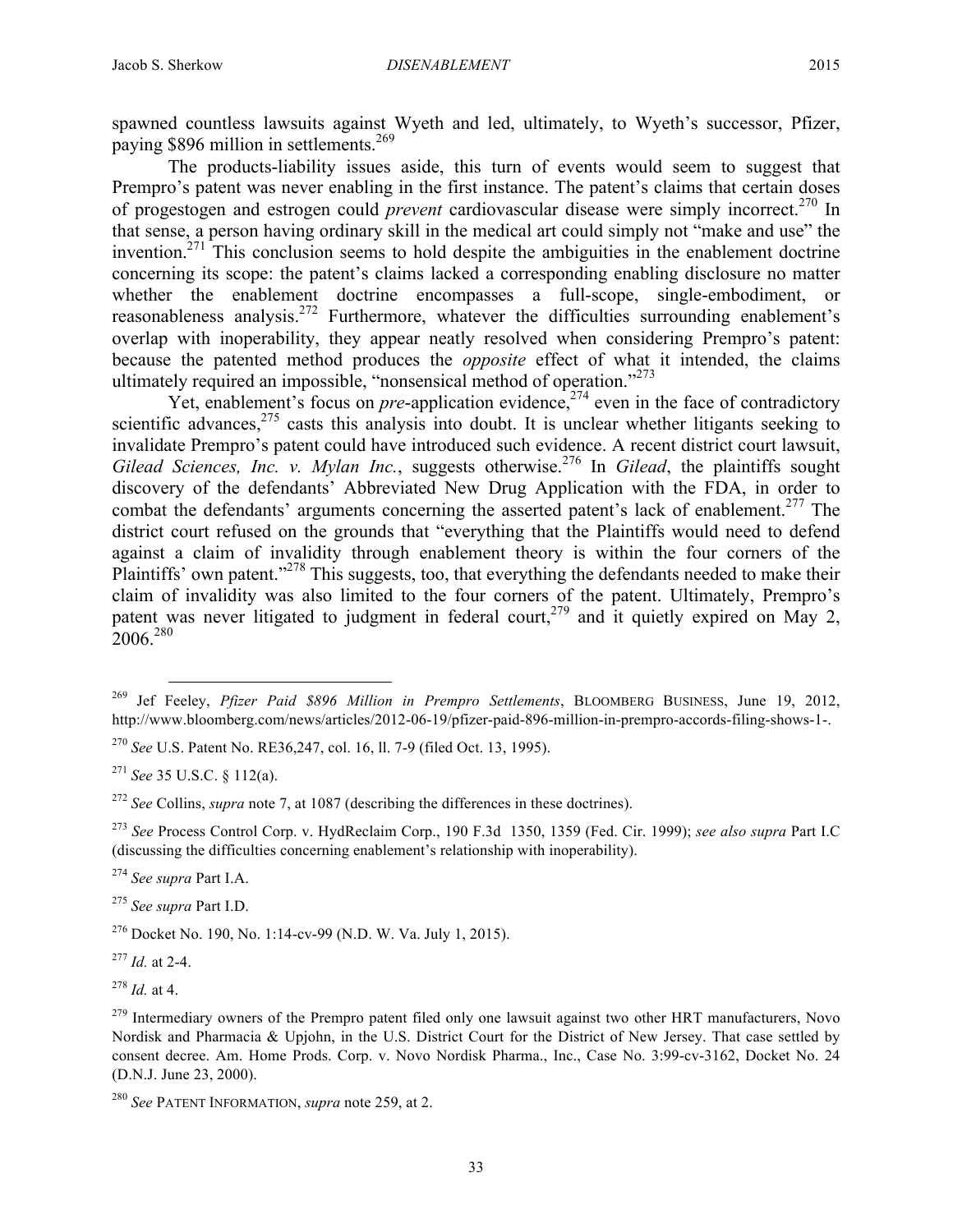spawned countless lawsuits against Wyeth and led, ultimately, to Wyeth's successor, Pfizer, paying $896 million in settlements.[269]

The products-liability issues aside, this turn of events would seem to suggest that Prempro's patent was never enabling in the first instance. The patent's claims that certain doses of progestogen and estrogen could *prevent* cardiovascular disease were simply incorrect.[270] In that sense, a person having ordinary skill in the medical art could simply not "make and use" the invention.[271] This conclusion seems to hold despite the ambiguities in the enablement doctrine concerning its scope: the patent's claims lacked a corresponding enabling disclosure no matter whether the enablement doctrine encompasses a full-scope, single-embodiment, or reasonableness analysis.[272] Furthermore, whatever the difficulties surrounding enablement's overlap with inoperability, they appear neatly resolved when considering Prempro's patent: because the patented method produces the *opposite* effect of what it intended, the claims ultimately required an impossible, "nonsensical method of operation."[273]

Yet, enablement's focus on *pre*-application evidence,[274] even in the face of contradictory scientific advances,[275] casts this analysis into doubt. It is unclear whether litigants seeking to invalidate Prempro's patent could have introduced such evidence. A recent district court lawsuit, *Gilead Sciences, Inc. v. Mylan Inc.*, suggests otherwise.[276] In *Gilead*, the plaintiffs sought discovery of the defendants' Abbreviated New Drug Application with the FDA, in order to combat the defendants' arguments concerning the asserted patent's lack of enablement.[277] The district court refused on the grounds that "everything that the Plaintiffs would need to defend against a claim of invalidity through enablement theory is within the four corners of the Plaintiffs' own patent."[278] This suggests, too, that everything the defendants needed to make their claim of invalidity was also limited to the four corners of the patent. Ultimately, Prempro's patent was never litigated to judgment in federal court,[279] and it quietly expired on May 2, 2006.[280]

---

[269] Jef Feeley, *Pfizer Paid $896 Million in Prempro Settlements*, BLOOMBERG BUSINESS, June 19, 2012, http://www.bloomberg.com/news/articles/2012-06-19/pfizer-paid-896-million-in-prempro-accords-filing-shows-1-.

[270] *See* U.S. Patent No. RE36,247, col. 16, ll. 7-9 (filed Oct. 13, 1995).

[271] *See* 35 U.S.C. § 112(a).

[272] *See* Collins, *supra* note 7, at 1087 (describing the differences in these doctrines).

[273] *See* Process Control Corp. v. HydReclaim Corp., 190 F.3d 1350, 1359 (Fed. Cir. 1999); *see also supra* Part I.C (discussing the difficulties concerning enablement's relationship with inoperability).

[274] *See supra* Part I.A.

[275] *See supra* Part I.D.

[276] Docket No. 190, No. 1:14-cv-99 (N.D. W. Va. July 1, 2015).

[277] *Id.* at 2-4.

[278] *Id.* at 4.

[279] Intermediary owners of the Prempro patent filed only one lawsuit against two other HRT manufacturers, Novo Nordisk and Pharmacia & Upjohn, in the U.S. District Court for the District of New Jersey. That case settled by consent decree. Am. Home Prods. Corp. v. Novo Nordisk Pharma., Inc., Case No. 3:99-cv-3162, Docket No. 24 (D.N.J. June 23, 2000).

[280] *See* PATENT INFORMATION, *supra* note 259, at 2.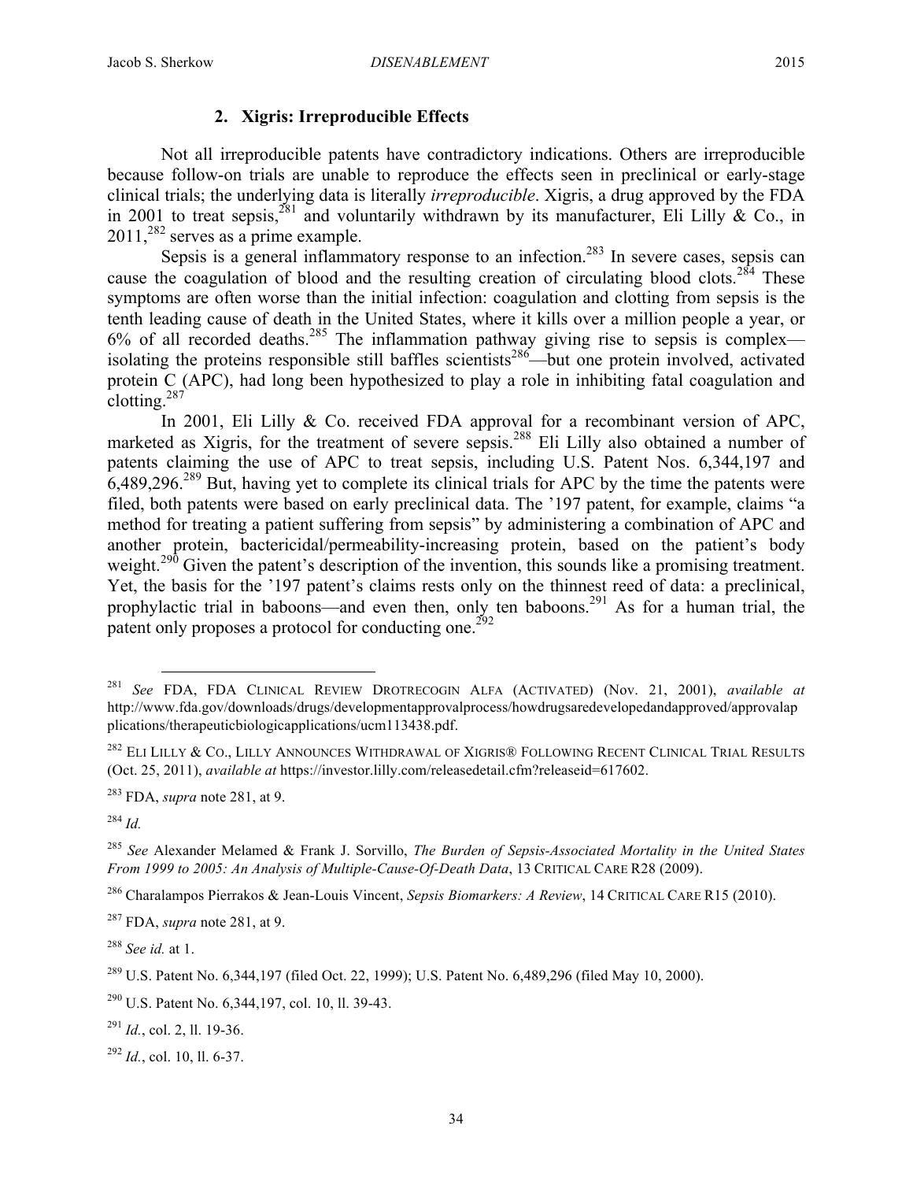### 2. Xigris: Irreproducible Effects

Not all irreproducible patents have contradictory indications. Others are irreproducible because follow-on trials are unable to reproduce the effects seen in preclinical or early-stage clinical trials; the underlying data is literally *irreproducible*. Xigris, a drug approved by the FDA in 2001 to treat sepsis,[281] and voluntarily withdrawn by its manufacturer, Eli Lilly & Co., in 2011,[282] serves as a prime example.

Sepsis is a general inflammatory response to an infection.[283] In severe cases, sepsis can cause the coagulation of blood and the resulting creation of circulating blood clots.[284] These symptoms are often worse than the initial infection: coagulation and clotting from sepsis is the tenth leading cause of death in the United States, where it kills over a million people a year, or 6% of all recorded deaths.[285] The inflammation pathway giving rise to sepsis is complex—isolating the proteins responsible still baffles scientists[286]—but one protein involved, activated protein C (APC), had long been hypothesized to play a role in inhibiting fatal coagulation and clotting.[287]

In 2001, Eli Lilly & Co. received FDA approval for a recombinant version of APC, marketed as Xigris, for the treatment of severe sepsis.[288] Eli Lilly also obtained a number of patents claiming the use of APC to treat sepsis, including U.S. Patent Nos. 6,344,197 and 6,489,296.[289] But, having yet to complete its clinical trials for APC by the time the patents were filed, both patents were based on early preclinical data. The '197 patent, for example, claims "a method for treating a patient suffering from sepsis" by administering a combination of APC and another protein, bactericidal/permeability-increasing protein, based on the patient's body weight.[290] Given the patent's description of the invention, this sounds like a promising treatment. Yet, the basis for the '197 patent's claims rests only on the thinnest reed of data: a preclinical, prophylactic trial in baboons—and even then, only ten baboons.[291] As for a human trial, the patent only proposes a protocol for conducting one.[292]

---

[281] *See* FDA, FDA CLINICAL REVIEW DROTRECOGIN ALFA (ACTIVATED) (Nov. 21, 2001), *available at* http://www.fda.gov/downloads/drugs/developmentapprovalprocess/howdrugsaredevelopedandapproved/approvalapplications/therapeuticbiologicapplications/ucm113438.pdf.

[282] ELI LILLY & CO., LILLY ANNOUNCES WITHDRAWAL OF XIGRIS® FOLLOWING RECENT CLINICAL TRIAL RESULTS (Oct. 25, 2011), *available at* https://investor.lilly.com/releasedetail.cfm?releaseid=617602.

[283] FDA, *supra* note 281, at 9.

[284] *Id.*

[285] *See* Alexander Melamed & Frank J. Sorvillo, *The Burden of Sepsis-Associated Mortality in the United States From 1999 to 2005: An Analysis of Multiple-Cause-Of-Death Data*, 13 CRITICAL CARE R28 (2009).

[286] Charalampos Pierrakos & Jean-Louis Vincent, *Sepsis Biomarkers: A Review*, 14 CRITICAL CARE R15 (2010).

[287] FDA, *supra* note 281, at 9.

[288] *See id.* at 1.

[289] U.S. Patent No. 6,344,197 (filed Oct. 22, 1999); U.S. Patent No. 6,489,296 (filed May 10, 2000).

[290] U.S. Patent No. 6,344,197, col. 10, ll. 39-43.

[291] *Id.*, col. 2, ll. 19-36.

[292] *Id.*, col. 10, ll. 6-37.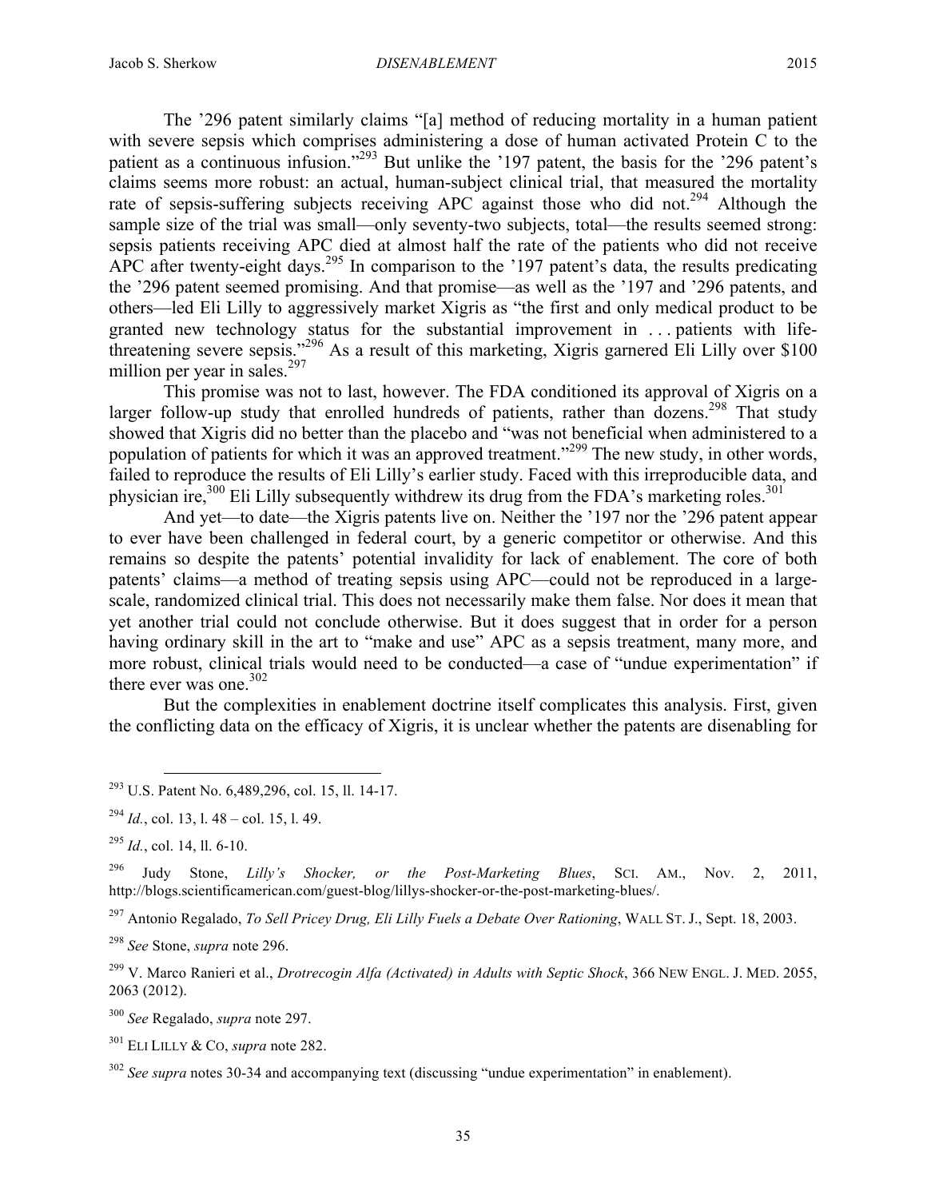The '296 patent similarly claims "[a] method of reducing mortality in a human patient with severe sepsis which comprises administering a dose of human activated Protein C to the patient as a continuous infusion."[293] But unlike the '197 patent, the basis for the '296 patent's claims seems more robust: an actual, human-subject clinical trial, that measured the mortality rate of sepsis-suffering subjects receiving APC against those who did not.[294] Although the sample size of the trial was small—only seventy-two subjects, total—the results seemed strong: sepsis patients receiving APC died at almost half the rate of the patients who did not receive APC after twenty-eight days.[295] In comparison to the '197 patent's data, the results predicating the '296 patent seemed promising. And that promise—as well as the '197 and '296 patents, and others—led Eli Lilly to aggressively market Xigris as "the first and only medical product to be granted new technology status for the substantial improvement in . . . patients with life-threatening severe sepsis."[296] As a result of this marketing, Xigris garnered Eli Lilly over $100 million per year in sales.[297]

This promise was not to last, however. The FDA conditioned its approval of Xigris on a larger follow-up study that enrolled hundreds of patients, rather than dozens.[298] That study showed that Xigris did no better than the placebo and "was not beneficial when administered to a population of patients for which it was an approved treatment."[299] The new study, in other words, failed to reproduce the results of Eli Lilly's earlier study. Faced with this irreproducible data, and physician ire,[300] Eli Lilly subsequently withdrew its drug from the FDA's marketing roles.[301]

And yet—to date—the Xigris patents live on. Neither the '197 nor the '296 patent appear to ever have been challenged in federal court, by a generic competitor or otherwise. And this remains so despite the patents' potential invalidity for lack of enablement. The core of both patents' claims—a method of treating sepsis using APC—could not be reproduced in a large-scale, randomized clinical trial. This does not necessarily make them false. Nor does it mean that yet another trial could not conclude otherwise. But it does suggest that in order for a person having ordinary skill in the art to "make and use" APC as a sepsis treatment, many more, and more robust, clinical trials would need to be conducted—a case of "undue experimentation" if there ever was one.[302]

But the complexities in enablement doctrine itself complicates this analysis. First, given the conflicting data on the efficacy of Xigris, it is unclear whether the patents are disenabling for

---

[293] U.S. Patent No. 6,489,296, col. 15, ll. 14-17.

[294] *Id.*, col. 13, l. 48 – col. 15, l. 49.

[295] *Id.*, col. 14, ll. 6-10.

[296] Judy Stone, *Lilly's Shocker, or the Post-Marketing Blues*, SCI. AM., Nov. 2, 2011, http://blogs.scientificamerican.com/guest-blog/lillys-shocker-or-the-post-marketing-blues/.

[297] Antonio Regalado, *To Sell Pricey Drug, Eli Lilly Fuels a Debate Over Rationing*, WALL ST. J., Sept. 18, 2003.

[298] *See* Stone, *supra* note 296.

[299] V. Marco Ranieri et al., *Drotrecogin Alfa (Activated) in Adults with Septic Shock*, 366 NEW ENGL. J. MED. 2055, 2063 (2012).

[300] *See* Regalado, *supra* note 297.

[301] ELI LILLY & CO, *supra* note 282.

[302] *See supra* notes 30-34 and accompanying text (discussing "undue experimentation" in enablement).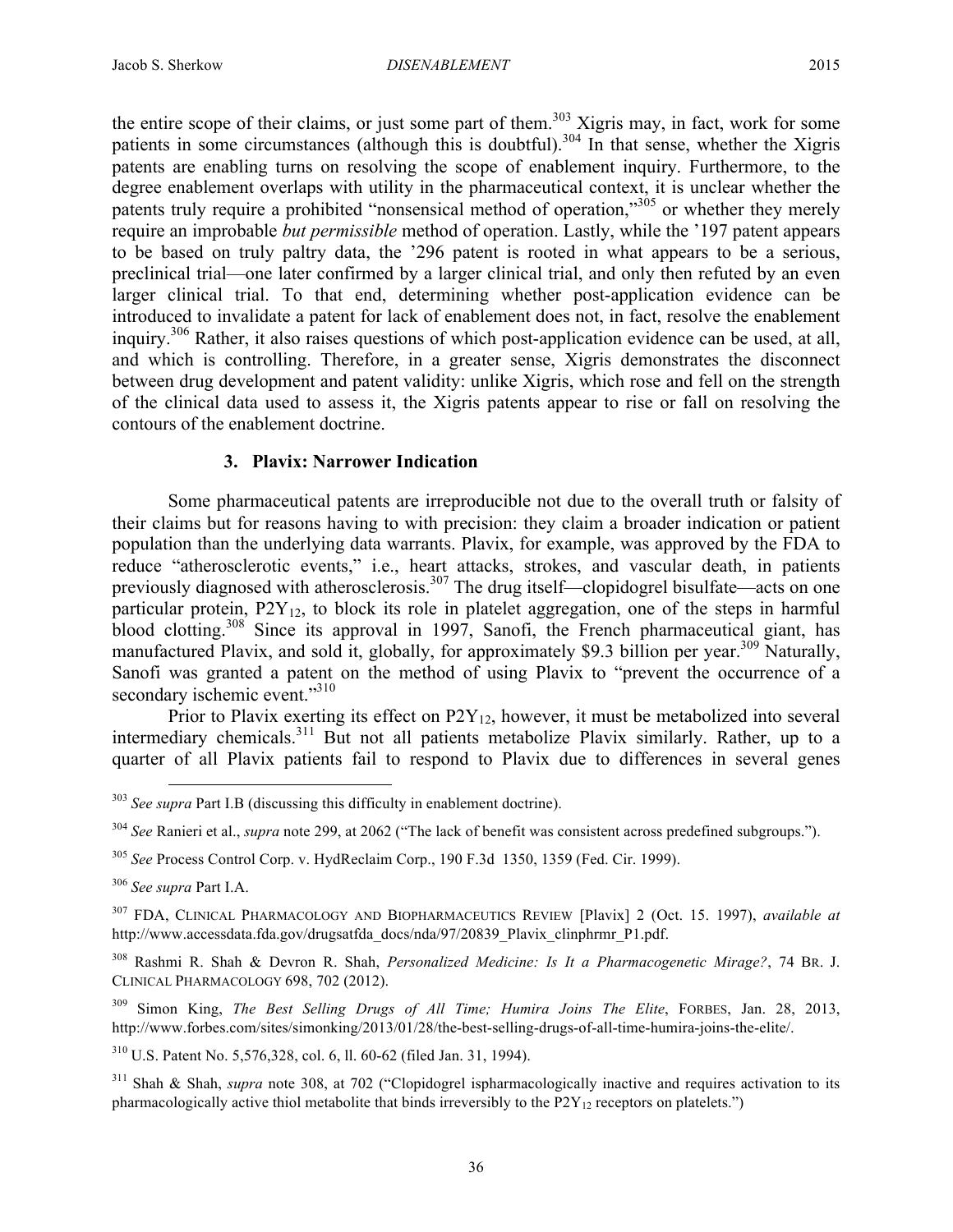the entire scope of their claims, or just some part of them.[303] Xigris may, in fact, work for some patients in some circumstances (although this is doubtful).[304] In that sense, whether the Xigris patents are enabling turns on resolving the scope of enablement inquiry. Furthermore, to the degree enablement overlaps with utility in the pharmaceutical context, it is unclear whether the patents truly require a prohibited "nonsensical method of operation,"[305] or whether they merely require an improbable *but permissible* method of operation. Lastly, while the '197 patent appears to be based on truly paltry data, the '296 patent is rooted in what appears to be a serious, preclinical trial—one later confirmed by a larger clinical trial, and only then refuted by an even larger clinical trial. To that end, determining whether post-application evidence can be introduced to invalidate a patent for lack of enablement does not, in fact, resolve the enablement inquiry.[306] Rather, it also raises questions of which post-application evidence can be used, at all, and which is controlling. Therefore, in a greater sense, Xigris demonstrates the disconnect between drug development and patent validity: unlike Xigris, which rose and fell on the strength of the clinical data used to assess it, the Xigris patents appear to rise or fall on resolving the contours of the enablement doctrine.

### 3. Plavix: Narrower Indication

Some pharmaceutical patents are irreproducible not due to the overall truth or falsity of their claims but for reasons having to with precision: they claim a broader indication or patient population than the underlying data warrants. Plavix, for example, was approved by the FDA to reduce "atherosclerotic events," i.e., heart attacks, strokes, and vascular death, in patients previously diagnosed with atherosclerosis.[307] The drug itself—clopidogrel bisulfate—acts on one particular protein, $P2Y_{12}$, to block its role in platelet aggregation, one of the steps in harmful blood clotting.[308] Since its approval in 1997, Sanofi, the French pharmaceutical giant, has manufactured Plavix, and sold it, globally, for approximately $9.3 billion per year.[309] Naturally, Sanofi was granted a patent on the method of using Plavix to "prevent the occurrence of a secondary ischemic event."[310]

Prior to Plavix exerting its effect on $P2Y_{12}$, however, it must be metabolized into several intermediary chemicals.[311] But not all patients metabolize Plavix similarly. Rather, up to a quarter of all Plavix patients fail to respond to Plavix due to differences in several genes

---

[303] *See supra* Part I.B (discussing this difficulty in enablement doctrine).

[304] *See* Ranieri et al., *supra* note 299, at 2062 ("The lack of benefit was consistent across predefined subgroups.").

[305] *See* Process Control Corp. v. HydReclaim Corp., 190 F.3d 1350, 1359 (Fed. Cir. 1999).

[306] *See supra* Part I.A.

[307] FDA, CLINICAL PHARMACOLOGY AND BIOPHARMACEUTICS REVIEW [Plavix] 2 (Oct. 15. 1997), *available at* http://www.accessdata.fda.gov/drugsatfda_docs/nda/97/20839_Plavix_clinphrmr_P1.pdf.

[308] Rashmi R. Shah & Devron R. Shah, *Personalized Medicine: Is It a Pharmacogenetic Mirage?*, 74 BR. J. CLINICAL PHARMACOLOGY 698, 702 (2012).

[309] Simon King, *The Best Selling Drugs of All Time; Humira Joins The Elite*, FORBES, Jan. 28, 2013, http://www.forbes.com/sites/simonking/2013/01/28/the-best-selling-drugs-of-all-time-humira-joins-the-elite/.

[310] U.S. Patent No. 5,576,328, col. 6, ll. 60-62 (filed Jan. 31, 1994).

[311] Shah & Shah, *supra* note 308, at 702 ("Clopidogrel ispharmacologically inactive and requires activation to its pharmacologically active thiol metabolite that binds irreversibly to the $P2Y_{12}$ receptors on platelets.")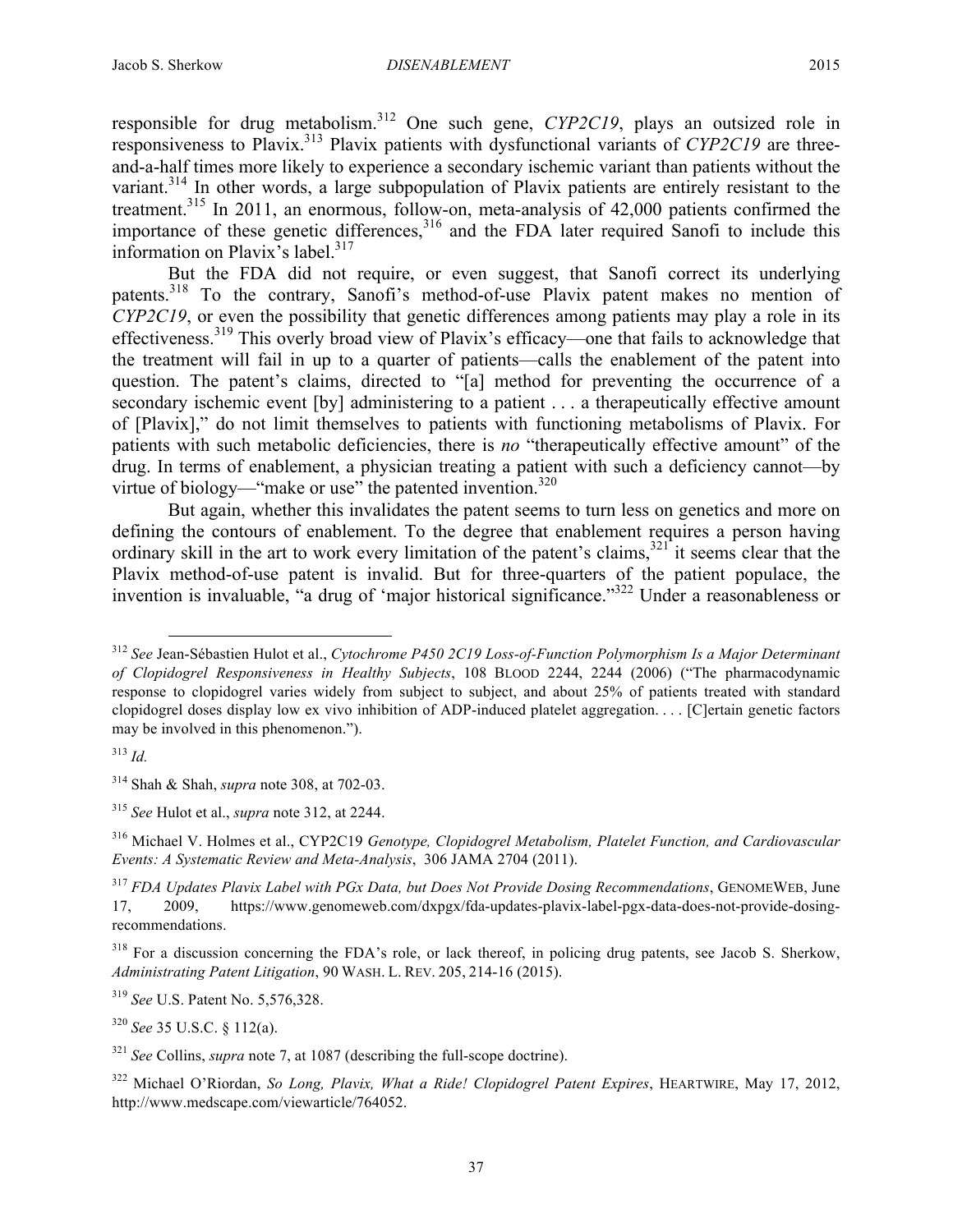responsible for drug metabolism.[312] One such gene, *CYP2C19*, plays an outsized role in responsiveness to Plavix.[313] Plavix patients with dysfunctional variants of *CYP2C19* are three-and-a-half times more likely to experience a secondary ischemic variant than patients without the variant.[314] In other words, a large subpopulation of Plavix patients are entirely resistant to the treatment.[315] In 2011, an enormous, follow-on, meta-analysis of 42,000 patients confirmed the importance of these genetic differences,[316] and the FDA later required Sanofi to include this information on Plavix's label.[317]

But the FDA did not require, or even suggest, that Sanofi correct its underlying patents.[318] To the contrary, Sanofi's method-of-use Plavix patent makes no mention of *CYP2C19*, or even the possibility that genetic differences among patients may play a role in its effectiveness.[319] This overly broad view of Plavix's efficacy—one that fails to acknowledge that the treatment will fail in up to a quarter of patients—calls the enablement of the patent into question. The patent's claims, directed to "[a] method for preventing the occurrence of a secondary ischemic event [by] administering to a patient . . . a therapeutically effective amount of [Plavix]," do not limit themselves to patients with functioning metabolisms of Plavix. For patients with such metabolic deficiencies, there is *no* "therapeutically effective amount" of the drug. In terms of enablement, a physician treating a patient with such a deficiency cannot—by virtue of biology—"make or use" the patented invention.[320]

But again, whether this invalidates the patent seems to turn less on genetics and more on defining the contours of enablement. To the degree that enablement requires a person having ordinary skill in the art to work every limitation of the patent's claims,[321] it seems clear that the Plavix method-of-use patent is invalid. But for three-quarters of the patient populace, the invention is invaluable, "a drug of 'major historical significance.'"[322] Under a reasonableness or

---

[312] *See* Jean-Sébastien Hulot et al., *Cytochrome P450 2C19 Loss-of-Function Polymorphism Is a Major Determinant of Clopidogrel Responsiveness in Healthy Subjects*, 108 BLOOD 2244, 2244 (2006) ("The pharmacodynamic response to clopidogrel varies widely from subject to subject, and about 25% of patients treated with standard clopidogrel doses display low ex vivo inhibition of ADP-induced platelet aggregation. . . . [C]ertain genetic factors may be involved in this phenomenon.").

[313] *Id.*

[314] Shah & Shah, *supra* note 308, at 702-03.

[315] *See* Hulot et al., *supra* note 312, at 2244.

[316] Michael V. Holmes et al., CYP2C19 *Genotype, Clopidogrel Metabolism, Platelet Function, and Cardiovascular Events: A Systematic Review and Meta-Analysis*, 306 JAMA 2704 (2011).

[317] *FDA Updates Plavix Label with PGx Data, but Does Not Provide Dosing Recommendations*, GENOMEWEB, June 17, 2009, https://www.genomeweb.com/dxpgx/fda-updates-plavix-label-pgx-data-does-not-provide-dosing-recommendations.

[318] For a discussion concerning the FDA's role, or lack thereof, in policing drug patents, see Jacob S. Sherkow, *Administrating Patent Litigation*, 90 WASH. L. REV. 205, 214-16 (2015).

[319] *See* U.S. Patent No. 5,576,328.

[320] *See* 35 U.S.C. § 112(a).

[321] *See* Collins, *supra* note 7, at 1087 (describing the full-scope doctrine).

[322] Michael O'Riordan, *So Long, Plavix, What a Ride! Clopidogrel Patent Expires*, HEARTWIRE, May 17, 2012, http://www.medscape.com/viewarticle/764052.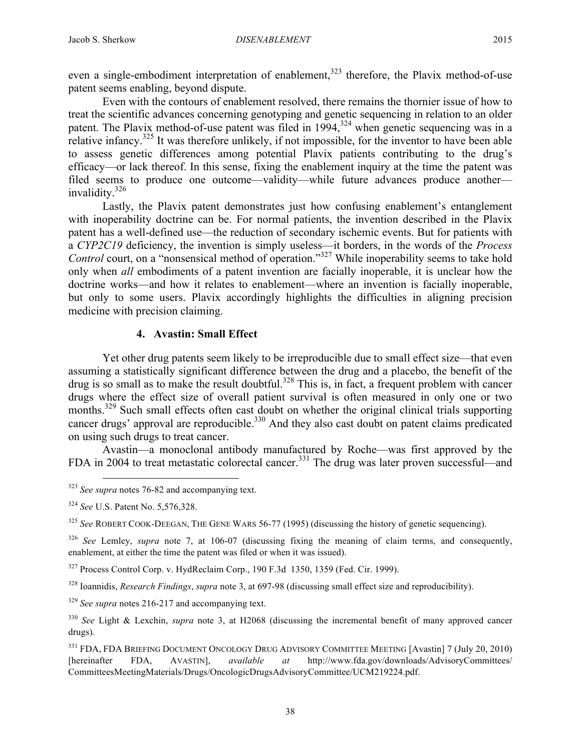even a single-embodiment interpretation of enablement,[323] therefore, the Plavix method-of-use patent seems enabling, beyond dispute.

Even with the contours of enablement resolved, there remains the thornier issue of how to treat the scientific advances concerning genotyping and genetic sequencing in relation to an older patent. The Plavix method-of-use patent was filed in 1994,[324] when genetic sequencing was in a relative infancy.[325] It was therefore unlikely, if not impossible, for the inventor to have been able to assess genetic differences among potential Plavix patients contributing to the drug's efficacy—or lack thereof. In this sense, fixing the enablement inquiry at the time the patent was filed seems to produce one outcome—validity—while future advances produce another—invalidity.[326]

Lastly, the Plavix patent demonstrates just how confusing enablement's entanglement with inoperability doctrine can be. For normal patients, the invention described in the Plavix patent has a well-defined use—the reduction of secondary ischemic events. But for patients with a *CYP2C19* deficiency, the invention is simply useless—it borders, in the words of the *Process Control* court, on a "nonsensical method of operation."[327] While inoperability seems to take hold only when *all* embodiments of a patent invention are facially inoperable, it is unclear how the doctrine works—and how it relates to enablement—where an invention is facially inoperable, but only to some users. Plavix accordingly highlights the difficulties in aligning precision medicine with precision claiming.

#### 4. Avastin: Small Effect

Yet other drug patents seem likely to be irreproducible due to small effect size—that even assuming a statistically significant difference between the drug and a placebo, the benefit of the drug is so small as to make the result doubtful.[328] This is, in fact, a frequent problem with cancer drugs where the effect size of overall patient survival is often measured in only one or two months.[329] Such small effects often cast doubt on whether the original clinical trials supporting cancer drugs' approval are reproducible.[330] And they also cast doubt on patent claims predicated on using such drugs to treat cancer.

Avastin—a monoclonal antibody manufactured by Roche—was first approved by the FDA in 2004 to treat metastatic colorectal cancer.[331] The drug was later proven successful—and

---

[323] *See supra* notes 76-82 and accompanying text.

[324] *See* U.S. Patent No. 5,576,328.

[325] *See* ROBERT COOK-DEEGAN, THE GENE WARS 56-77 (1995) (discussing the history of genetic sequencing).

[326] *See* Lemley, *supra* note 7, at 106-07 (discussing fixing the meaning of claim terms, and consequently, enablement, at either the time the patent was filed or when it was issued).

[327] Process Control Corp. v. HydReclaim Corp., 190 F.3d 1350, 1359 (Fed. Cir. 1999).

[328] Ioannidis, *Research Findings*, *supra* note 3, at 697-98 (discussing small effect size and reproducibility).

[329] *See supra* notes 216-217 and accompanying text.

[330] *See* Light & Lexchin, *supra* note 3, at H2068 (discussing the incremental benefit of many approved cancer drugs).

[331] FDA, FDA BRIEFING DOCUMENT ONCOLOGY DRUG ADVISORY COMMITTEE MEETING [Avastin] 7 (July 20, 2010) [hereinafter FDA, AVASTIN], *available at* http://www.fda.gov/downloads/AdvisoryCommittees/CommitteesMeetingMaterials/Drugs/OncologicDrugsAdvisoryCommittee/UCM219224.pdf.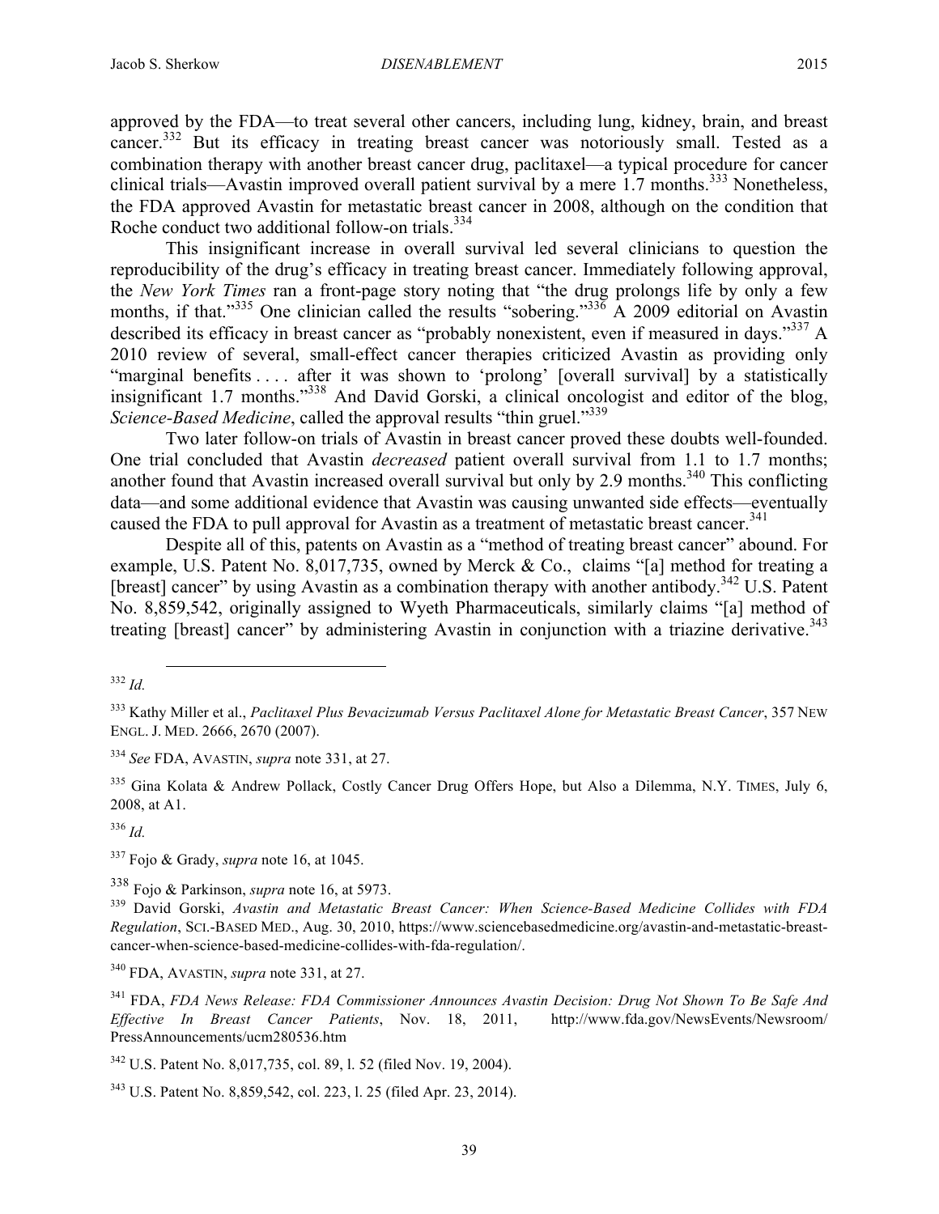approved by the FDA—to treat several other cancers, including lung, kidney, brain, and breast cancer.[332] But its efficacy in treating breast cancer was notoriously small. Tested as a combination therapy with another breast cancer drug, paclitaxel—a typical procedure for cancer clinical trials—Avastin improved overall patient survival by a mere 1.7 months.[333] Nonetheless, the FDA approved Avastin for metastatic breast cancer in 2008, although on the condition that Roche conduct two additional follow-on trials.[334]

This insignificant increase in overall survival led several clinicians to question the reproducibility of the drug's efficacy in treating breast cancer. Immediately following approval, the *New York Times* ran a front-page story noting that "the drug prolongs life by only a few months, if that."[335] One clinician called the results "sobering."[336] A 2009 editorial on Avastin described its efficacy in breast cancer as "probably nonexistent, even if measured in days."[337] A 2010 review of several, small-effect cancer therapies criticized Avastin as providing only "marginal benefits . . . . after it was shown to 'prolong' [overall survival] by a statistically insignificant 1.7 months."[338] And David Gorski, a clinical oncologist and editor of the blog, *Science-Based Medicine*, called the approval results "thin gruel."[339]

Two later follow-on trials of Avastin in breast cancer proved these doubts well-founded. One trial concluded that Avastin *decreased* patient overall survival from 1.1 to 1.7 months; another found that Avastin increased overall survival but only by 2.9 months.[340] This conflicting data—and some additional evidence that Avastin was causing unwanted side effects—eventually caused the FDA to pull approval for Avastin as a treatment of metastatic breast cancer.[341]

Despite all of this, patents on Avastin as a "method of treating breast cancer" abound. For example, U.S. Patent No. 8,017,735, owned by Merck & Co., claims "[a] method for treating a [breast] cancer" by using Avastin as a combination therapy with another antibody.[342] U.S. Patent No. 8,859,542, originally assigned to Wyeth Pharmaceuticals, similarly claims "[a] method of treating [breast] cancer" by administering Avastin in conjunction with a triazine derivative.[343]

---

[332] *Id.*

[333] Kathy Miller et al., *Paclitaxel Plus Bevacizumab Versus Paclitaxel Alone for Metastatic Breast Cancer*, 357 NEW ENGL. J. MED. 2666, 2670 (2007).

[334] *See* FDA, AVASTIN, *supra* note 331, at 27.

[335] Gina Kolata & Andrew Pollack, Costly Cancer Drug Offers Hope, but Also a Dilemma, N.Y. TIMES, July 6, 2008, at A1.

[336] *Id.*

[337] Fojo & Grady, *supra* note 16, at 1045.

[338] Fojo & Parkinson, *supra* note 16, at 5973.

[339] David Gorski, *Avastin and Metastatic Breast Cancer: When Science-Based Medicine Collides with FDA Regulation*, SCI.-BASED MED., Aug. 30, 2010, https://www.sciencebasedmedicine.org/avastin-and-metastatic-breast-cancer-when-science-based-medicine-collides-with-fda-regulation/.

[340] FDA, AVASTIN, *supra* note 331, at 27.

[341] FDA, *FDA News Release: FDA Commissioner Announces Avastin Decision: Drug Not Shown To Be Safe And Effective In Breast Cancer Patients*, Nov. 18, 2011, http://www.fda.gov/NewsEvents/Newsroom/PressAnnouncements/ucm280536.htm

[342] U.S. Patent No. 8,017,735, col. 89, l. 52 (filed Nov. 19, 2004).

[343] U.S. Patent No. 8,859,542, col. 223, l. 25 (filed Apr. 23, 2014).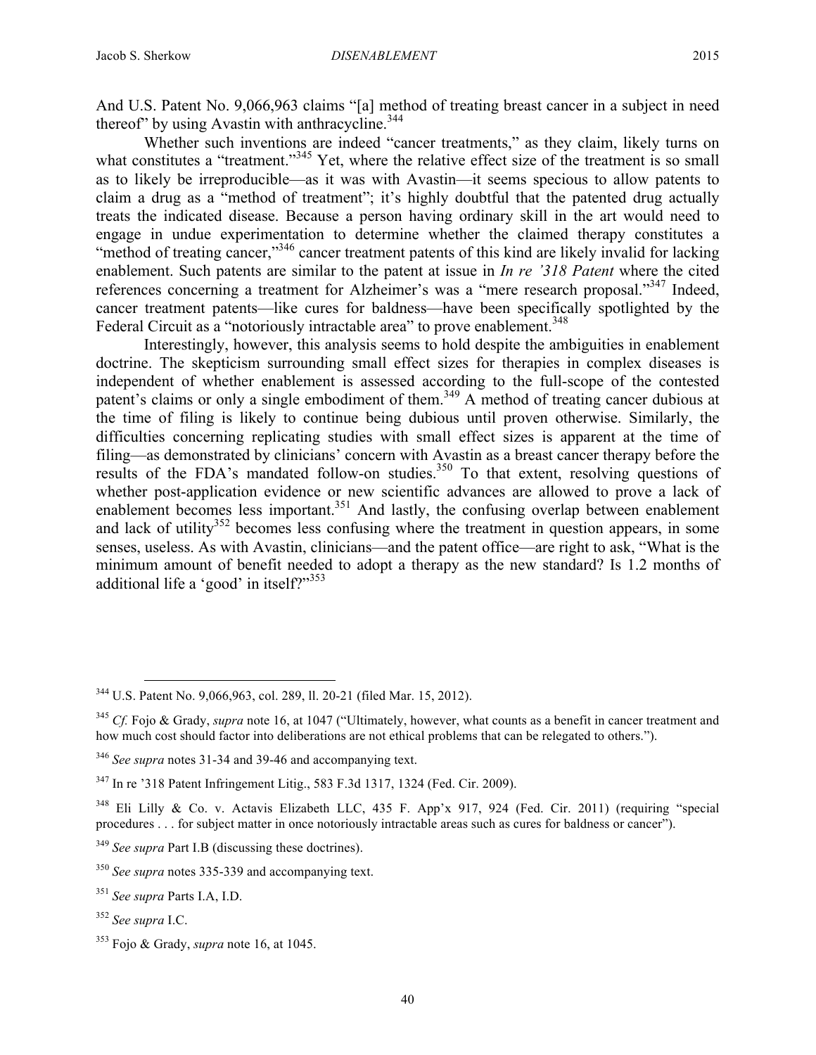And U.S. Patent No. 9,066,963 claims "[a] method of treating breast cancer in a subject in need thereof" by using Avastin with anthracycline.[344]

Whether such inventions are indeed "cancer treatments," as they claim, likely turns on what constitutes a "treatment."[345] Yet, where the relative effect size of the treatment is so small as to likely be irreproducible—as it was with Avastin—it seems specious to allow patents to claim a drug as a "method of treatment"; it's highly doubtful that the patented drug actually treats the indicated disease. Because a person having ordinary skill in the art would need to engage in undue experimentation to determine whether the claimed therapy constitutes a "method of treating cancer,"[346] cancer treatment patents of this kind are likely invalid for lacking enablement. Such patents are similar to the patent at issue in *In re '318 Patent* where the cited references concerning a treatment for Alzheimer's was a "mere research proposal."[347] Indeed, cancer treatment patents—like cures for baldness—have been specifically spotlighted by the Federal Circuit as a "notoriously intractable area" to prove enablement.[348]

Interestingly, however, this analysis seems to hold despite the ambiguities in enablement doctrine. The skepticism surrounding small effect sizes for therapies in complex diseases is independent of whether enablement is assessed according to the full-scope of the contested patent's claims or only a single embodiment of them.[349] A method of treating cancer dubious at the time of filing is likely to continue being dubious until proven otherwise. Similarly, the difficulties concerning replicating studies with small effect sizes is apparent at the time of filing—as demonstrated by clinicians' concern with Avastin as a breast cancer therapy before the results of the FDA's mandated follow-on studies.[350] To that extent, resolving questions of whether post-application evidence or new scientific advances are allowed to prove a lack of enablement becomes less important.[351] And lastly, the confusing overlap between enablement and lack of utility[352] becomes less confusing where the treatment in question appears, in some senses, useless. As with Avastin, clinicians—and the patent office—are right to ask, "What is the minimum amount of benefit needed to adopt a therapy as the new standard? Is 1.2 months of additional life a 'good' in itself?"[353]

---

[344] U.S. Patent No. 9,066,963, col. 289, ll. 20-21 (filed Mar. 15, 2012).

[345] *Cf.* Fojo & Grady, *supra* note 16, at 1047 ("Ultimately, however, what counts as a benefit in cancer treatment and how much cost should factor into deliberations are not ethical problems that can be relegated to others.").

[346] *See supra* notes 31-34 and 39-46 and accompanying text.

[347] In re '318 Patent Infringement Litig., 583 F.3d 1317, 1324 (Fed. Cir. 2009).

[348] Eli Lilly & Co. v. Actavis Elizabeth LLC, 435 F. App'x 917, 924 (Fed. Cir. 2011) (requiring "special procedures . . . for subject matter in once notoriously intractable areas such as cures for baldness or cancer").

[349] *See supra* Part I.B (discussing these doctrines).

[350] *See supra* notes 335-339 and accompanying text.

[351] *See supra* Parts I.A, I.D.

[352] *See supra* I.C.

[353] Fojo & Grady, *supra* note 16, at 1045.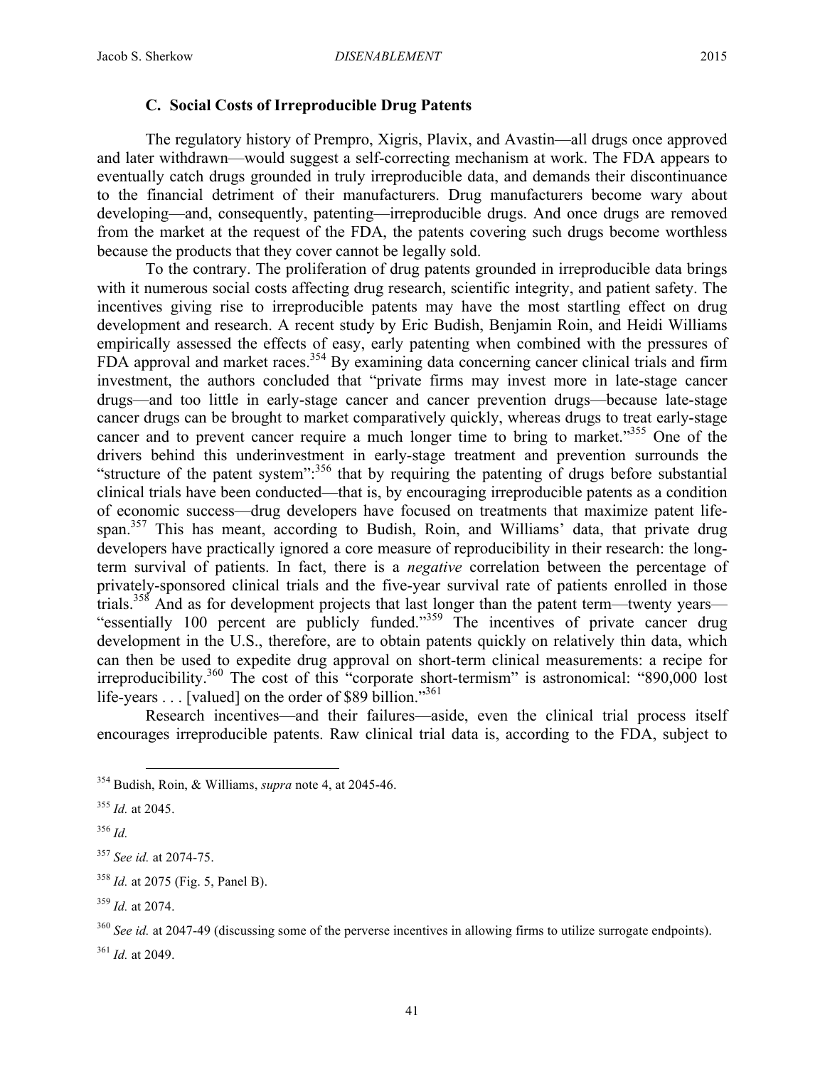### C. Social Costs of Irreproducible Drug Patents

The regulatory history of Prempro, Xigris, Plavix, and Avastin—all drugs once approved and later withdrawn—would suggest a self-correcting mechanism at work. The FDA appears to eventually catch drugs grounded in truly irreproducible data, and demands their discontinuance to the financial detriment of their manufacturers. Drug manufacturers become wary about developing—and, consequently, patenting—irreproducible drugs. And once drugs are removed from the market at the request of the FDA, the patents covering such drugs become worthless because the products that they cover cannot be legally sold.

To the contrary. The proliferation of drug patents grounded in irreproducible data brings with it numerous social costs affecting drug research, scientific integrity, and patient safety. The incentives giving rise to irreproducible patents may have the most startling effect on drug development and research. A recent study by Eric Budish, Benjamin Roin, and Heidi Williams empirically assessed the effects of easy, early patenting when combined with the pressures of FDA approval and market races.[354] By examining data concerning cancer clinical trials and firm investment, the authors concluded that "private firms may invest more in late-stage cancer drugs—and too little in early-stage cancer and cancer prevention drugs—because late-stage cancer drugs can be brought to market comparatively quickly, whereas drugs to treat early-stage cancer and to prevent cancer require a much longer time to bring to market."[355] One of the drivers behind this underinvestment in early-stage treatment and prevention surrounds the "structure of the patent system":[356] that by requiring the patenting of drugs before substantial clinical trials have been conducted—that is, by encouraging irreproducible patents as a condition of economic success—drug developers have focused on treatments that maximize patent life-span.[357] This has meant, according to Budish, Roin, and Williams' data, that private drug developers have practically ignored a core measure of reproducibility in their research: the long-term survival of patients. In fact, there is a *negative* correlation between the percentage of privately-sponsored clinical trials and the five-year survival rate of patients enrolled in those trials.[358] And as for development projects that last longer than the patent term—twenty years—"essentially 100 percent are publicly funded."[359] The incentives of private cancer drug development in the U.S., therefore, are to obtain patents quickly on relatively thin data, which can then be used to expedite drug approval on short-term clinical measurements: a recipe for irreproducibility.[360] The cost of this "corporate short-termism" is astronomical: "890,000 lost life-years . . . [valued] on the order of $89 billion."[361]

Research incentives—and their failures—aside, even the clinical trial process itself encourages irreproducible patents. Raw clinical trial data is, according to the FDA, subject to

---

[354] Budish, Roin, & Williams, *supra* note 4, at 2045-46.

[355] *Id.* at 2045.

[356] *Id.*

[357] *See id.* at 2074-75.

[358] *Id.* at 2075 (Fig. 5, Panel B).

[359] *Id.* at 2074.

[360] *See id.* at 2047-49 (discussing some of the perverse incentives in allowing firms to utilize surrogate endpoints).

[361] *Id.* at 2049.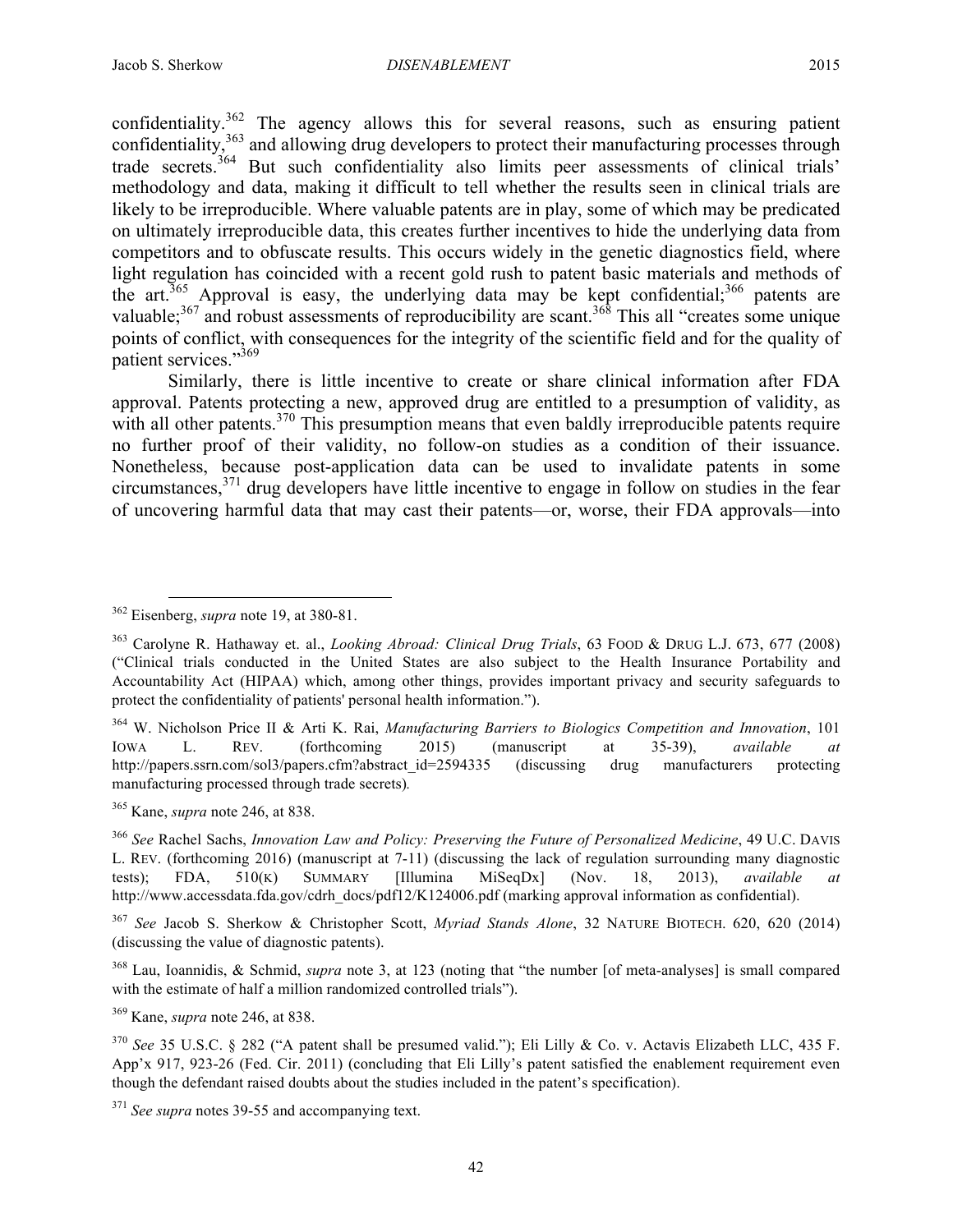confidentiality.[362] The agency allows this for several reasons, such as ensuring patient confidentiality,[363] and allowing drug developers to protect their manufacturing processes through trade secrets.[364] But such confidentiality also limits peer assessments of clinical trials' methodology and data, making it difficult to tell whether the results seen in clinical trials are likely to be irreproducible. Where valuable patents are in play, some of which may be predicated on ultimately irreproducible data, this creates further incentives to hide the underlying data from competitors and to obfuscate results. This occurs widely in the genetic diagnostics field, where light regulation has coincided with a recent gold rush to patent basic materials and methods of the art.[365] Approval is easy, the underlying data may be kept confidential;[366] patents are valuable;[367] and robust assessments of reproducibility are scant.[368] This all "creates some unique points of conflict, with consequences for the integrity of the scientific field and for the quality of patient services."[369]

Similarly, there is little incentive to create or share clinical information after FDA approval. Patents protecting a new, approved drug are entitled to a presumption of validity, as with all other patents.[370] This presumption means that even baldly irreproducible patents require no further proof of their validity, no follow-on studies as a condition of their issuance. Nonetheless, because post-application data can be used to invalidate patents in some circumstances,[371] drug developers have little incentive to engage in follow on studies in the fear of uncovering harmful data that may cast their patents—or, worse, their FDA approvals—into

---

[362] Eisenberg, *supra* note 19, at 380-81.

[363] Carolyne R. Hathaway et. al., *Looking Abroad: Clinical Drug Trials*, 63 FOOD & DRUG L.J. 673, 677 (2008) ("Clinical trials conducted in the United States are also subject to the Health Insurance Portability and Accountability Act (HIPAA) which, among other things, provides important privacy and security safeguards to protect the confidentiality of patients' personal health information.").

[364] W. Nicholson Price II & Arti K. Rai, *Manufacturing Barriers to Biologics Competition and Innovation*, 101 IOWA L. REV. (forthcoming 2015) (manuscript at 35-39), *available at* http://papers.ssrn.com/sol3/papers.cfm?abstract_id=2594335 (discussing drug manufacturers protecting manufacturing processed through trade secrets).

[365] Kane, *supra* note 246, at 838.

[366] *See* Rachel Sachs, *Innovation Law and Policy: Preserving the Future of Personalized Medicine*, 49 U.C. DAVIS L. REV. (forthcoming 2016) (manuscript at 7-11) (discussing the lack of regulation surrounding many diagnostic tests); FDA, 510(K) SUMMARY [Illumina MiSeqDx] (Nov. 18, 2013), *available at* http://www.accessdata.fda.gov/cdrh_docs/pdf12/K124006.pdf (marking approval information as confidential).

[367] *See* Jacob S. Sherkow & Christopher Scott, *Myriad Stands Alone*, 32 NATURE BIOTECH. 620, 620 (2014) (discussing the value of diagnostic patents).

[368] Lau, Ioannidis, & Schmid, *supra* note 3, at 123 (noting that "the number [of meta-analyses] is small compared with the estimate of half a million randomized controlled trials").

[369] Kane, *supra* note 246, at 838.

[370] *See* 35 U.S.C. § 282 ("A patent shall be presumed valid."); Eli Lilly & Co. v. Actavis Elizabeth LLC, 435 F. App'x 917, 923-26 (Fed. Cir. 2011) (concluding that Eli Lilly's patent satisfied the enablement requirement even though the defendant raised doubts about the studies included in the patent's specification).

[371] *See supra* notes 39-55 and accompanying text.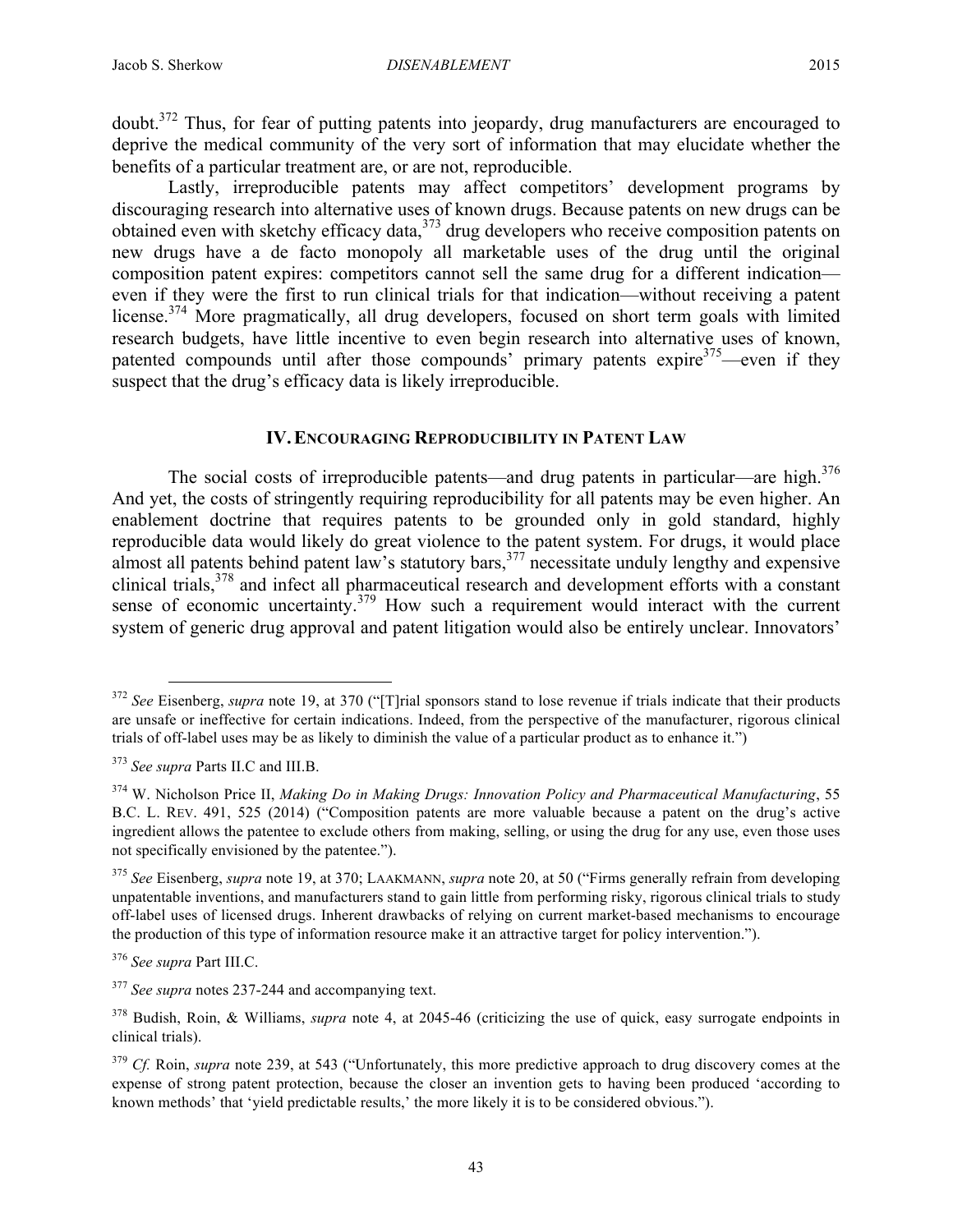doubt.[372] Thus, for fear of putting patents into jeopardy, drug manufacturers are encouraged to deprive the medical community of the very sort of information that may elucidate whether the benefits of a particular treatment are, or are not, reproducible.

Lastly, irreproducible patents may affect competitors' development programs by discouraging research into alternative uses of known drugs. Because patents on new drugs can be obtained even with sketchy efficacy data,[373] drug developers who receive composition patents on new drugs have a de facto monopoly all marketable uses of the drug until the original composition patent expires: competitors cannot sell the same drug for a different indication—even if they were the first to run clinical trials for that indication—without receiving a patent license.[374] More pragmatically, all drug developers, focused on short term goals with limited research budgets, have little incentive to even begin research into alternative uses of known, patented compounds until after those compounds' primary patents expire[375]—even if they suspect that the drug's efficacy data is likely irreproducible.

## IV. ENCOURAGING REPRODUCIBILITY IN PATENT LAW

The social costs of irreproducible patents—and drug patents in particular—are high.[376] And yet, the costs of stringently requiring reproducibility for all patents may be even higher. An enablement doctrine that requires patents to be grounded only in gold standard, highly reproducible data would likely do great violence to the patent system. For drugs, it would place almost all patents behind patent law's statutory bars,[377] necessitate unduly lengthy and expensive clinical trials,[378] and infect all pharmaceutical research and development efforts with a constant sense of economic uncertainty.[379] How such a requirement would interact with the current system of generic drug approval and patent litigation would also be entirely unclear. Innovators'

---

[372] *See* Eisenberg, *supra* note 19, at 370 ("[T]rial sponsors stand to lose revenue if trials indicate that their products are unsafe or ineffective for certain indications. Indeed, from the perspective of the manufacturer, rigorous clinical trials of off-label uses may be as likely to diminish the value of a particular product as to enhance it.")

[373] *See supra* Parts II.C and III.B.

[374] W. Nicholson Price II, *Making Do in Making Drugs: Innovation Policy and Pharmaceutical Manufacturing*, 55 B.C. L. REV. 491, 525 (2014) ("Composition patents are more valuable because a patent on the drug's active ingredient allows the patentee to exclude others from making, selling, or using the drug for any use, even those uses not specifically envisioned by the patentee.").

[375] *See* Eisenberg, *supra* note 19, at 370; LAAKMANN, *supra* note 20, at 50 ("Firms generally refrain from developing unpatentable inventions, and manufacturers stand to gain little from performing risky, rigorous clinical trials to study off-label uses of licensed drugs. Inherent drawbacks of relying on current market-based mechanisms to encourage the production of this type of information resource make it an attractive target for policy intervention.").

[376] *See supra* Part III.C.

[377] *See supra* notes 237-244 and accompanying text.

[378] Budish, Roin, & Williams, *supra* note 4, at 2045-46 (criticizing the use of quick, easy surrogate endpoints in clinical trials).

[379] *Cf.* Roin, *supra* note 239, at 543 ("Unfortunately, this more predictive approach to drug discovery comes at the expense of strong patent protection, because the closer an invention gets to having been produced 'according to known methods' that 'yield predictable results,' the more likely it is to be considered obvious.").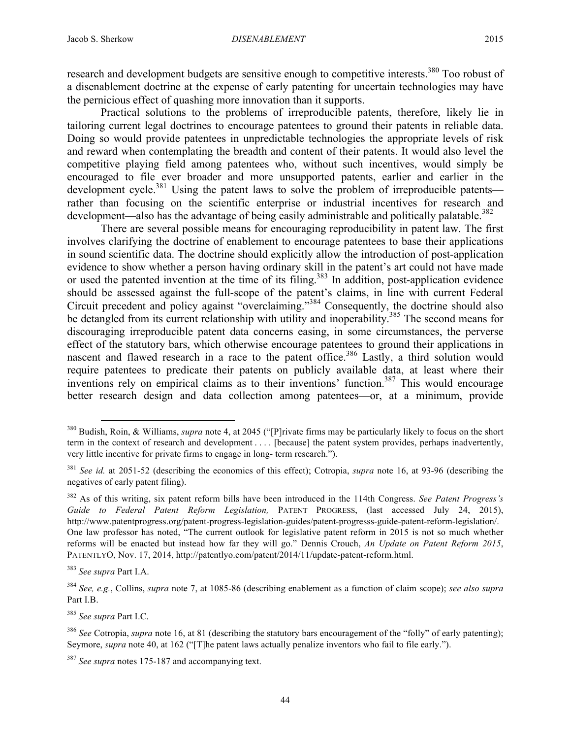research and development budgets are sensitive enough to competitive interests.[380] Too robust of a disenablement doctrine at the expense of early patenting for uncertain technologies may have the pernicious effect of quashing more innovation than it supports.

Practical solutions to the problems of irreproducible patents, therefore, likely lie in tailoring current legal doctrines to encourage patentees to ground their patents in reliable data. Doing so would provide patentees in unpredictable technologies the appropriate levels of risk and reward when contemplating the breadth and content of their patents. It would also level the competitive playing field among patentees who, without such incentives, would simply be encouraged to file ever broader and more unsupported patents, earlier and earlier in the development cycle.[381] Using the patent laws to solve the problem of irreproducible patents—rather than focusing on the scientific enterprise or industrial incentives for research and development—also has the advantage of being easily administrable and politically palatable.[382]

There are several possible means for encouraging reproducibility in patent law. The first involves clarifying the doctrine of enablement to encourage patentees to base their applications in sound scientific data. The doctrine should explicitly allow the introduction of post-application evidence to show whether a person having ordinary skill in the patent's art could not have made or used the patented invention at the time of its filing.[383] In addition, post-application evidence should be assessed against the full-scope of the patent's claims, in line with current Federal Circuit precedent and policy against "overclaiming."[384] Consequently, the doctrine should also be detangled from its current relationship with utility and inoperability.[385] The second means for discouraging irreproducible patent data concerns easing, in some circumstances, the perverse effect of the statutory bars, which otherwise encourage patentees to ground their applications in nascent and flawed research in a race to the patent office.[386] Lastly, a third solution would require patentees to predicate their patents on publicly available data, at least where their inventions rely on empirical claims as to their inventions' function.[387] This would encourage better research design and data collection among patentees—or, at a minimum, provide

---

[380] Budish, Roin, & Williams, *supra* note 4, at 2045 ("[P]rivate firms may be particularly likely to focus on the short term in the context of research and development . . . . [because] the patent system provides, perhaps inadvertently, very little incentive for private firms to engage in long- term research.").

[381] *See id.* at 2051-52 (describing the economics of this effect); Cotropia, *supra* note 16, at 93-96 (describing the negatives of early patent filing).

[382] As of this writing, six patent reform bills have been introduced in the 114th Congress. *See Patent Progress's Guide to Federal Patent Reform Legislation,* PATENT PROGRESS, (last accessed July 24, 2015), http://www.patentprogress.org/patent-progress-legislation-guides/patent-progresss-guide-patent-reform-legislation/. One law professor has noted, "The current outlook for legislative patent reform in 2015 is not so much whether reforms will be enacted but instead how far they will go." Dennis Crouch, *An Update on Patent Reform 2015*, PATENTLYO, Nov. 17, 2014, http://patentlyo.com/patent/2014/11/update-patent-reform.html.

[383] *See supra* Part I.A.

[384] *See, e.g.*, Collins, *supra* note 7, at 1085-86 (describing enablement as a function of claim scope); *see also supra* Part I.B.

[385] *See supra* Part I.C.

[386] *See* Cotropia, *supra* note 16, at 81 (describing the statutory bars encouragement of the "folly" of early patenting); Seymore, *supra* note 40, at 162 ("[T]he patent laws actually penalize inventors who fail to file early.").

[387] *See supra* notes 175-187 and accompanying text.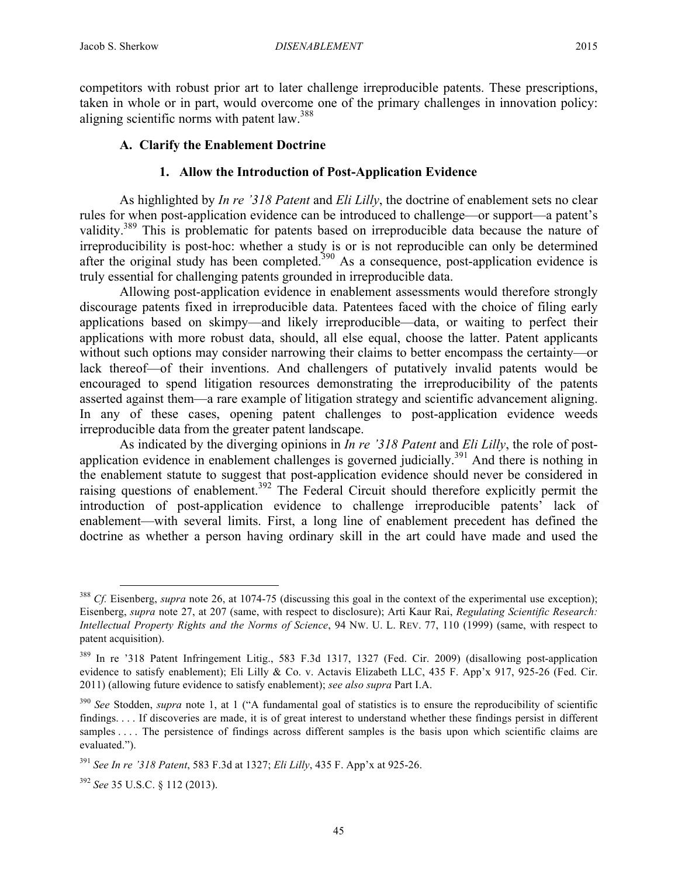competitors with robust prior art to later challenge irreproducible patents. These prescriptions, taken in whole or in part, would overcome one of the primary challenges in innovation policy: aligning scientific norms with patent law.[388]

### A. Clarify the Enablement Doctrine

#### 1. Allow the Introduction of Post-Application Evidence

As highlighted by *In re '318 Patent* and *Eli Lilly*, the doctrine of enablement sets no clear rules for when post-application evidence can be introduced to challenge—or support—a patent's validity.[389] This is problematic for patents based on irreproducible data because the nature of irreproducibility is post-hoc: whether a study is or is not reproducible can only be determined after the original study has been completed.[390] As a consequence, post-application evidence is truly essential for challenging patents grounded in irreproducible data.

Allowing post-application evidence in enablement assessments would therefore strongly discourage patents fixed in irreproducible data. Patentees faced with the choice of filing early applications based on skimpy—and likely irreproducible—data, or waiting to perfect their applications with more robust data, should, all else equal, choose the latter. Patent applicants without such options may consider narrowing their claims to better encompass the certainty—or lack thereof—of their inventions. And challengers of putatively invalid patents would be encouraged to spend litigation resources demonstrating the irreproducibility of the patents asserted against them—a rare example of litigation strategy and scientific advancement aligning. In any of these cases, opening patent challenges to post-application evidence weeds irreproducible data from the greater patent landscape.

As indicated by the diverging opinions in *In re '318 Patent* and *Eli Lilly*, the role of post-application evidence in enablement challenges is governed judicially.[391] And there is nothing in the enablement statute to suggest that post-application evidence should never be considered in raising questions of enablement.[392] The Federal Circuit should therefore explicitly permit the introduction of post-application evidence to challenge irreproducible patents' lack of enablement—with several limits. First, a long line of enablement precedent has defined the doctrine as whether a person having ordinary skill in the art could have made and used the

---

[388] *Cf.* Eisenberg, *supra* note 26, at 1074-75 (discussing this goal in the context of the experimental use exception); Eisenberg, *supra* note 27, at 207 (same, with respect to disclosure); Arti Kaur Rai, *Regulating Scientific Research: Intellectual Property Rights and the Norms of Science*, 94 NW. U. L. REV. 77, 110 (1999) (same, with respect to patent acquisition).

[389] In re '318 Patent Infringement Litig., 583 F.3d 1317, 1327 (Fed. Cir. 2009) (disallowing post-application evidence to satisfy enablement); Eli Lilly & Co. v. Actavis Elizabeth LLC, 435 F. App'x 917, 925-26 (Fed. Cir. 2011) (allowing future evidence to satisfy enablement); *see also supra* Part I.A.

[390] *See* Stodden, *supra* note 1, at 1 ("A fundamental goal of statistics is to ensure the reproducibility of scientific findings. . . . If discoveries are made, it is of great interest to understand whether these findings persist in different samples . . . . The persistence of findings across different samples is the basis upon which scientific claims are evaluated.").

[391] *See In re '318 Patent*, 583 F.3d at 1327; *Eli Lilly*, 435 F. App'x at 925-26.

[392] *See* 35 U.S.C. § 112 (2013).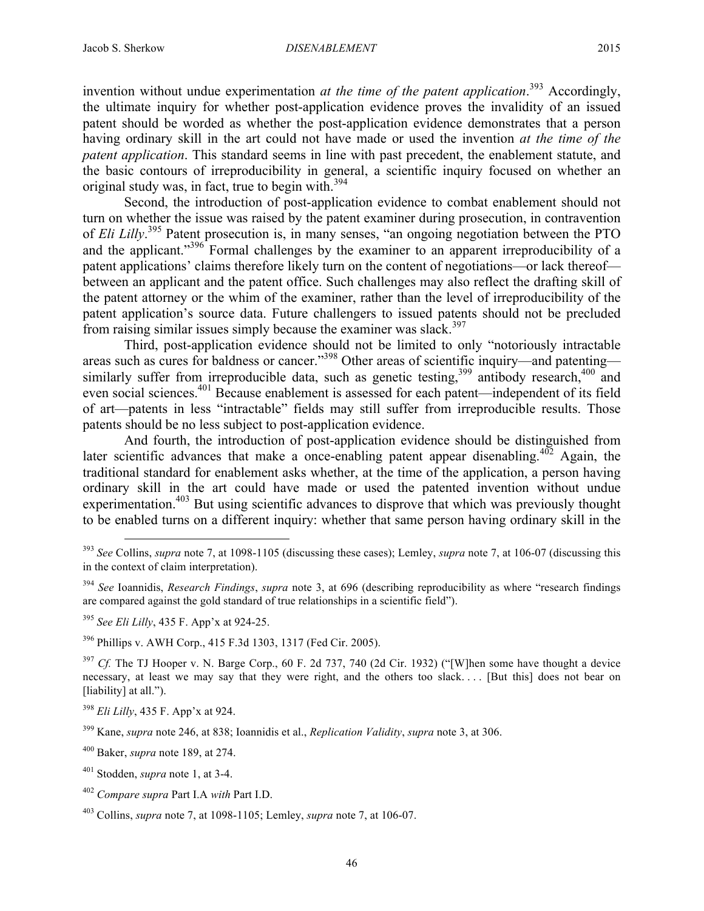invention without undue experimentation *at the time of the patent application*.[393] Accordingly, the ultimate inquiry for whether post-application evidence proves the invalidity of an issued patent should be worded as whether the post-application evidence demonstrates that a person having ordinary skill in the art could not have made or used the invention *at the time of the patent application*. This standard seems in line with past precedent, the enablement statute, and the basic contours of irreproducibility in general, a scientific inquiry focused on whether an original study was, in fact, true to begin with.[394]

Second, the introduction of post-application evidence to combat enablement should not turn on whether the issue was raised by the patent examiner during prosecution, in contravention of *Eli Lilly*.[395] Patent prosecution is, in many senses, "an ongoing negotiation between the PTO and the applicant."[396] Formal challenges by the examiner to an apparent irreproducibility of a patent applications' claims therefore likely turn on the content of negotiations—or lack thereof—between an applicant and the patent office. Such challenges may also reflect the drafting skill of the patent attorney or the whim of the examiner, rather than the level of irreproducibility of the patent application's source data. Future challengers to issued patents should not be precluded from raising similar issues simply because the examiner was slack.[397]

Third, post-application evidence should not be limited to only "notoriously intractable areas such as cures for baldness or cancer."[398] Other areas of scientific inquiry—and patenting—similarly suffer from irreproducible data, such as genetic testing,[399] antibody research,[400] and even social sciences.[401] Because enablement is assessed for each patent—independent of its field of art—patents in less "intractable" fields may still suffer from irreproducible results. Those patents should be no less subject to post-application evidence.

And fourth, the introduction of post-application evidence should be distinguished from later scientific advances that make a once-enabling patent appear disenabling.[402] Again, the traditional standard for enablement asks whether, at the time of the application, a person having ordinary skill in the art could have made or used the patented invention without undue experimentation.[403] But using scientific advances to disprove that which was previously thought to be enabled turns on a different inquiry: whether that same person having ordinary skill in the

---

[393] *See* Collins, *supra* note 7, at 1098-1105 (discussing these cases); Lemley, *supra* note 7, at 106-07 (discussing this in the context of claim interpretation).

[394] *See* Ioannidis, *Research Findings*, *supra* note 3, at 696 (describing reproducibility as where "research findings are compared against the gold standard of true relationships in a scientific field").

[395] *See Eli Lilly*, 435 F. App'x at 924-25.

[396] Phillips v. AWH Corp., 415 F.3d 1303, 1317 (Fed Cir. 2005).

[397] *Cf.* The TJ Hooper v. N. Barge Corp., 60 F. 2d 737, 740 (2d Cir. 1932) ("[W]hen some have thought a device necessary, at least we may say that they were right, and the others too slack. . . . [But this] does not bear on [liability] at all.").

[398] *Eli Lilly*, 435 F. App'x at 924.

[399] Kane, *supra* note 246, at 838; Ioannidis et al., *Replication Validity*, *supra* note 3, at 306.

[400] Baker, *supra* note 189, at 274.

[401] Stodden, *supra* note 1, at 3-4.

[402] *Compare supra* Part I.A *with* Part I.D.

[403] Collins, *supra* note 7, at 1098-1105; Lemley, *supra* note 7, at 106-07.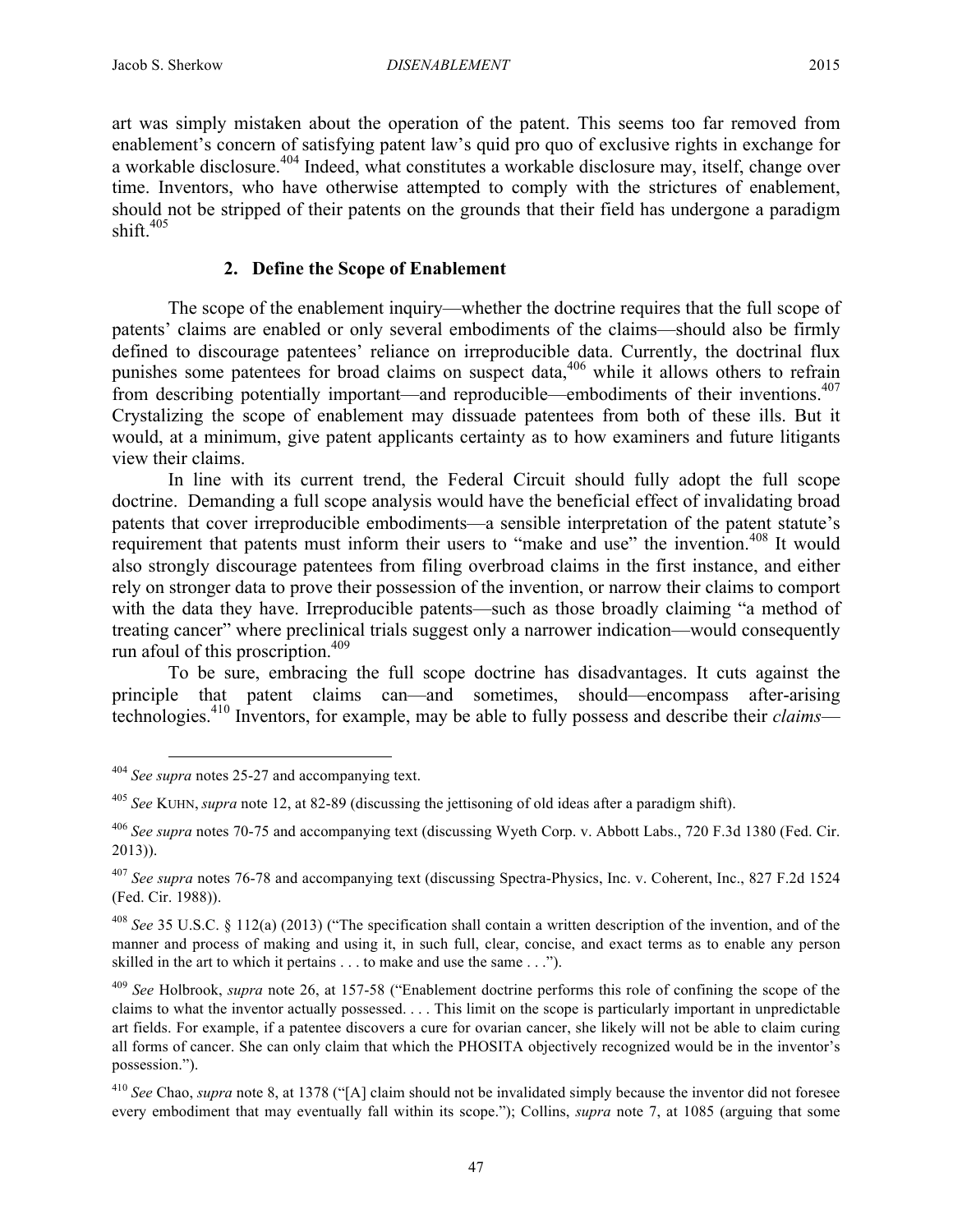art was simply mistaken about the operation of the patent. This seems too far removed from enablement's concern of satisfying patent law's quid pro quo of exclusive rights in exchange for a workable disclosure.[404] Indeed, what constitutes a workable disclosure may, itself, change over time. Inventors, who have otherwise attempted to comply with the strictures of enablement, should not be stripped of their patents on the grounds that their field has undergone a paradigm shift.[405]

### 2. Define the Scope of Enablement

The scope of the enablement inquiry—whether the doctrine requires that the full scope of patents' claims are enabled or only several embodiments of the claims—should also be firmly defined to discourage patentees' reliance on irreproducible data. Currently, the doctrinal flux punishes some patentees for broad claims on suspect data,[406] while it allows others to refrain from describing potentially important—and reproducible—embodiments of their inventions.[407] Crystalizing the scope of enablement may dissuade patentees from both of these ills. But it would, at a minimum, give patent applicants certainty as to how examiners and future litigants view their claims.

In line with its current trend, the Federal Circuit should fully adopt the full scope doctrine. Demanding a full scope analysis would have the beneficial effect of invalidating broad patents that cover irreproducible embodiments—a sensible interpretation of the patent statute's requirement that patents must inform their users to "make and use" the invention.[408] It would also strongly discourage patentees from filing overbroad claims in the first instance, and either rely on stronger data to prove their possession of the invention, or narrow their claims to comport with the data they have. Irreproducible patents—such as those broadly claiming "a method of treating cancer" where preclinical trials suggest only a narrower indication—would consequently run afoul of this proscription.[409]

To be sure, embracing the full scope doctrine has disadvantages. It cuts against the principle that patent claims can—and sometimes, should—encompass after-arising technologies.[410] Inventors, for example, may be able to fully possess and describe their *claims*—

---

[404] *See supra* notes 25-27 and accompanying text.

[405] *See* KUHN, *supra* note 12, at 82-89 (discussing the jettisoning of old ideas after a paradigm shift).

[406] *See supra* notes 70-75 and accompanying text (discussing Wyeth Corp. v. Abbott Labs., 720 F.3d 1380 (Fed. Cir. 2013)).

[407] *See supra* notes 76-78 and accompanying text (discussing Spectra-Physics, Inc. v. Coherent, Inc., 827 F.2d 1524 (Fed. Cir. 1988)).

[408] *See* 35 U.S.C. § 112(a) (2013) ("The specification shall contain a written description of the invention, and of the manner and process of making and using it, in such full, clear, concise, and exact terms as to enable any person skilled in the art to which it pertains . . . to make and use the same . . .").

[409] *See* Holbrook, *supra* note 26, at 157-58 ("Enablement doctrine performs this role of confining the scope of the claims to what the inventor actually possessed. . . . This limit on the scope is particularly important in unpredictable art fields. For example, if a patentee discovers a cure for ovarian cancer, she likely will not be able to claim curing all forms of cancer. She can only claim that which the PHOSITA objectively recognized would be in the inventor's possession.").

[410] *See* Chao, *supra* note 8, at 1378 ("[A] claim should not be invalidated simply because the inventor did not foresee every embodiment that may eventually fall within its scope."); Collins, *supra* note 7, at 1085 (arguing that some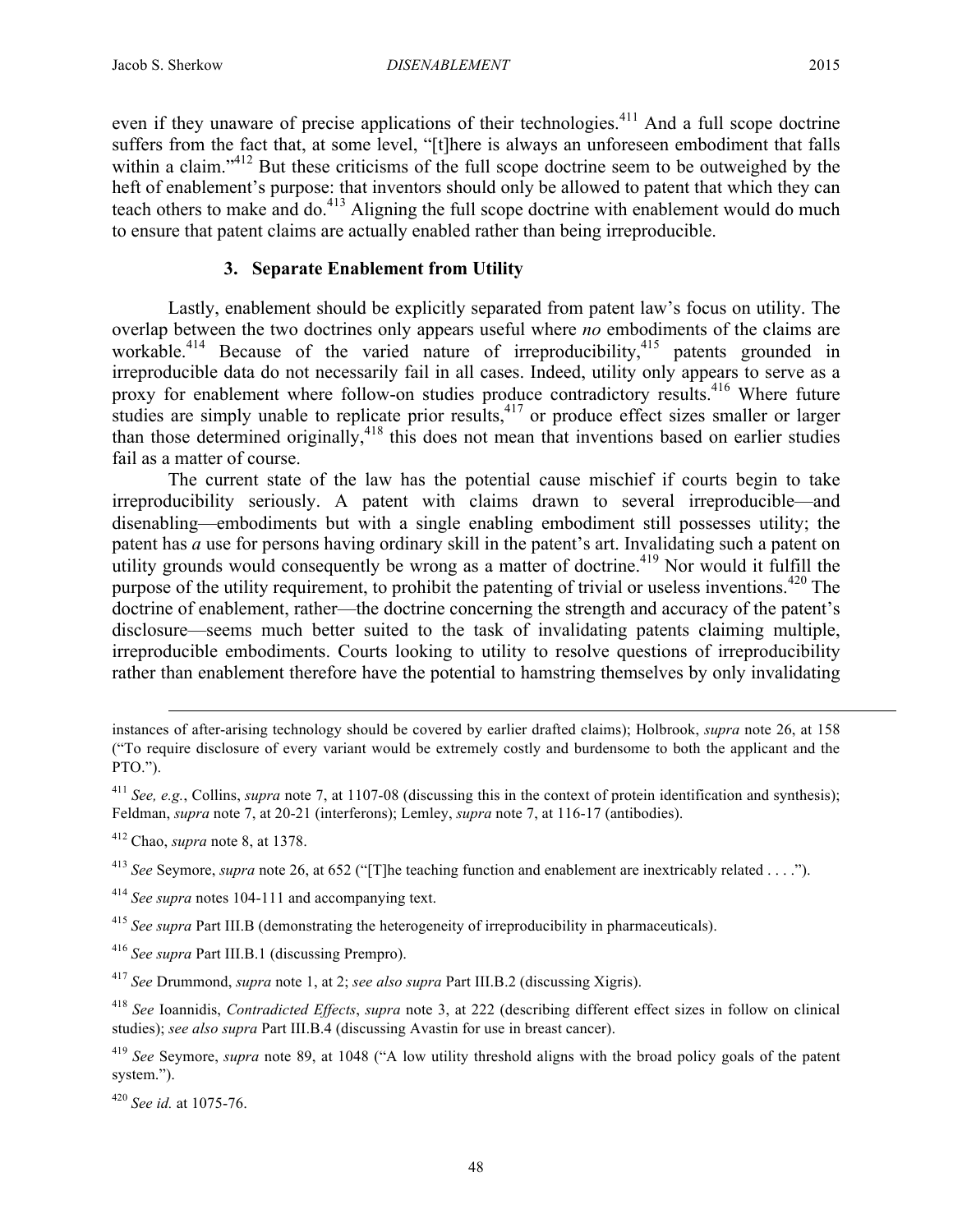even if they unaware of precise applications of their technologies.[411] And a full scope doctrine suffers from the fact that, at some level, "[t]here is always an unforeseen embodiment that falls within a claim."[412] But these criticisms of the full scope doctrine seem to be outweighed by the heft of enablement's purpose: that inventors should only be allowed to patent that which they can teach others to make and do.[413] Aligning the full scope doctrine with enablement would do much to ensure that patent claims are actually enabled rather than being irreproducible.

### 3. Separate Enablement from Utility

Lastly, enablement should be explicitly separated from patent law's focus on utility. The overlap between the two doctrines only appears useful where *no* embodiments of the claims are workable.[414] Because of the varied nature of irreproducibility,[415] patents grounded in irreproducible data do not necessarily fail in all cases. Indeed, utility only appears to serve as a proxy for enablement where follow-on studies produce contradictory results.[416] Where future studies are simply unable to replicate prior results,[417] or produce effect sizes smaller or larger than those determined originally,[418] this does not mean that inventions based on earlier studies fail as a matter of course.

The current state of the law has the potential cause mischief if courts begin to take irreproducibility seriously. A patent with claims drawn to several irreproducible—and disenabling—embodiments but with a single enabling embodiment still possesses utility; the patent has *a* use for persons having ordinary skill in the patent's art. Invalidating such a patent on utility grounds would consequently be wrong as a matter of doctrine.[419] Nor would it fulfill the purpose of the utility requirement, to prohibit the patenting of trivial or useless inventions.[420] The doctrine of enablement, rather—the doctrine concerning the strength and accuracy of the patent's disclosure—seems much better suited to the task of invalidating patents claiming multiple, irreproducible embodiments. Courts looking to utility to resolve questions of irreproducibility rather than enablement therefore have the potential to hamstring themselves by only invalidating

---

instances of after-arising technology should be covered by earlier drafted claims); Holbrook, *supra* note 26, at 158 ("To require disclosure of every variant would be extremely costly and burdensome to both the applicant and the PTO.").

[411] *See, e.g.*, Collins, *supra* note 7, at 1107-08 (discussing this in the context of protein identification and synthesis); Feldman, *supra* note 7, at 20-21 (interferons); Lemley, *supra* note 7, at 116-17 (antibodies).

[412] Chao, *supra* note 8, at 1378.

[413] *See* Seymore, *supra* note 26, at 652 ("[T]he teaching function and enablement are inextricably related . . . .").

[414] *See supra* notes 104-111 and accompanying text.

[415] *See supra* Part III.B (demonstrating the heterogeneity of irreproducibility in pharmaceuticals).

[416] *See supra* Part III.B.1 (discussing Prempro).

[417] *See* Drummond, *supra* note 1, at 2; *see also supra* Part III.B.2 (discussing Xigris).

[418] *See* Ioannidis, *Contradicted Effects*, *supra* note 3, at 222 (describing different effect sizes in follow on clinical studies); *see also supra* Part III.B.4 (discussing Avastin for use in breast cancer).

[419] *See* Seymore, *supra* note 89, at 1048 ("A low utility threshold aligns with the broad policy goals of the patent system.").

[420] *See id.* at 1075-76.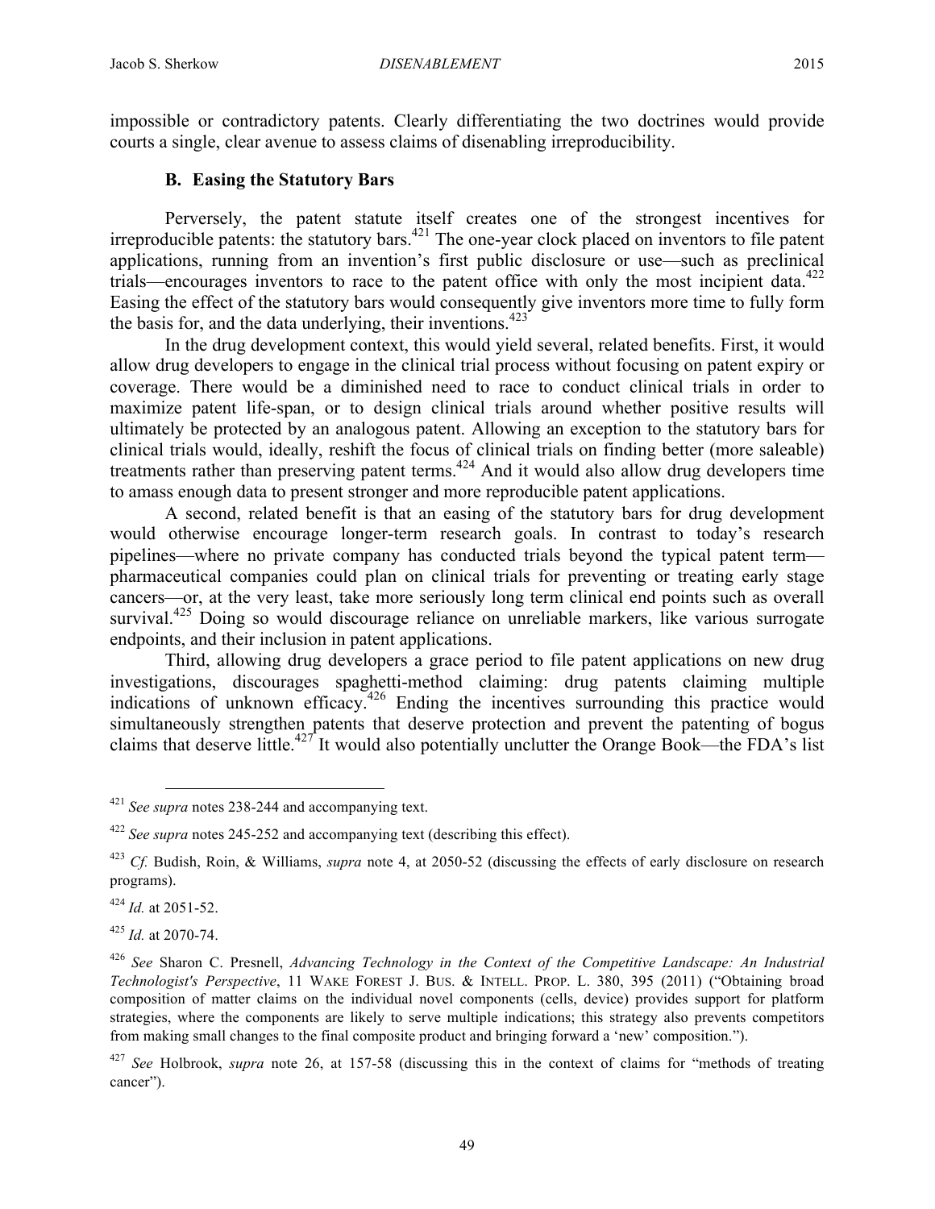impossible or contradictory patents. Clearly differentiating the two doctrines would provide courts a single, clear avenue to assess claims of disenabling irreproducibility.

### B. Easing the Statutory Bars

Perversely, the patent statute itself creates one of the strongest incentives for irreproducible patents: the statutory bars.[421] The one-year clock placed on inventors to file patent applications, running from an invention's first public disclosure or use—such as preclinical trials—encourages inventors to race to the patent office with only the most incipient data.[422] Easing the effect of the statutory bars would consequently give inventors more time to fully form the basis for, and the data underlying, their inventions.[423]

In the drug development context, this would yield several, related benefits. First, it would allow drug developers to engage in the clinical trial process without focusing on patent expiry or coverage. There would be a diminished need to race to conduct clinical trials in order to maximize patent life-span, or to design clinical trials around whether positive results will ultimately be protected by an analogous patent. Allowing an exception to the statutory bars for clinical trials would, ideally, reshift the focus of clinical trials on finding better (more saleable) treatments rather than preserving patent terms.[424] And it would also allow drug developers time to amass enough data to present stronger and more reproducible patent applications.

A second, related benefit is that an easing of the statutory bars for drug development would otherwise encourage longer-term research goals. In contrast to today's research pipelines—where no private company has conducted trials beyond the typical patent term—pharmaceutical companies could plan on clinical trials for preventing or treating early stage cancers—or, at the very least, take more seriously long term clinical end points such as overall survival.[425] Doing so would discourage reliance on unreliable markers, like various surrogate endpoints, and their inclusion in patent applications.

Third, allowing drug developers a grace period to file patent applications on new drug investigations, discourages spaghetti-method claiming: drug patents claiming multiple indications of unknown efficacy.[426] Ending the incentives surrounding this practice would simultaneously strengthen patents that deserve protection and prevent the patenting of bogus claims that deserve little.[427] It would also potentially unclutter the Orange Book—the FDA's list

---

[421] *See supra* notes 238-244 and accompanying text.

[422] *See supra* notes 245-252 and accompanying text (describing this effect).

[423] *Cf.* Budish, Roin, & Williams, *supra* note 4, at 2050-52 (discussing the effects of early disclosure on research programs).

[424] *Id.* at 2051-52.

[425] *Id.* at 2070-74.

[426] *See* Sharon C. Presnell, *Advancing Technology in the Context of the Competitive Landscape: An Industrial Technologist's Perspective*, 11 WAKE FOREST J. BUS. & INTELL. PROP. L. 380, 395 (2011) ("Obtaining broad composition of matter claims on the individual novel components (cells, device) provides support for platform strategies, where the components are likely to serve multiple indications; this strategy also prevents competitors from making small changes to the final composite product and bringing forward a 'new' composition.").

[427] *See* Holbrook, *supra* note 26, at 157-58 (discussing this in the context of claims for "methods of treating cancer").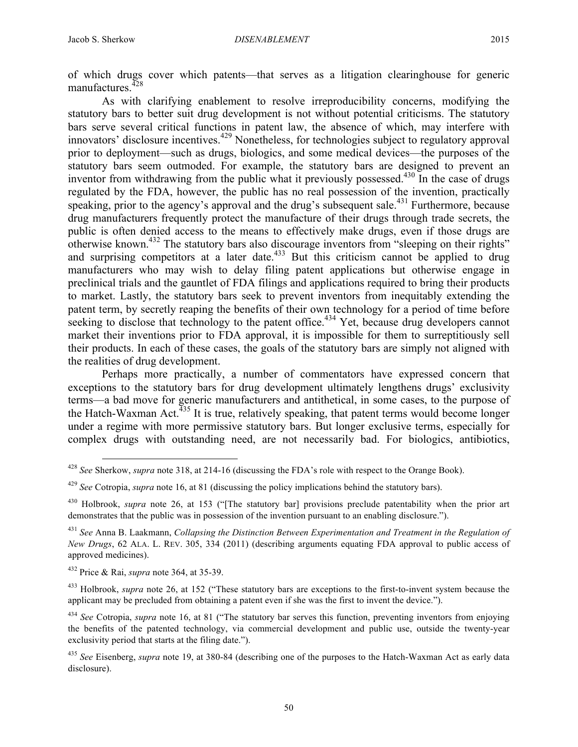of which drugs cover which patents—that serves as a litigation clearinghouse for generic manufactures.[428]

As with clarifying enablement to resolve irreproducibility concerns, modifying the statutory bars to better suit drug development is not without potential criticisms. The statutory bars serve several critical functions in patent law, the absence of which, may interfere with innovators' disclosure incentives.[429] Nonetheless, for technologies subject to regulatory approval prior to deployment—such as drugs, biologics, and some medical devices—the purposes of the statutory bars seem outmoded. For example, the statutory bars are designed to prevent an inventor from withdrawing from the public what it previously possessed.[430] In the case of drugs regulated by the FDA, however, the public has no real possession of the invention, practically speaking, prior to the agency's approval and the drug's subsequent sale.[431] Furthermore, because drug manufacturers frequently protect the manufacture of their drugs through trade secrets, the public is often denied access to the means to effectively make drugs, even if those drugs are otherwise known.[432] The statutory bars also discourage inventors from "sleeping on their rights" and surprising competitors at a later date.[433] But this criticism cannot be applied to drug manufacturers who may wish to delay filing patent applications but otherwise engage in preclinical trials and the gauntlet of FDA filings and applications required to bring their products to market. Lastly, the statutory bars seek to prevent inventors from inequitably extending the patent term, by secretly reaping the benefits of their own technology for a period of time before seeking to disclose that technology to the patent office.[434] Yet, because drug developers cannot market their inventions prior to FDA approval, it is impossible for them to surreptitiously sell their products. In each of these cases, the goals of the statutory bars are simply not aligned with the realities of drug development.

Perhaps more practically, a number of commentators have expressed concern that exceptions to the statutory bars for drug development ultimately lengthens drugs' exclusivity terms—a bad move for generic manufacturers and antithetical, in some cases, to the purpose of the Hatch-Waxman Act.[435] It is true, relatively speaking, that patent terms would become longer under a regime with more permissive statutory bars. But longer exclusive terms, especially for complex drugs with outstanding need, are not necessarily bad. For biologics, antibiotics,

---

[428] *See* Sherkow, *supra* note 318, at 214-16 (discussing the FDA's role with respect to the Orange Book).

[429] *See* Cotropia, *supra* note 16, at 81 (discussing the policy implications behind the statutory bars).

[430] Holbrook, *supra* note 26, at 153 ("[The statutory bar] provisions preclude patentability when the prior art demonstrates that the public was in possession of the invention pursuant to an enabling disclosure.").

[431] *See* Anna B. Laakmann, *Collapsing the Distinction Between Experimentation and Treatment in the Regulation of New Drugs*, 62 ALA. L. REV. 305, 334 (2011) (describing arguments equating FDA approval to public access of approved medicines).

[432] Price & Rai, *supra* note 364, at 35-39.

[433] Holbrook, *supra* note 26, at 152 ("These statutory bars are exceptions to the first-to-invent system because the applicant may be precluded from obtaining a patent even if she was the first to invent the device.").

[434] *See* Cotropia, *supra* note 16, at 81 ("The statutory bar serves this function, preventing inventors from enjoying the benefits of the patented technology, via commercial development and public use, outside the twenty-year exclusivity period that starts at the filing date.").

[435] *See* Eisenberg, *supra* note 19, at 380-84 (describing one of the purposes to the Hatch-Waxman Act as early data disclosure).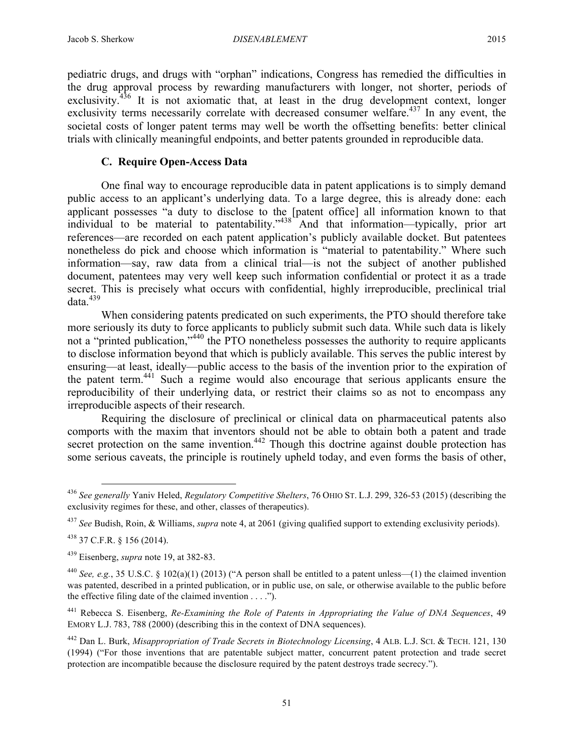pediatric drugs, and drugs with "orphan" indications, Congress has remedied the difficulties in the drug approval process by rewarding manufacturers with longer, not shorter, periods of exclusivity.[436] It is not axiomatic that, at least in the drug development context, longer exclusivity terms necessarily correlate with decreased consumer welfare.[437] In any event, the societal costs of longer patent terms may well be worth the offsetting benefits: better clinical trials with clinically meaningful endpoints, and better patents grounded in reproducible data.

### C. Require Open-Access Data

One final way to encourage reproducible data in patent applications is to simply demand public access to an applicant's underlying data. To a large degree, this is already done: each applicant possesses "a duty to disclose to the [patent office] all information known to that individual to be material to patentability."[438] And that information—typically, prior art references—are recorded on each patent application's publicly available docket. But patentees nonetheless do pick and choose which information is "material to patentability." Where such information—say, raw data from a clinical trial—is not the subject of another published document, patentees may very well keep such information confidential or protect it as a trade secret. This is precisely what occurs with confidential, highly irreproducible, preclinical trial data.[439]

When considering patents predicated on such experiments, the PTO should therefore take more seriously its duty to force applicants to publicly submit such data. While such data is likely not a "printed publication,"[440] the PTO nonetheless possesses the authority to require applicants to disclose information beyond that which is publicly available. This serves the public interest by ensuring—at least, ideally—public access to the basis of the invention prior to the expiration of the patent term.[441] Such a regime would also encourage that serious applicants ensure the reproducibility of their underlying data, or restrict their claims so as not to encompass any irreproducible aspects of their research.

Requiring the disclosure of preclinical or clinical data on pharmaceutical patents also comports with the maxim that inventors should not be able to obtain both a patent and trade secret protection on the same invention.[442] Though this doctrine against double protection has some serious caveats, the principle is routinely upheld today, and even forms the basis of other,

---

[436] *See generally* Yaniv Heled, *Regulatory Competitive Shelters*, 76 OHIO ST. L.J. 299, 326-53 (2015) (describing the exclusivity regimes for these, and other, classes of therapeutics).

[437] *See* Budish, Roin, & Williams, *supra* note 4, at 2061 (giving qualified support to extending exclusivity periods).

[438] 37 C.F.R. § 156 (2014).

[439] Eisenberg, *supra* note 19, at 382-83.

[440] *See, e.g.*, 35 U.S.C. § 102(a)(1) (2013) ("A person shall be entitled to a patent unless—(1) the claimed invention was patented, described in a printed publication, or in public use, on sale, or otherwise available to the public before the effective filing date of the claimed invention . . . .").

[441] Rebecca S. Eisenberg, *Re-Examining the Role of Patents in Appropriating the Value of DNA Sequences*, 49 EMORY L.J. 783, 788 (2000) (describing this in the context of DNA sequences).

[442] Dan L. Burk, *Misappropriation of Trade Secrets in Biotechnology Licensing*, 4 ALB. L.J. SCI. & TECH. 121, 130 (1994) ("For those inventions that are patentable subject matter, concurrent patent protection and trade secret protection are incompatible because the disclosure required by the patent destroys trade secrecy.").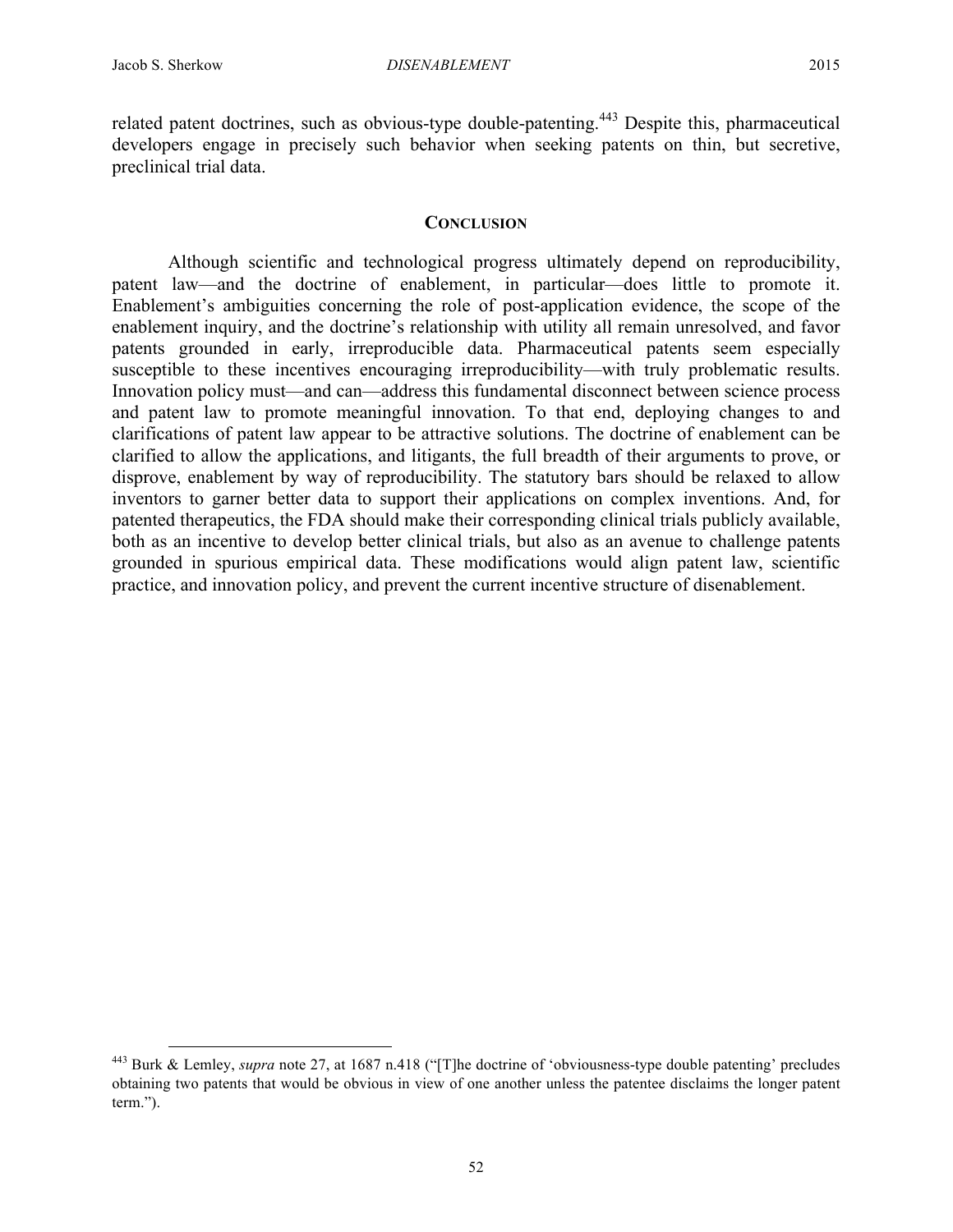related patent doctrines, such as obvious-type double-patenting.[443] Despite this, pharmaceutical developers engage in precisely such behavior when seeking patents on thin, but secretive, preclinical trial data.

## CONCLUSION

Although scientific and technological progress ultimately depend on reproducibility, patent law—and the doctrine of enablement, in particular—does little to promote it. Enablement's ambiguities concerning the role of post-application evidence, the scope of the enablement inquiry, and the doctrine's relationship with utility all remain unresolved, and favor patents grounded in early, irreproducible data. Pharmaceutical patents seem especially susceptible to these incentives encouraging irreproducibility—with truly problematic results. Innovation policy must—and can—address this fundamental disconnect between science process and patent law to promote meaningful innovation. To that end, deploying changes to and clarifications of patent law appear to be attractive solutions. The doctrine of enablement can be clarified to allow the applications, and litigants, the full breadth of their arguments to prove, or disprove, enablement by way of reproducibility. The statutory bars should be relaxed to allow inventors to garner better data to support their applications on complex inventions. And, for patented therapeutics, the FDA should make their corresponding clinical trials publicly available, both as an incentive to develop better clinical trials, but also as an avenue to challenge patents grounded in spurious empirical data. These modifications would align patent law, scientific practice, and innovation policy, and prevent the current incentive structure of disenablement.

---

[443] Burk & Lemley, *supra* note 27, at 1687 n.418 ("[T]he doctrine of 'obviousness-type double patenting' precludes obtaining two patents that would be obvious in view of one another unless the patentee disclaims the longer patent term.").